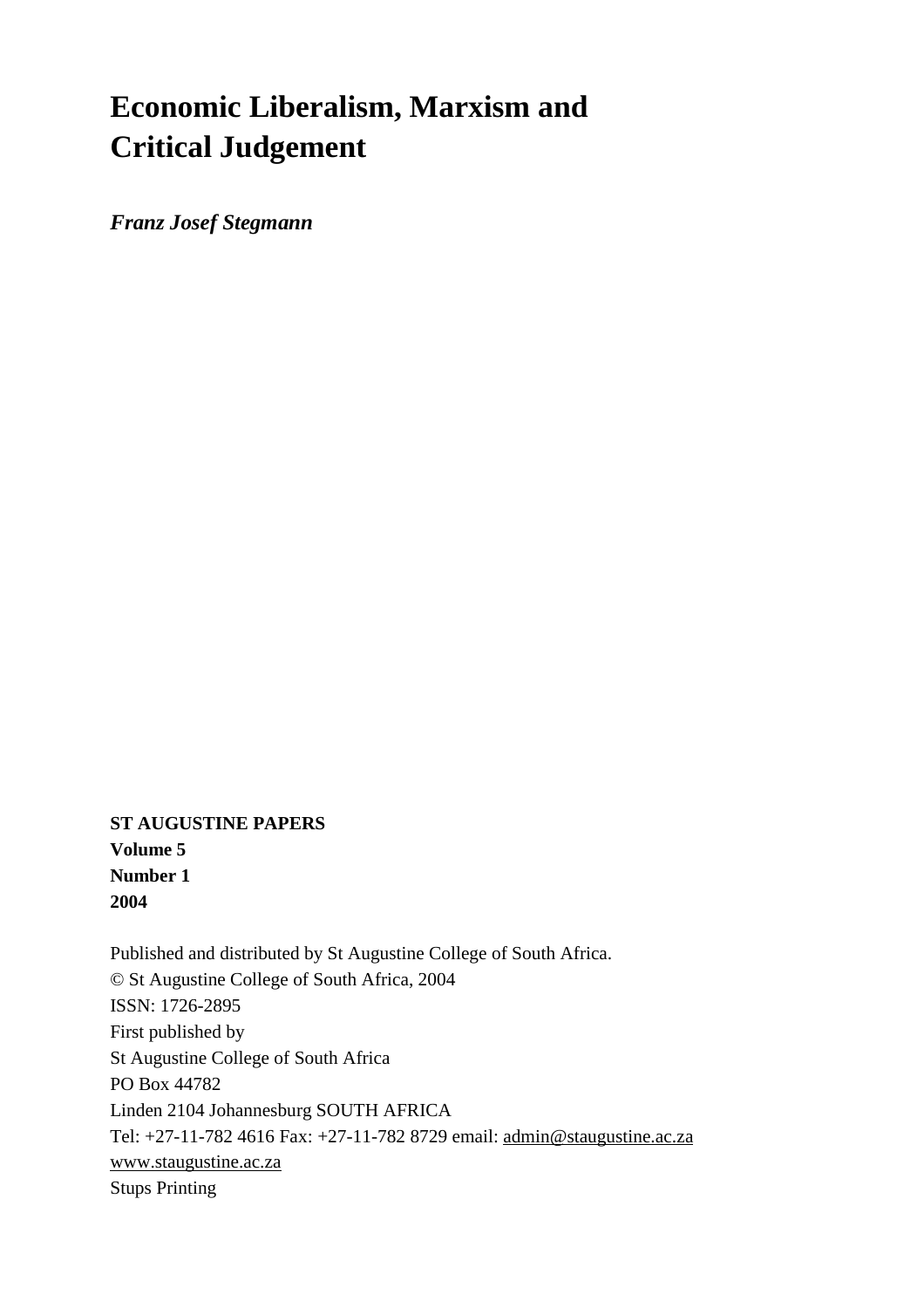# Economic Liberalism, Marxism and Critical Judgement

***Franz Josef Stegmann***

**ST AUGUSTINE PAPERS**
**Volume 5**
**Number 1**
**2004**

Published and distributed by St Augustine College of South Africa.
© St Augustine College of South Africa, 2004
ISSN: 1726-2895
First published by
St Augustine College of South Africa
PO Box 44782
Linden 2104 Johannesburg SOUTH AFRICA
Tel: +27-11-782 4616 Fax: +27-11-782 8729 email: admin@staugustine.ac.za
www.staugustine.ac.za
Stups Printing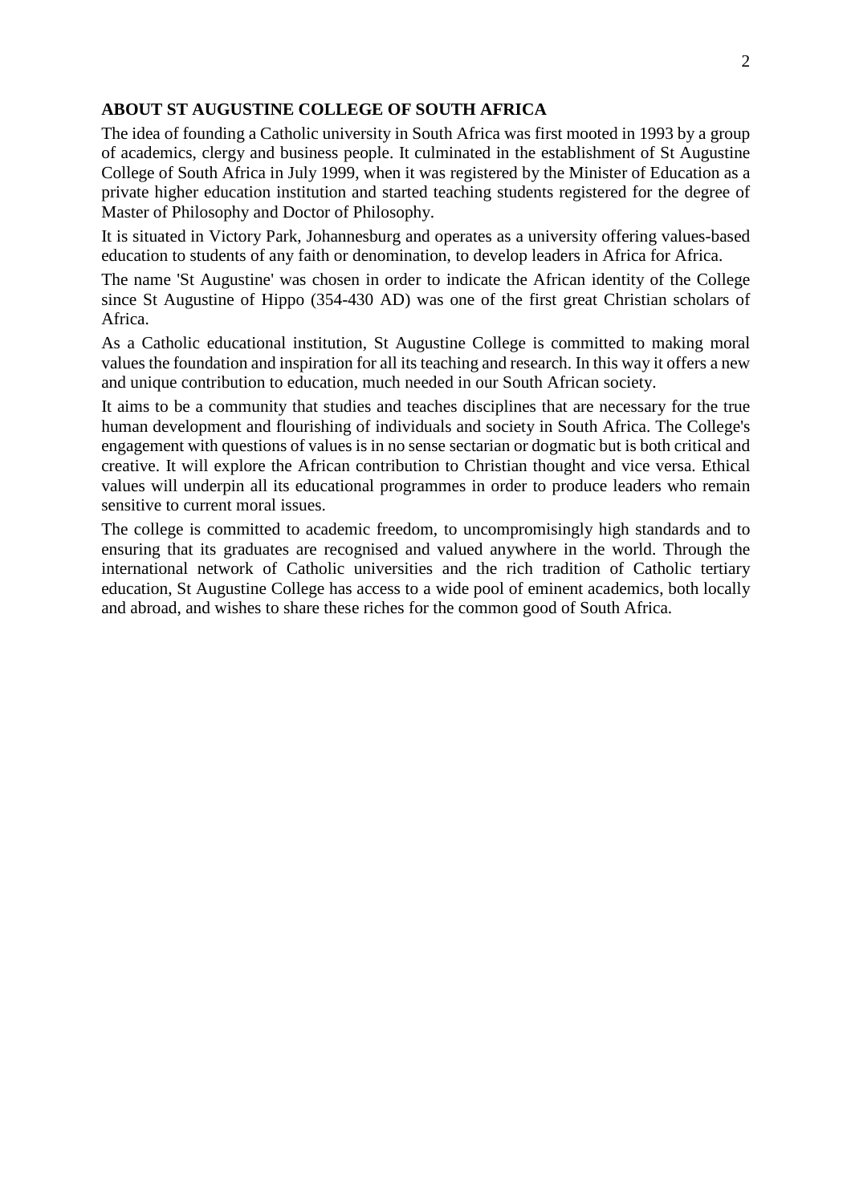## ABOUT ST AUGUSTINE COLLEGE OF SOUTH AFRICA

The idea of founding a Catholic university in South Africa was first mooted in 1993 by a group of academics, clergy and business people. It culminated in the establishment of St Augustine College of South Africa in July 1999, when it was registered by the Minister of Education as a private higher education institution and started teaching students registered for the degree of Master of Philosophy and Doctor of Philosophy.

It is situated in Victory Park, Johannesburg and operates as a university offering values-based education to students of any faith or denomination, to develop leaders in Africa for Africa.

The name 'St Augustine' was chosen in order to indicate the African identity of the College since St Augustine of Hippo (354-430 AD) was one of the first great Christian scholars of Africa.

As a Catholic educational institution, St Augustine College is committed to making moral values the foundation and inspiration for all its teaching and research. In this way it offers a new and unique contribution to education, much needed in our South African society.

It aims to be a community that studies and teaches disciplines that are necessary for the true human development and flourishing of individuals and society in South Africa. The College's engagement with questions of values is in no sense sectarian or dogmatic but is both critical and creative. It will explore the African contribution to Christian thought and vice versa. Ethical values will underpin all its educational programmes in order to produce leaders who remain sensitive to current moral issues.

The college is committed to academic freedom, to uncompromisingly high standards and to ensuring that its graduates are recognised and valued anywhere in the world. Through the international network of Catholic universities and the rich tradition of Catholic tertiary education, St Augustine College has access to a wide pool of eminent academics, both locally and abroad, and wishes to share these riches for the common good of South Africa.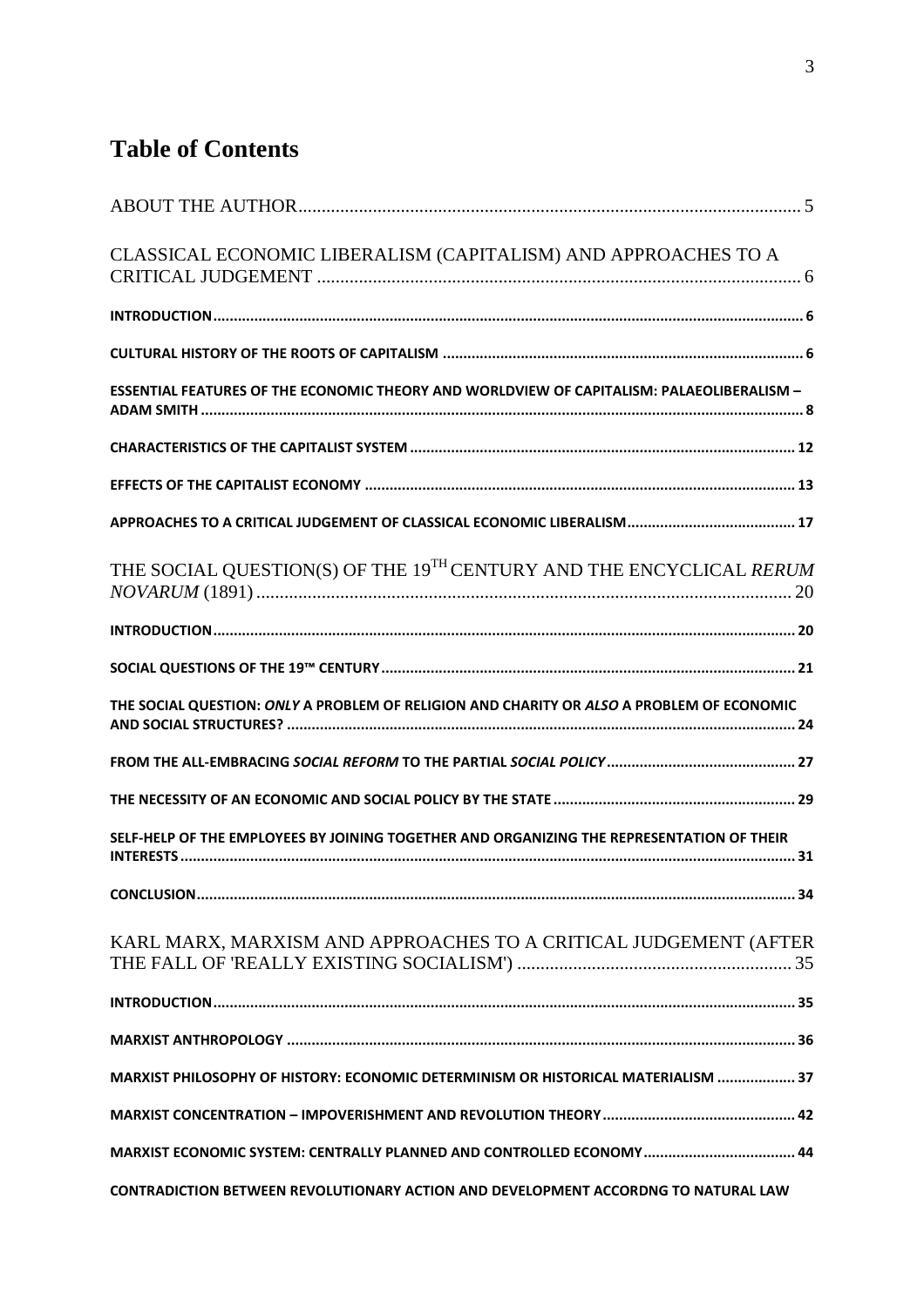# Table of Contents

ABOUT THE AUTHOR ........ 5

CLASSICAL ECONOMIC LIBERALISM (CAPITALISM) AND APPROACHES TO A CRITICAL JUDGEMENT ........ 6

**INTRODUCTION** ........ 6

**CULTURAL HISTORY OF THE ROOTS OF CAPITALISM** ........ 6

**ESSENTIAL FEATURES OF THE ECONOMIC THEORY AND WORLDVIEW OF CAPITALISM: PALAEOLIBERALISM – ADAM SMITH** ........ 8

**CHARACTERISTICS OF THE CAPITALIST SYSTEM** ........ 12

**EFFECTS OF THE CAPITALIST ECONOMY** ........ 13

**APPROACHES TO A CRITICAL JUDGEMENT OF CLASSICAL ECONOMIC LIBERALISM** ........ 17

THE SOCIAL QUESTION(S) OF THE 19TH CENTURY AND THE ENCYCLICAL *RERUM NOVARUM* (1891) ........ 20

**INTRODUCTION** ........ 20

**SOCIAL QUESTIONS OF THE 19™ CENTURY** ........ 21

**THE SOCIAL QUESTION: *ONLY* A PROBLEM OF RELIGION AND CHARITY OR *ALSO* A PROBLEM OF ECONOMIC AND SOCIAL STRUCTURES?** ........ 24

**FROM THE ALL-EMBRACING *SOCIAL REFORM* TO THE PARTIAL *SOCIAL POLICY*** ........ 27

**THE NECESSITY OF AN ECONOMIC AND SOCIAL POLICY BY THE STATE** ........ 29

**SELF-HELP OF THE EMPLOYEES BY JOINING TOGETHER AND ORGANIZING THE REPRESENTATION OF THEIR INTERESTS** ........ 31

**CONCLUSION** ........ 34

KARL MARX, MARXISM AND APPROACHES TO A CRITICAL JUDGEMENT (AFTER THE FALL OF 'REALLY EXISTING SOCIALISM') ........ 35

**INTRODUCTION** ........ 35

**MARXIST ANTHROPOLOGY** ........ 36

**MARXIST PHILOSOPHY OF HISTORY: ECONOMIC DETERMINISM OR HISTORICAL MATERIALISM** ........ 37

**MARXIST CONCENTRATION – IMPOVERISHMENT AND REVOLUTION THEORY** ........ 42

**MARXIST ECONOMIC SYSTEM: CENTRALLY PLANNED AND CONTROLLED ECONOMY** ........ 44

**CONTRADICTION BETWEEN REVOLUTIONARY ACTION AND DEVELOPMENT ACCORDNG TO NATURAL LAW**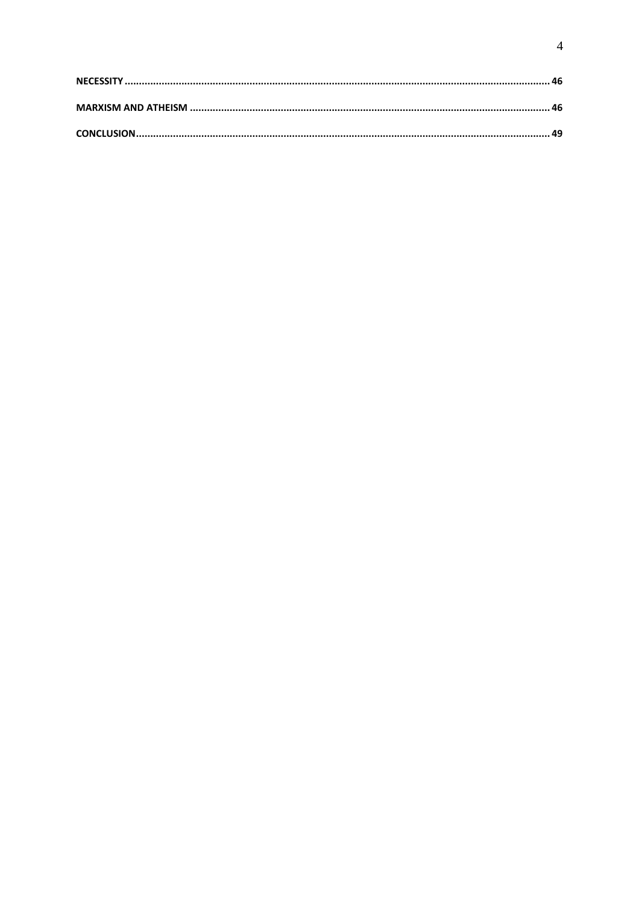**NECESSITY** ........................................................................................................................................... 46

**MARXISM AND ATHEISM** .................................................................................................................... 46

**CONCLUSION** ......................................................................................................................................... 49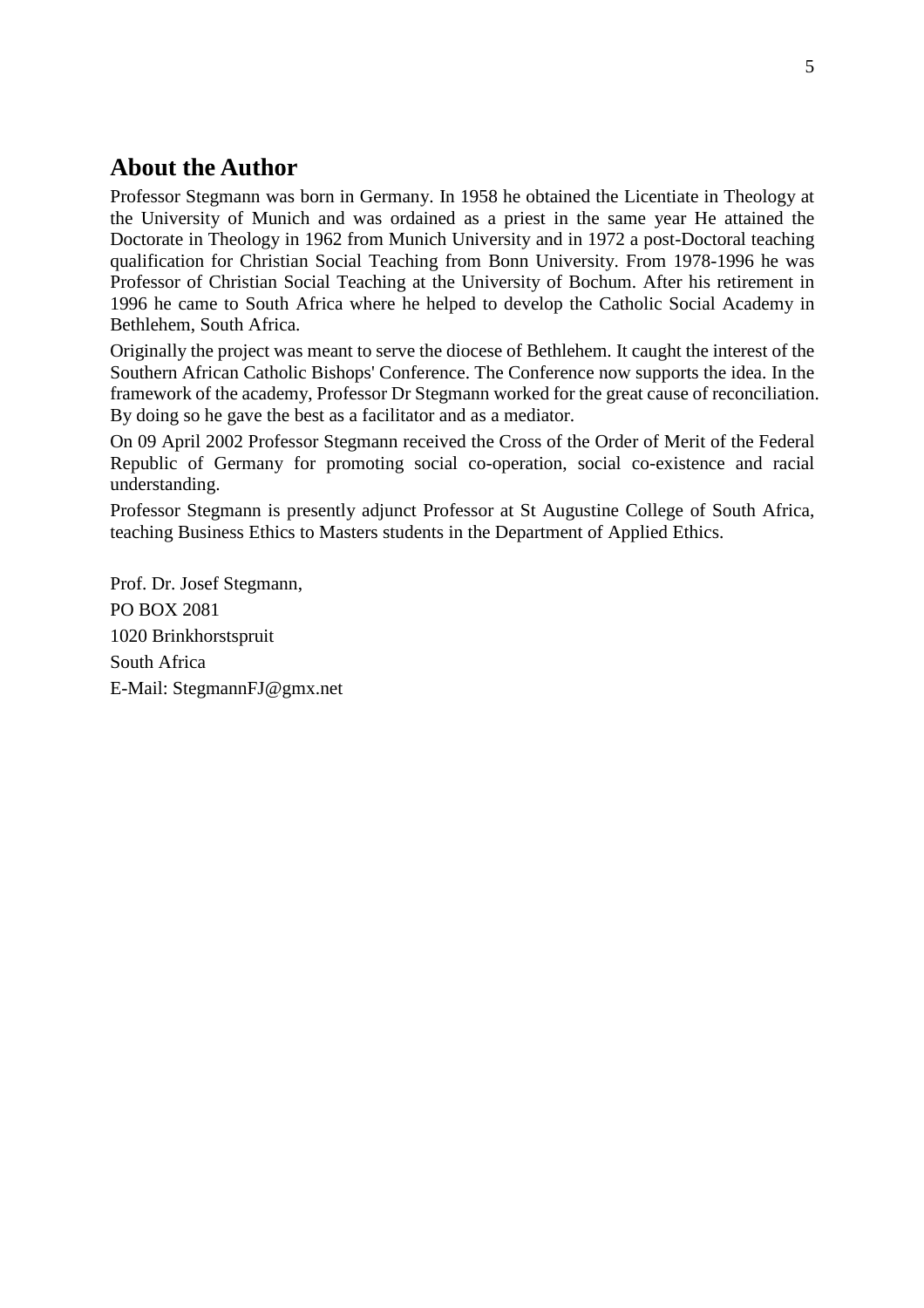## About the Author

Professor Stegmann was born in Germany. In 1958 he obtained the Licentiate in Theology at the University of Munich and was ordained as a priest in the same year He attained the Doctorate in Theology in 1962 from Munich University and in 1972 a post-Doctoral teaching qualification for Christian Social Teaching from Bonn University. From 1978-1996 he was Professor of Christian Social Teaching at the University of Bochum. After his retirement in 1996 he came to South Africa where he helped to develop the Catholic Social Academy in Bethlehem, South Africa.

Originally the project was meant to serve the diocese of Bethlehem. It caught the interest of the Southern African Catholic Bishops' Conference. The Conference now supports the idea. In the framework of the academy, Professor Dr Stegmann worked for the great cause of reconciliation. By doing so he gave the best as a facilitator and as a mediator.

On 09 April 2002 Professor Stegmann received the Cross of the Order of Merit of the Federal Republic of Germany for promoting social co-operation, social co-existence and racial understanding.

Professor Stegmann is presently adjunct Professor at St Augustine College of South Africa, teaching Business Ethics to Masters students in the Department of Applied Ethics.

Prof. Dr. Josef Stegmann,
PO BOX 2081
1020 Brinkhorstspruit
South Africa
E-Mail: StegmannFJ@gmx.net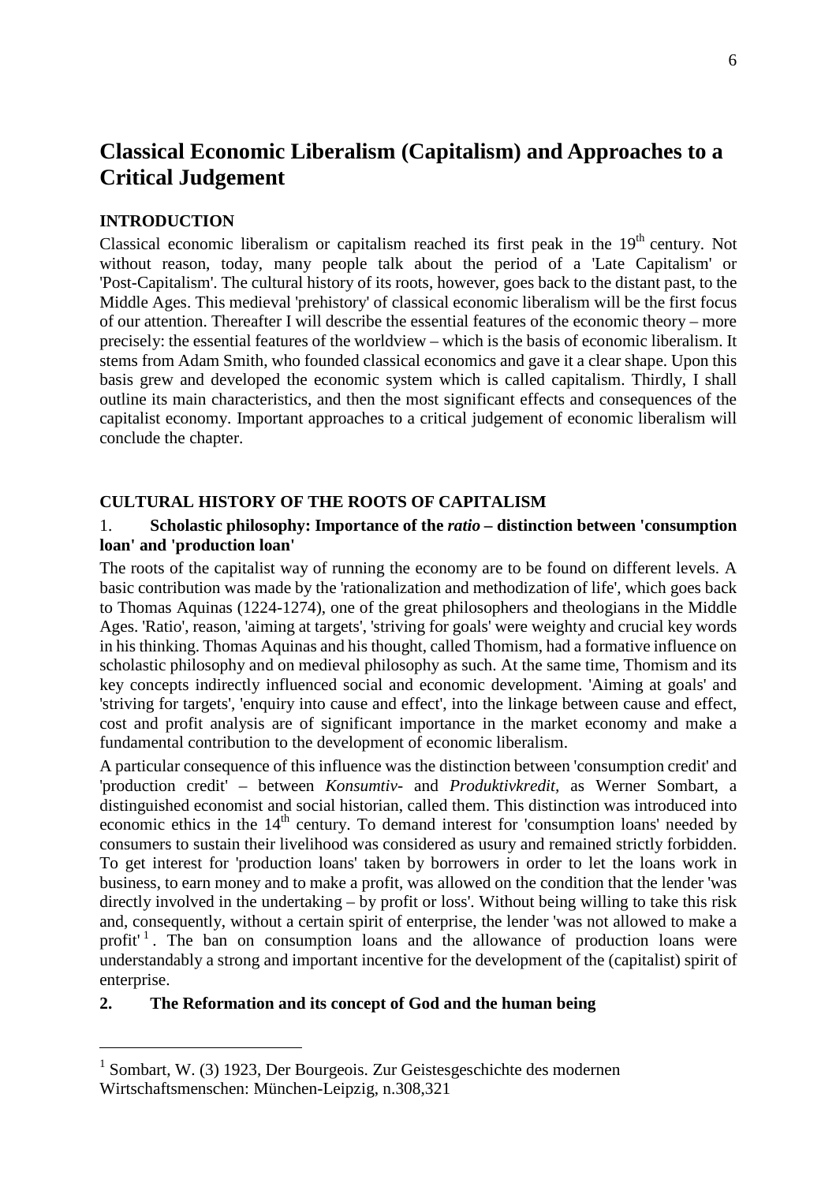# Classical Economic Liberalism (Capitalism) and Approaches to a Critical Judgement

## INTRODUCTION

Classical economic liberalism or capitalism reached its first peak in the 19th century. Not without reason, today, many people talk about the period of a 'Late Capitalism' or 'Post-Capitalism'. The cultural history of its roots, however, goes back to the distant past, to the Middle Ages. This medieval 'prehistory' of classical economic liberalism will be the first focus of our attention. Thereafter I will describe the essential features of the economic theory – more precisely: the essential features of the worldview – which is the basis of economic liberalism. It stems from Adam Smith, who founded classical economics and gave it a clear shape. Upon this basis grew and developed the economic system which is called capitalism. Thirdly, I shall outline its main characteristics, and then the most significant effects and consequences of the capitalist economy. Important approaches to a critical judgement of economic liberalism will conclude the chapter.

## CULTURAL HISTORY OF THE ROOTS OF CAPITALISM

### 1. Scholastic philosophy: Importance of the *ratio* – distinction between 'consumption loan' and 'production loan'

The roots of the capitalist way of running the economy are to be found on different levels. A basic contribution was made by the 'rationalization and methodization of life', which goes back to Thomas Aquinas (1224-1274), one of the great philosophers and theologians in the Middle Ages. 'Ratio', reason, 'aiming at targets', 'striving for goals' were weighty and crucial key words in his thinking. Thomas Aquinas and his thought, called Thomism, had a formative influence on scholastic philosophy and on medieval philosophy as such. At the same time, Thomism and its key concepts indirectly influenced social and economic development. 'Aiming at goals' and 'striving for targets', 'enquiry into cause and effect', into the linkage between cause and effect, cost and profit analysis are of significant importance in the market economy and make a fundamental contribution to the development of economic liberalism.

A particular consequence of this influence was the distinction between 'consumption credit' and 'production credit' – between *Konsumtiv-* and *Produktivkredit*, as Werner Sombart, a distinguished economist and social historian, called them. This distinction was introduced into economic ethics in the 14th century. To demand interest for 'consumption loans' needed by consumers to sustain their livelihood was considered as usury and remained strictly forbidden. To get interest for 'production loans' taken by borrowers in order to let the loans work in business, to earn money and to make a profit, was allowed on the condition that the lender 'was directly involved in the undertaking – by profit or loss'. Without being willing to take this risk and, consequently, without a certain spirit of enterprise, the lender 'was not allowed to make a profit' [1]. The ban on consumption loans and the allowance of production loans were understandably a strong and important incentive for the development of the (capitalist) spirit of enterprise.

### 2. The Reformation and its concept of God and the human being

[1] Sombart, W. (3) 1923, Der Bourgeois. Zur Geistesgeschichte des modernen Wirtschaftsmenschen: München-Leipzig, n.308,321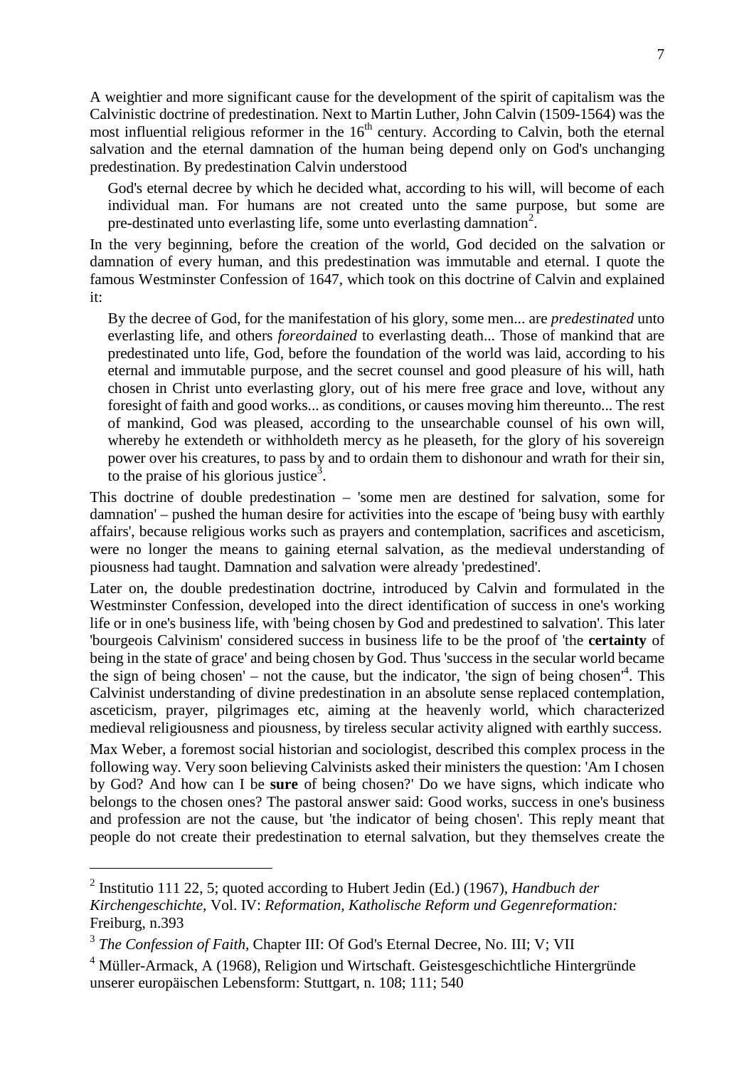A weightier and more significant cause for the development of the spirit of capitalism was the Calvinistic doctrine of predestination. Next to Martin Luther, John Calvin (1509-1564) was the most influential religious reformer in the 16th century. According to Calvin, both the eternal salvation and the eternal damnation of the human being depend only on God's unchanging predestination. By predestination Calvin understood

> God's eternal decree by which he decided what, according to his will, will become of each individual man. For humans are not created unto the same purpose, but some are pre-destinated unto everlasting life, some unto everlasting damnation[2].

In the very beginning, before the creation of the world, God decided on the salvation or damnation of every human, and this predestination was immutable and eternal. I quote the famous Westminster Confession of 1647, which took on this doctrine of Calvin and explained it:

> By the decree of God, for the manifestation of his glory, some men... are *predestinated* unto everlasting life, and others *foreordained* to everlasting death... Those of mankind that are predestinated unto life, God, before the foundation of the world was laid, according to his eternal and immutable purpose, and the secret counsel and good pleasure of his will, hath chosen in Christ unto everlasting glory, out of his mere free grace and love, without any foresight of faith and good works... as conditions, or causes moving him thereunto... The rest of mankind, God was pleased, according to the unsearchable counsel of his own will, whereby he extendeth or withholdeth mercy as he pleaseth, for the glory of his sovereign power over his creatures, to pass by and to ordain them to dishonour and wrath for their sin, to the praise of his glorious justice[3].

This doctrine of double predestination – 'some men are destined for salvation, some for damnation' – pushed the human desire for activities into the escape of 'being busy with earthly affairs', because religious works such as prayers and contemplation, sacrifices and asceticism, were no longer the means to gaining eternal salvation, as the medieval understanding of piousness had taught. Damnation and salvation were already 'predestined'.

Later on, the double predestination doctrine, introduced by Calvin and formulated in the Westminster Confession, developed into the direct identification of success in one's working life or in one's business life, with 'being chosen by God and predestined to salvation'. This later 'bourgeois Calvinism' considered success in business life to be the proof of 'the **certainty** of being in the state of grace' and being chosen by God. Thus 'success in the secular world became the sign of being chosen' – not the cause, but the indicator, 'the sign of being chosen'[4]. This Calvinist understanding of divine predestination in an absolute sense replaced contemplation, asceticism, prayer, pilgrimages etc, aiming at the heavenly world, which characterized medieval religiousness and piousness, by tireless secular activity aligned with earthly success.

Max Weber, a foremost social historian and sociologist, described this complex process in the following way. Very soon believing Calvinists asked their ministers the question: 'Am I chosen by God? And how can I be **sure** of being chosen?' Do we have signs, which indicate who belongs to the chosen ones? The pastoral answer said: Good works, success in one's business and profession are not the cause, but 'the indicator of being chosen'. This reply meant that people do not create their predestination to eternal salvation, but they themselves create the

---

[2] Institutio 111 22, 5; quoted according to Hubert Jedin (Ed.) (1967), *Handbuch der Kirchengeschichte,* Vol. IV: *Reformation, Katholische Reform und Gegenreformation:* Freiburg, n.393

[3] *The Confession of Faith,* Chapter III: Of God's Eternal Decree, No. III; V; VII

[4] Müller-Armack, A (1968), Religion und Wirtschaft. Geistesgeschichtliche Hintergründe unserer europäischen Lebensform: Stuttgart, n. 108; 111; 540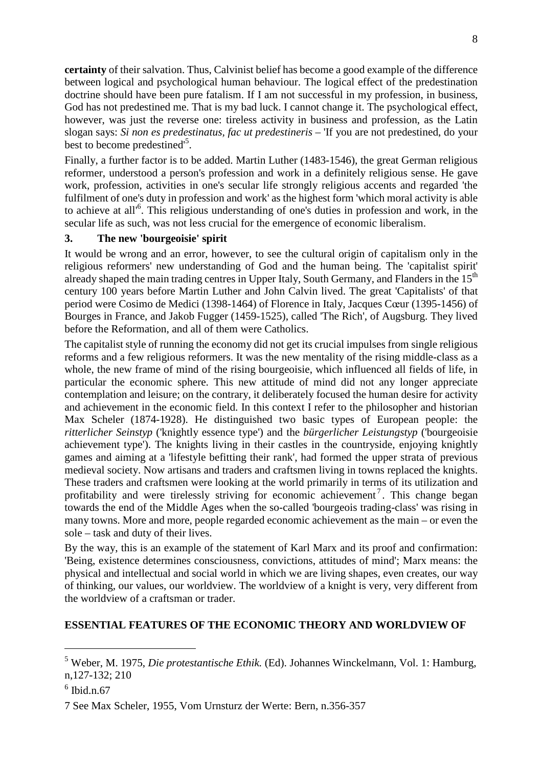**certainty** of their salvation. Thus, Calvinist belief has become a good example of the difference between logical and psychological human behaviour. The logical effect of the predestination doctrine should have been pure fatalism. If I am not successful in my profession, in business, God has not predestined me. That is my bad luck. I cannot change it. The psychological effect, however, was just the reverse one: tireless activity in business and profession, as the Latin slogan says: *Si non es predestinatus, fac ut predestineris* – 'If you are not predestined, do your best to become predestined'[5].

Finally, a further factor is to be added. Martin Luther (1483-1546), the great German religious reformer, understood a person's profession and work in a definitely religious sense. He gave work, profession, activities in one's secular life strongly religious accents and regarded 'the fulfilment of one's duty in profession and work' as the highest form 'which moral activity is able to achieve at all'[6]. This religious understanding of one's duties in profession and work, in the secular life as such, was not less crucial for the emergence of economic liberalism.

### 3. The new 'bourgeoisie' spirit

It would be wrong and an error, however, to see the cultural origin of capitalism only in the religious reformers' new understanding of God and the human being. The 'capitalist spirit' already shaped the main trading centres in Upper Italy, South Germany, and Flanders in the 15th century 100 years before Martin Luther and John Calvin lived. The great 'Capitalists' of that period were Cosimo de Medici (1398-1464) of Florence in Italy, Jacques Cœur (1395-1456) of Bourges in France, and Jakob Fugger (1459-1525), called 'The Rich', of Augsburg. They lived before the Reformation, and all of them were Catholics.

The capitalist style of running the economy did not get its crucial impulses from single religious reforms and a few religious reformers. It was the new mentality of the rising middle-class as a whole, the new frame of mind of the rising bourgeoisie, which influenced all fields of life, in particular the economic sphere. This new attitude of mind did not any longer appreciate contemplation and leisure; on the contrary, it deliberately focused the human desire for activity and achievement in the economic field. In this context I refer to the philosopher and historian Max Scheler (1874-1928). He distinguished two basic types of European people: the *ritterlicher Seinstyp* ('knightly essence type') and the *bürgerlicher Leistungstyp* ('bourgeoisie achievement type'). The knights living in their castles in the countryside, enjoying knightly games and aiming at a 'lifestyle befitting their rank', had formed the upper strata of previous medieval society. Now artisans and traders and craftsmen living in towns replaced the knights. These traders and craftsmen were looking at the world primarily in terms of its utilization and profitability and were tirelessly striving for economic achievement[7]. This change began towards the end of the Middle Ages when the so-called 'bourgeois trading-class' was rising in many towns. More and more, people regarded economic achievement as the main – or even the sole – task and duty of their lives.

By the way, this is an example of the statement of Karl Marx and its proof and confirmation: 'Being, existence determines consciousness, convictions, attitudes of mind'; Marx means: the physical and intellectual and social world in which we are living shapes, even creates, our way of thinking, our values, our worldview. The worldview of a knight is very, very different from the worldview of a craftsman or trader.

## ESSENTIAL FEATURES OF THE ECONOMIC THEORY AND WORLDVIEW OF

---

[5] Weber, M. 1975, *Die protestantische Ethik.* (Ed). Johannes Winckelmann, Vol. 1: Hamburg, n,127-132; 210

[6] Ibid.n.67

7 See Max Scheler, 1955, Vom Urnsturz der Werte: Bern, n.356-357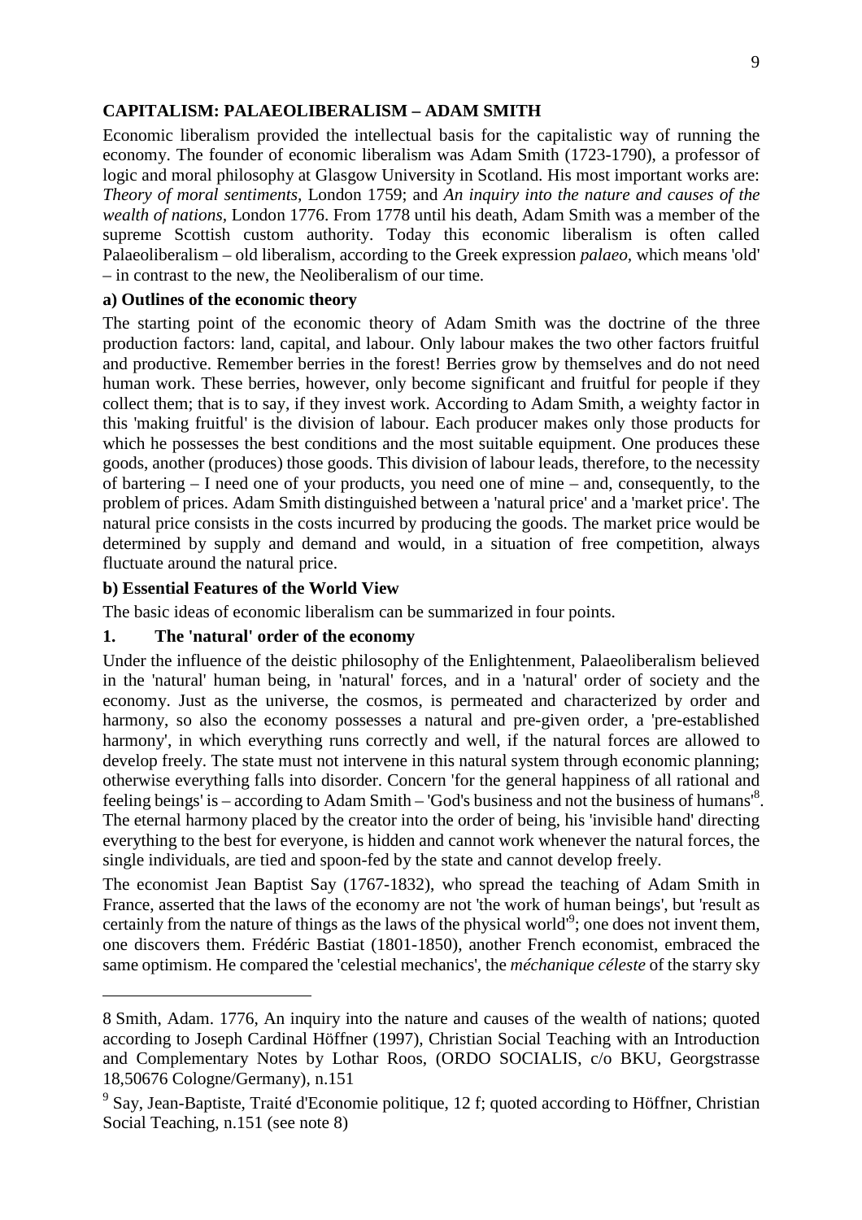## CAPITALISM: PALAEOLIBERALISM – ADAM SMITH

Economic liberalism provided the intellectual basis for the capitalistic way of running the economy. The founder of economic liberalism was Adam Smith (1723-1790), a professor of logic and moral philosophy at Glasgow University in Scotland. His most important works are: *Theory of moral sentiments,* London 1759; and *An inquiry into the nature and causes of the wealth of nations,* London 1776. From 1778 until his death, Adam Smith was a member of the supreme Scottish custom authority. Today this economic liberalism is often called Palaeoliberalism – old liberalism, according to the Greek expression *palaeo,* which means 'old' – in contrast to the new, the Neoliberalism of our time.

### a) Outlines of the economic theory

The starting point of the economic theory of Adam Smith was the doctrine of the three production factors: land, capital, and labour. Only labour makes the two other factors fruitful and productive. Remember berries in the forest! Berries grow by themselves and do not need human work. These berries, however, only become significant and fruitful for people if they collect them; that is to say, if they invest work. According to Adam Smith, a weighty factor in this 'making fruitful' is the division of labour. Each producer makes only those products for which he possesses the best conditions and the most suitable equipment. One produces these goods, another (produces) those goods. This division of labour leads, therefore, to the necessity of bartering – I need one of your products, you need one of mine – and, consequently, to the problem of prices. Adam Smith distinguished between a 'natural price' and a 'market price'. The natural price consists in the costs incurred by producing the goods. The market price would be determined by supply and demand and would, in a situation of free competition, always fluctuate around the natural price.

### b) Essential Features of the World View

The basic ideas of economic liberalism can be summarized in four points.

#### 1. The 'natural' order of the economy

Under the influence of the deistic philosophy of the Enlightenment, Palaeoliberalism believed in the 'natural' human being, in 'natural' forces, and in a 'natural' order of society and the economy. Just as the universe, the cosmos, is permeated and characterized by order and harmony, so also the economy possesses a natural and pre-given order, a 'pre-established harmony', in which everything runs correctly and well, if the natural forces are allowed to develop freely. The state must not intervene in this natural system through economic planning; otherwise everything falls into disorder. Concern 'for the general happiness of all rational and feeling beings' is – according to Adam Smith – 'God's business and not the business of humans'[8]. The eternal harmony placed by the creator into the order of being, his 'invisible hand' directing everything to the best for everyone, is hidden and cannot work whenever the natural forces, the single individuals, are tied and spoon-fed by the state and cannot develop freely.

The economist Jean Baptist Say (1767-1832), who spread the teaching of Adam Smith in France, asserted that the laws of the economy are not 'the work of human beings', but 'result as certainly from the nature of things as the laws of the physical world'[9]; one does not invent them, one discovers them. Frédéric Bastiat (1801-1850), another French economist, embraced the same optimism. He compared the 'celestial mechanics', the *méchanique céleste* of the starry sky

---

8 Smith, Adam. 1776, An inquiry into the nature and causes of the wealth of nations; quoted according to Joseph Cardinal Höffner (1997), Christian Social Teaching with an Introduction and Complementary Notes by Lothar Roos, (ORDO SOCIALIS, c/o BKU, Georgstrasse 18,50676 Cologne/Germany), n.151

9 Say, Jean-Baptiste, Traité d'Economie politique, 12 f; quoted according to Höffner, Christian Social Teaching, n.151 (see note 8)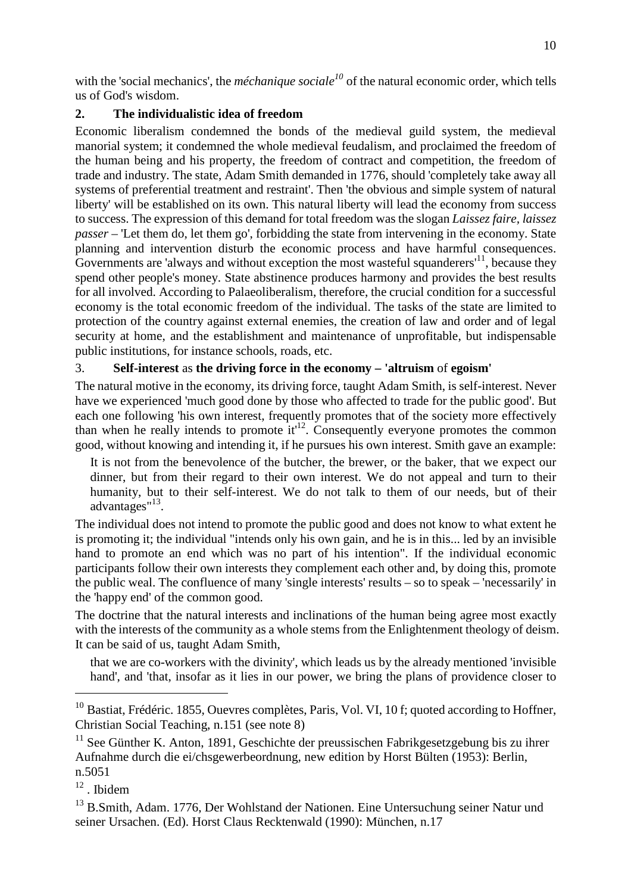with the 'social mechanics', the *méchanique sociale*[10] of the natural economic order, which tells us of God's wisdom.

## 2. The individualistic idea of freedom

Economic liberalism condemned the bonds of the medieval guild system, the medieval manorial system; it condemned the whole medieval feudalism, and proclaimed the freedom of the human being and his property, the freedom of contract and competition, the freedom of trade and industry. The state, Adam Smith demanded in 1776, should 'completely take away all systems of preferential treatment and restraint'. Then 'the obvious and simple system of natural liberty' will be established on its own. This natural liberty will lead the economy from success to success. The expression of this demand for total freedom was the slogan *Laissez faire, laissez passer* – 'Let them do, let them go', forbidding the state from intervening in the economy. State planning and intervention disturb the economic process and have harmful consequences. Governments are 'always and without exception the most wasteful squanderers'[11], because they spend other people's money. State abstinence produces harmony and provides the best results for all involved. According to Palaeoliberalism, therefore, the crucial condition for a successful economy is the total economic freedom of the individual. The tasks of the state are limited to protection of the country against external enemies, the creation of law and order and of legal security at home, and the establishment and maintenance of unprofitable, but indispensable public institutions, for instance schools, roads, etc.

## 3. **Self-interest** as **the driving force in the economy – 'altruism** of **egoism'**

The natural motive in the economy, its driving force, taught Adam Smith, is self-interest. Never have we experienced 'much good done by those who affected to trade for the public good'. But each one following 'his own interest, frequently promotes that of the society more effectively than when he really intends to promote it'[12]. Consequently everyone promotes the common good, without knowing and intending it, if he pursues his own interest. Smith gave an example:

> It is not from the benevolence of the butcher, the brewer, or the baker, that we expect our dinner, but from their regard to their own interest. We do not appeal and turn to their humanity, but to their self-interest. We do not talk to them of our needs, but of their advantages"[13].

The individual does not intend to promote the public good and does not know to what extent he is promoting it; the individual "intends only his own gain, and he is in this... led by an invisible hand to promote an end which was no part of his intention". If the individual economic participants follow their own interests they complement each other and, by doing this, promote the public weal. The confluence of many 'single interests' results – so to speak – 'necessarily' in the 'happy end' of the common good.

The doctrine that the natural interests and inclinations of the human being agree most exactly with the interests of the community as a whole stems from the Enlightenment theology of deism. It can be said of us, taught Adam Smith,

> that we are co-workers with the divinity', which leads us by the already mentioned 'invisible hand', and 'that, insofar as it lies in our power, we bring the plans of providence closer to

---

[10] Bastiat, Frédéric. 1855, Ouevres complètes, Paris, Vol. VI, 10 f; quoted according to Hoffner, Christian Social Teaching, n.151 (see note 8)

[11] See Günther K. Anton, 1891, Geschichte der preussischen Fabrikgesetzgebung bis zu ihrer Aufnahme durch die ei/chsgewerbeordnung, new edition by Horst Bülten (1953): Berlin, n.5051

[12] . Ibidem

[13] B.Smith, Adam. 1776, Der Wohlstand der Nationen. Eine Untersuchung seiner Natur und seiner Ursachen. (Ed). Horst Claus Recktenwald (1990): München, n.17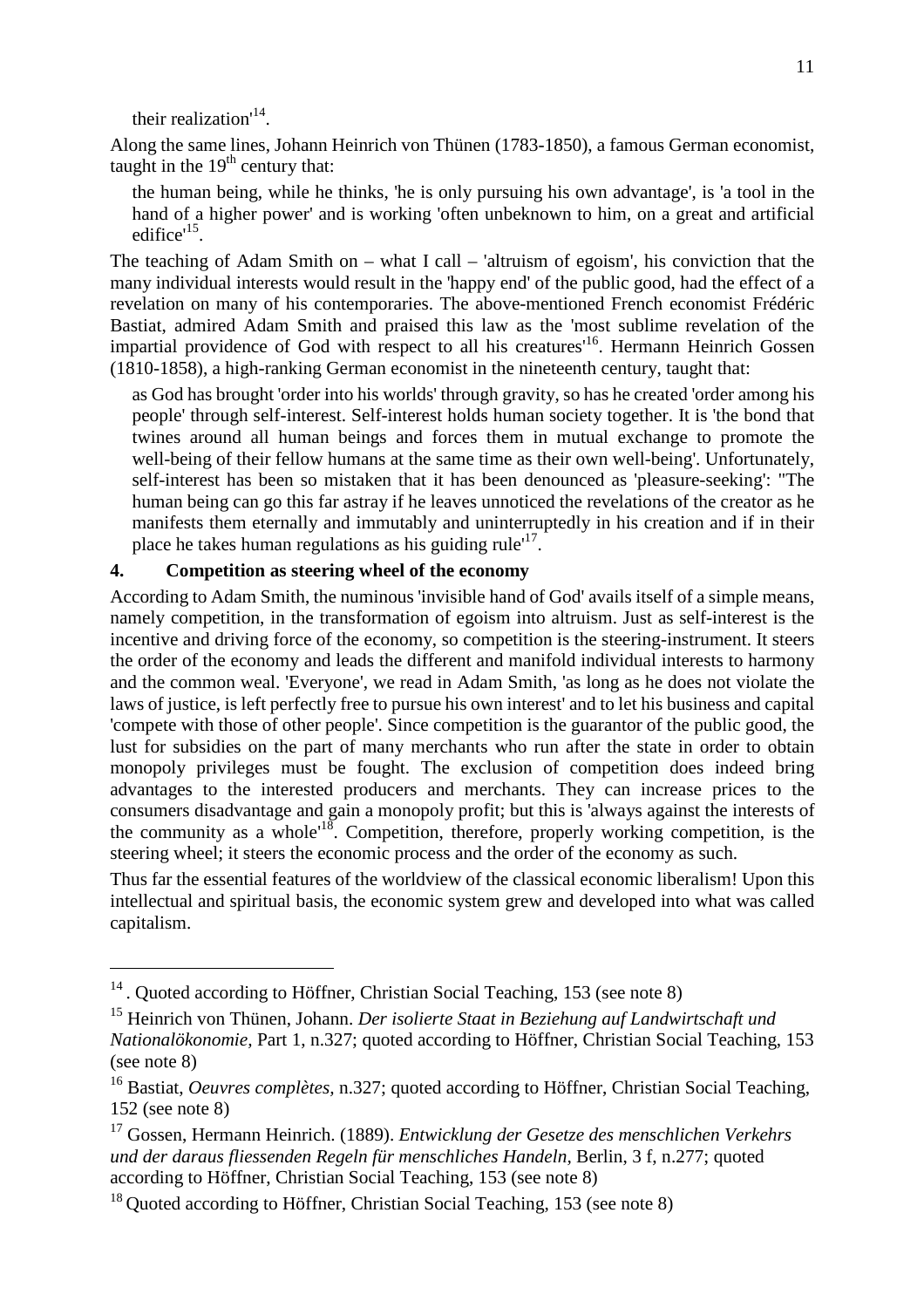their realization'[14].

Along the same lines, Johann Heinrich von Thünen (1783-1850), a famous German economist, taught in the 19th century that:

> the human being, while he thinks, 'he is only pursuing his own advantage', is 'a tool in the hand of a higher power' and is working 'often unbeknown to him, on a great and artificial edifice'[15].

The teaching of Adam Smith on – what I call – 'altruism of egoism', his conviction that the many individual interests would result in the 'happy end' of the public good, had the effect of a revelation on many of his contemporaries. The above-mentioned French economist Frédéric Bastiat, admired Adam Smith and praised this law as the 'most sublime revelation of the impartial providence of God with respect to all his creatures'[16]. Hermann Heinrich Gossen (1810-1858), a high-ranking German economist in the nineteenth century, taught that:

> as God has brought 'order into his worlds' through gravity, so has he created 'order among his people' through self-interest. Self-interest holds human society together. It is 'the bond that twines around all human beings and forces them in mutual exchange to promote the well-being of their fellow humans at the same time as their own well-being'. Unfortunately, self-interest has been so mistaken that it has been denounced as 'pleasure-seeking': "The human being can go this far astray if he leaves unnoticed the revelations of the creator as he manifests them eternally and immutably and uninterruptedly in his creation and if in their place he takes human regulations as his guiding rule'[17].

## 4. Competition as steering wheel of the economy

According to Adam Smith, the numinous 'invisible hand of God' avails itself of a simple means, namely competition, in the transformation of egoism into altruism. Just as self-interest is the incentive and driving force of the economy, so competition is the steering-instrument. It steers the order of the economy and leads the different and manifold individual interests to harmony and the common weal. 'Everyone', we read in Adam Smith, 'as long as he does not violate the laws of justice, is left perfectly free to pursue his own interest' and to let his business and capital 'compete with those of other people'. Since competition is the guarantor of the public good, the lust for subsidies on the part of many merchants who run after the state in order to obtain monopoly privileges must be fought. The exclusion of competition does indeed bring advantages to the interested producers and merchants. They can increase prices to the consumers disadvantage and gain a monopoly profit; but this is 'always against the interests of the community as a whole'[18]. Competition, therefore, properly working competition, is the steering wheel; it steers the economic process and the order of the economy as such.

Thus far the essential features of the worldview of the classical economic liberalism! Upon this intellectual and spiritual basis, the economic system grew and developed into what was called capitalism.

---

[14] . Quoted according to Höffner, Christian Social Teaching, 153 (see note 8)

[15] Heinrich von Thünen, Johann. *Der isolierte Staat in Beziehung auf Landwirtschaft und Nationalökonomie,* Part 1, n.327; quoted according to Höffner, Christian Social Teaching, 153 (see note 8)

[16] Bastiat, *Oeuvres complètes,* n.327; quoted according to Höffner, Christian Social Teaching, 152 (see note 8)

[17] Gossen, Hermann Heinrich. (1889). *Entwicklung der Gesetze des menschlichen Verkehrs und der daraus fliessenden Regeln für menschliches Handeln*, Berlin, 3 f, n.277; quoted according to Höffner, Christian Social Teaching, 153 (see note 8)

[18] Quoted according to Höffner, Christian Social Teaching, 153 (see note 8)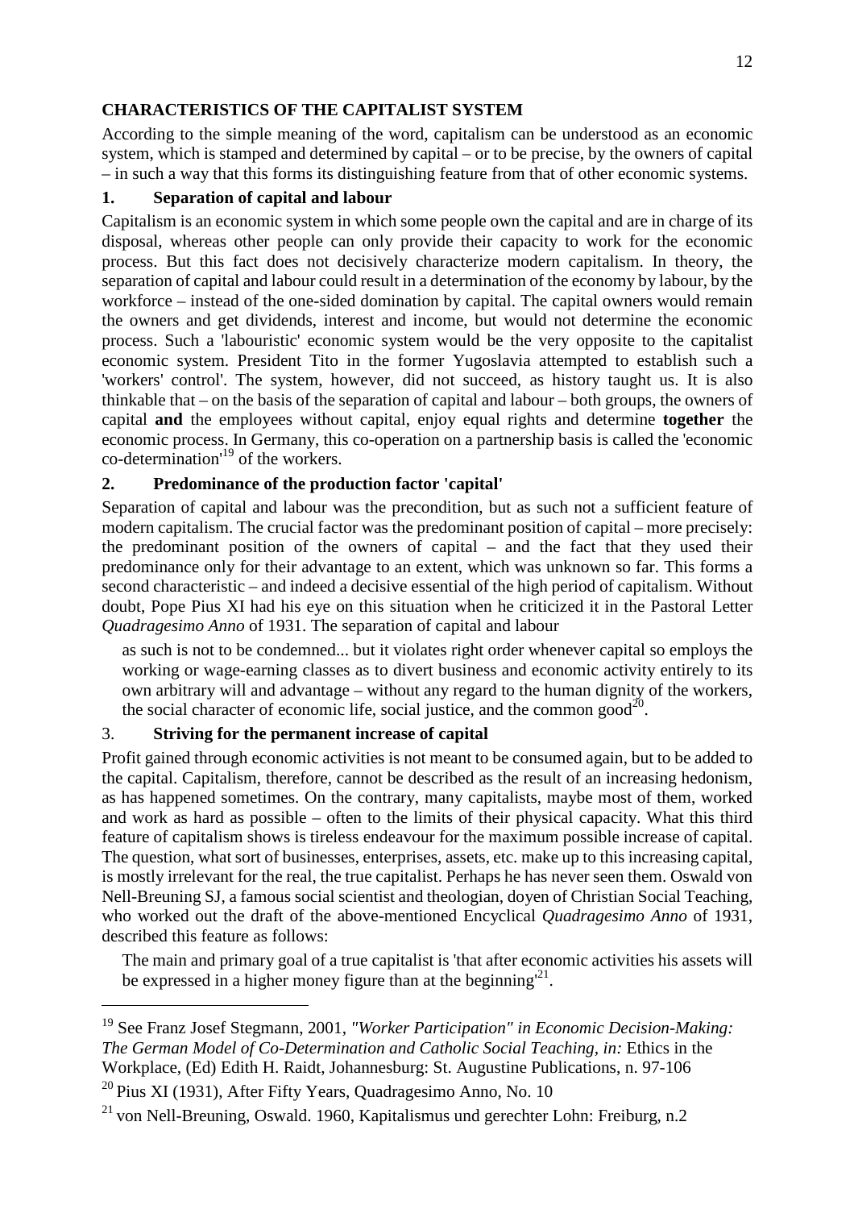## CHARACTERISTICS OF THE CAPITALIST SYSTEM

According to the simple meaning of the word, capitalism can be understood as an economic system, which is stamped and determined by capital – or to be precise, by the owners of capital – in such a way that this forms its distinguishing feature from that of other economic systems.

### 1. Separation of capital and labour

Capitalism is an economic system in which some people own the capital and are in charge of its disposal, whereas other people can only provide their capacity to work for the economic process. But this fact does not decisively characterize modern capitalism. In theory, the separation of capital and labour could result in a determination of the economy by labour, by the workforce – instead of the one-sided domination by capital. The capital owners would remain the owners and get dividends, interest and income, but would not determine the economic process. Such a 'labouristic' economic system would be the very opposite to the capitalist economic system. President Tito in the former Yugoslavia attempted to establish such a 'workers' control'. The system, however, did not succeed, as history taught us. It is also thinkable that – on the basis of the separation of capital and labour – both groups, the owners of capital **and** the employees without capital, enjoy equal rights and determine **together** the economic process. In Germany, this co-operation on a partnership basis is called the 'economic co-determination'[19] of the workers.

### 2. Predominance of the production factor 'capital'

Separation of capital and labour was the precondition, but as such not a sufficient feature of modern capitalism. The crucial factor was the predominant position of capital – more precisely: the predominant position of the owners of capital – and the fact that they used their predominance only for their advantage to an extent, which was unknown so far. This forms a second characteristic – and indeed a decisive essential of the high period of capitalism. Without doubt, Pope Pius XI had his eye on this situation when he criticized it in the Pastoral Letter *Quadragesimo Anno* of 1931. The separation of capital and labour

> as such is not to be condemned... but it violates right order whenever capital so employs the working or wage-earning classes as to divert business and economic activity entirely to its own arbitrary will and advantage – without any regard to the human dignity of the workers, the social character of economic life, social justice, and the common good[20].

### 3. Striving for the permanent increase of capital

Profit gained through economic activities is not meant to be consumed again, but to be added to the capital. Capitalism, therefore, cannot be described as the result of an increasing hedonism, as has happened sometimes. On the contrary, many capitalists, maybe most of them, worked and work as hard as possible – often to the limits of their physical capacity. What this third feature of capitalism shows is tireless endeavour for the maximum possible increase of capital. The question, what sort of businesses, enterprises, assets, etc. make up to this increasing capital, is mostly irrelevant for the real, the true capitalist. Perhaps he has never seen them. Oswald von Nell-Breuning SJ, a famous social scientist and theologian, doyen of Christian Social Teaching, who worked out the draft of the above-mentioned Encyclical *Quadragesimo Anno* of 1931, described this feature as follows:

> The main and primary goal of a true capitalist is 'that after economic activities his assets will be expressed in a higher money figure than at the beginning'[21].

---

[19] See Franz Josef Stegmann, 2001, *"Worker Participation" in Economic Decision-Making: The German Model of Co-Determination and Catholic Social Teaching, in:* Ethics in the Workplace, (Ed) Edith H. Raidt, Johannesburg: St. Augustine Publications, n. 97-106

[20] Pius XI (1931), After Fifty Years, Quadragesimo Anno, No. 10

[21] von Nell-Breuning, Oswald. 1960, Kapitalismus und gerechter Lohn: Freiburg, n.2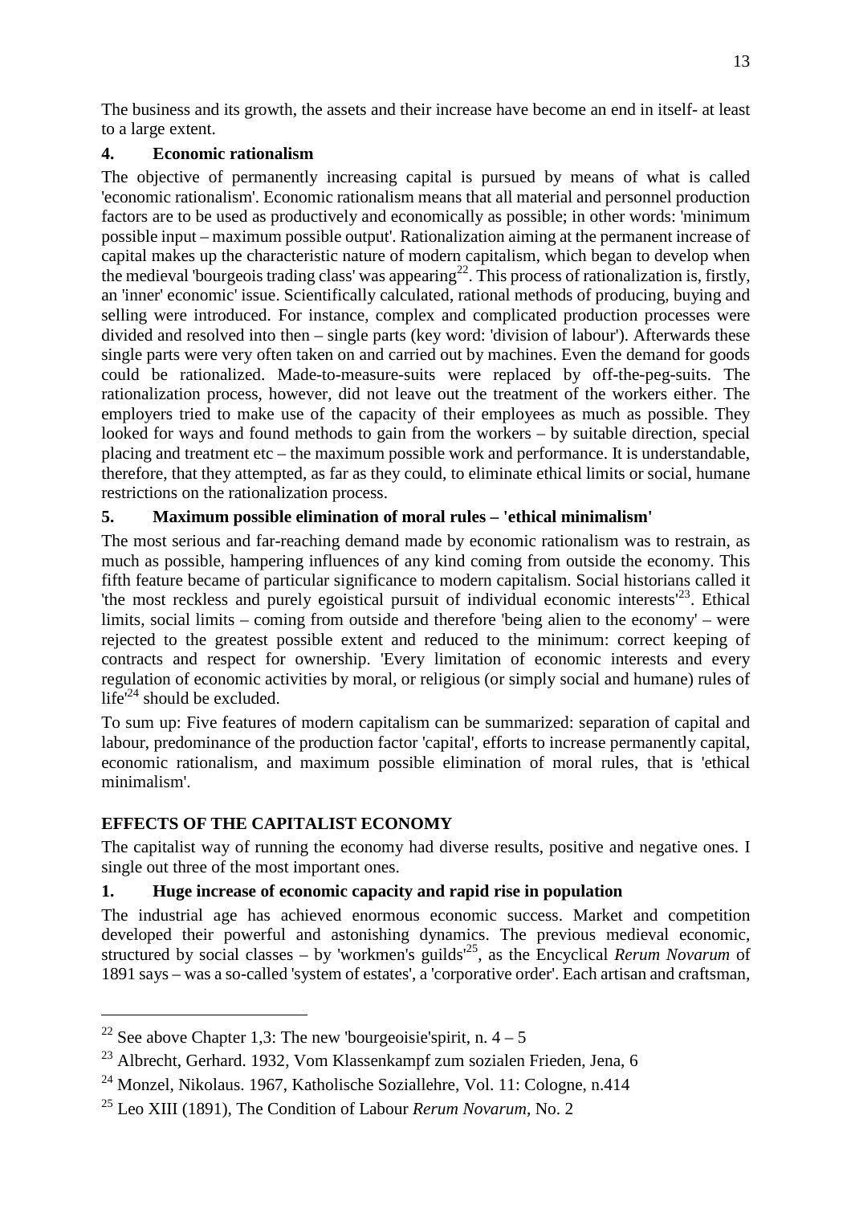The business and its growth, the assets and their increase have become an end in itself- at least to a large extent.

### 4. Economic rationalism

The objective of permanently increasing capital is pursued by means of what is called 'economic rationalism'. Economic rationalism means that all material and personnel production factors are to be used as productively and economically as possible; in other words: 'minimum possible input – maximum possible output'. Rationalization aiming at the permanent increase of capital makes up the characteristic nature of modern capitalism, which began to develop when the medieval 'bourgeois trading class' was appearing[22]. This process of rationalization is, firstly, an 'inner' economic' issue. Scientifically calculated, rational methods of producing, buying and selling were introduced. For instance, complex and complicated production processes were divided and resolved into then – single parts (key word: 'division of labour'). Afterwards these single parts were very often taken on and carried out by machines. Even the demand for goods could be rationalized. Made-to-measure-suits were replaced by off-the-peg-suits. The rationalization process, however, did not leave out the treatment of the workers either. The employers tried to make use of the capacity of their employees as much as possible. They looked for ways and found methods to gain from the workers – by suitable direction, special placing and treatment etc – the maximum possible work and performance. It is understandable, therefore, that they attempted, as far as they could, to eliminate ethical limits or social, humane restrictions on the rationalization process.

### 5. Maximum possible elimination of moral rules – 'ethical minimalism'

The most serious and far-reaching demand made by economic rationalism was to restrain, as much as possible, hampering influences of any kind coming from outside the economy. This fifth feature became of particular significance to modern capitalism. Social historians called it 'the most reckless and purely egoistical pursuit of individual economic interests'[23]. Ethical limits, social limits – coming from outside and therefore 'being alien to the economy' – were rejected to the greatest possible extent and reduced to the minimum: correct keeping of contracts and respect for ownership. 'Every limitation of economic interests and every regulation of economic activities by moral, or religious (or simply social and humane) rules of life'[24] should be excluded.

To sum up: Five features of modern capitalism can be summarized: separation of capital and labour, predominance of the production factor 'capital', efforts to increase permanently capital, economic rationalism, and maximum possible elimination of moral rules, that is 'ethical minimalism'.

## EFFECTS OF THE CAPITALIST ECONOMY

The capitalist way of running the economy had diverse results, positive and negative ones. I single out three of the most important ones.

### 1. Huge increase of economic capacity and rapid rise in population

The industrial age has achieved enormous economic success. Market and competition developed their powerful and astonishing dynamics. The previous medieval economic, structured by social classes – by 'workmen's guilds'[25], as the Encyclical *Rerum Novarum* of 1891 says – was a so-called 'system of estates', a 'corporative order'. Each artisan and craftsman,

---

[22] See above Chapter 1,3: The new 'bourgeoisie'spirit, n. 4 – 5

[23] Albrecht, Gerhard. 1932, Vom Klassenkampf zum sozialen Frieden, Jena, 6

[24] Monzel, Nikolaus. 1967, Katholische Soziallehre, Vol. 11: Cologne, n.414

[25] Leo XIII (1891), The Condition of Labour *Rerum Novarum*, No. 2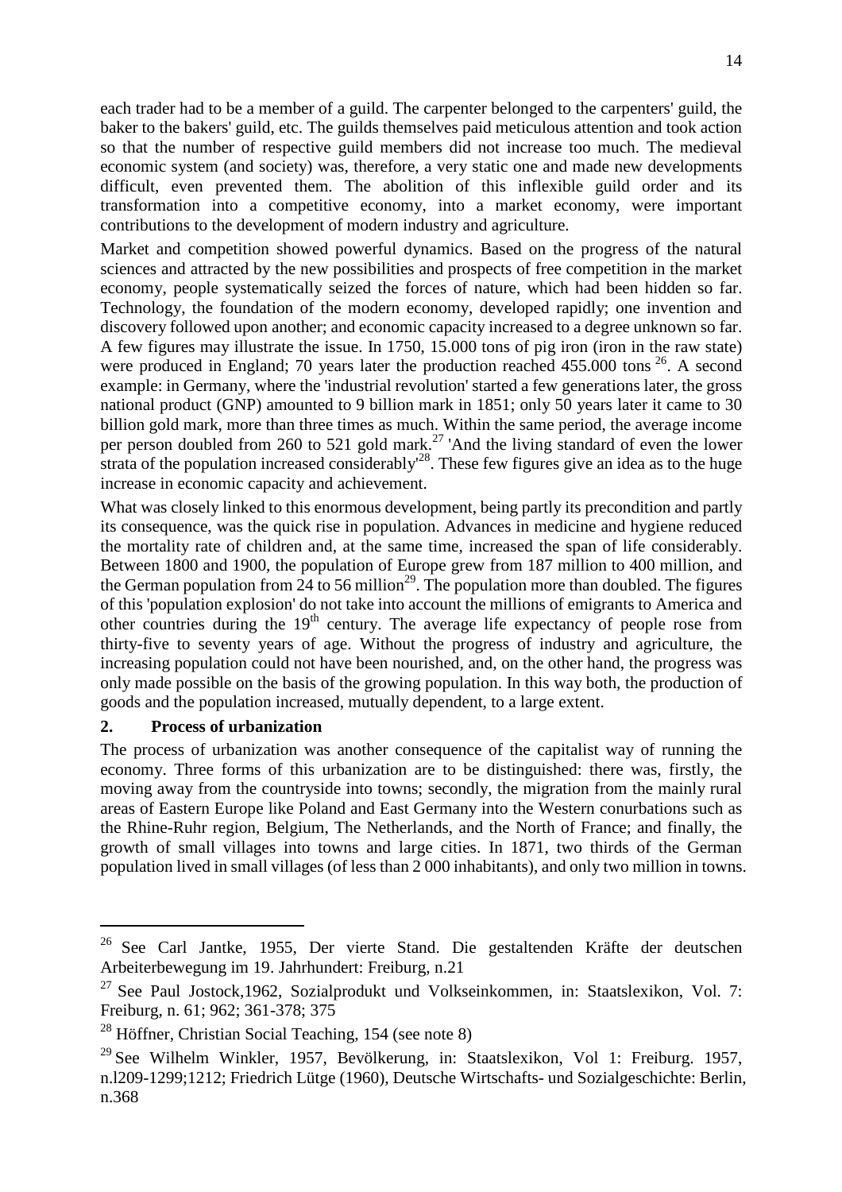each trader had to be a member of a guild. The carpenter belonged to the carpenters' guild, the baker to the bakers' guild, etc. The guilds themselves paid meticulous attention and took action so that the number of respective guild members did not increase too much. The medieval economic system (and society) was, therefore, a very static one and made new developments difficult, even prevented them. The abolition of this inflexible guild order and its transformation into a competitive economy, into a market economy, were important contributions to the development of modern industry and agriculture.

Market and competition showed powerful dynamics. Based on the progress of the natural sciences and attracted by the new possibilities and prospects of free competition in the market economy, people systematically seized the forces of nature, which had been hidden so far. Technology, the foundation of the modern economy, developed rapidly; one invention and discovery followed upon another; and economic capacity increased to a degree unknown so far. A few figures may illustrate the issue. In 1750, 15.000 tons of pig iron (iron in the raw state) were produced in England; 70 years later the production reached 455.000 tons [26]. A second example: in Germany, where the 'industrial revolution' started a few generations later, the gross national product (GNP) amounted to 9 billion mark in 1851; only 50 years later it came to 30 billion gold mark, more than three times as much. Within the same period, the average income per person doubled from 260 to 521 gold mark.[27] 'And the living standard of even the lower strata of the population increased considerably'[28]. These few figures give an idea as to the huge increase in economic capacity and achievement.

What was closely linked to this enormous development, being partly its precondition and partly its consequence, was the quick rise in population. Advances in medicine and hygiene reduced the mortality rate of children and, at the same time, increased the span of life considerably. Between 1800 and 1900, the population of Europe grew from 187 million to 400 million, and the German population from 24 to 56 million[29]. The population more than doubled. The figures of this 'population explosion' do not take into account the millions of emigrants to America and other countries during the 19th century. The average life expectancy of people rose from thirty-five to seventy years of age. Without the progress of industry and agriculture, the increasing population could not have been nourished, and, on the other hand, the progress was only made possible on the basis of the growing population. In this way both, the production of goods and the population increased, mutually dependent, to a large extent.

## 2. Process of urbanization

The process of urbanization was another consequence of the capitalist way of running the economy. Three forms of this urbanization are to be distinguished: there was, firstly, the moving away from the countryside into towns; secondly, the migration from the mainly rural areas of Eastern Europe like Poland and East Germany into the Western conurbations such as the Rhine-Ruhr region, Belgium, The Netherlands, and the North of France; and finally, the growth of small villages into towns and large cities. In 1871, two thirds of the German population lived in small villages (of less than 2 000 inhabitants), and only two million in towns.

---

[26] See Carl Jantke, 1955, Der vierte Stand. Die gestaltenden Kräfte der deutschen Arbeiterbewegung im 19. Jahrhundert: Freiburg, n.21

[27] See Paul Jostock,1962, Sozialprodukt und Volkseinkommen, in: Staatslexikon, Vol. 7: Freiburg, n. 61; 962; 361-378; 375

[28] Höffner, Christian Social Teaching, 154 (see note 8)

[29] See Wilhelm Winkler, 1957, Bevölkerung, in: Staatslexikon, Vol 1: Freiburg. 1957, n.l209-1299;1212; Friedrich Lütge (1960), Deutsche Wirtschafts- und Sozialgeschichte: Berlin, n.368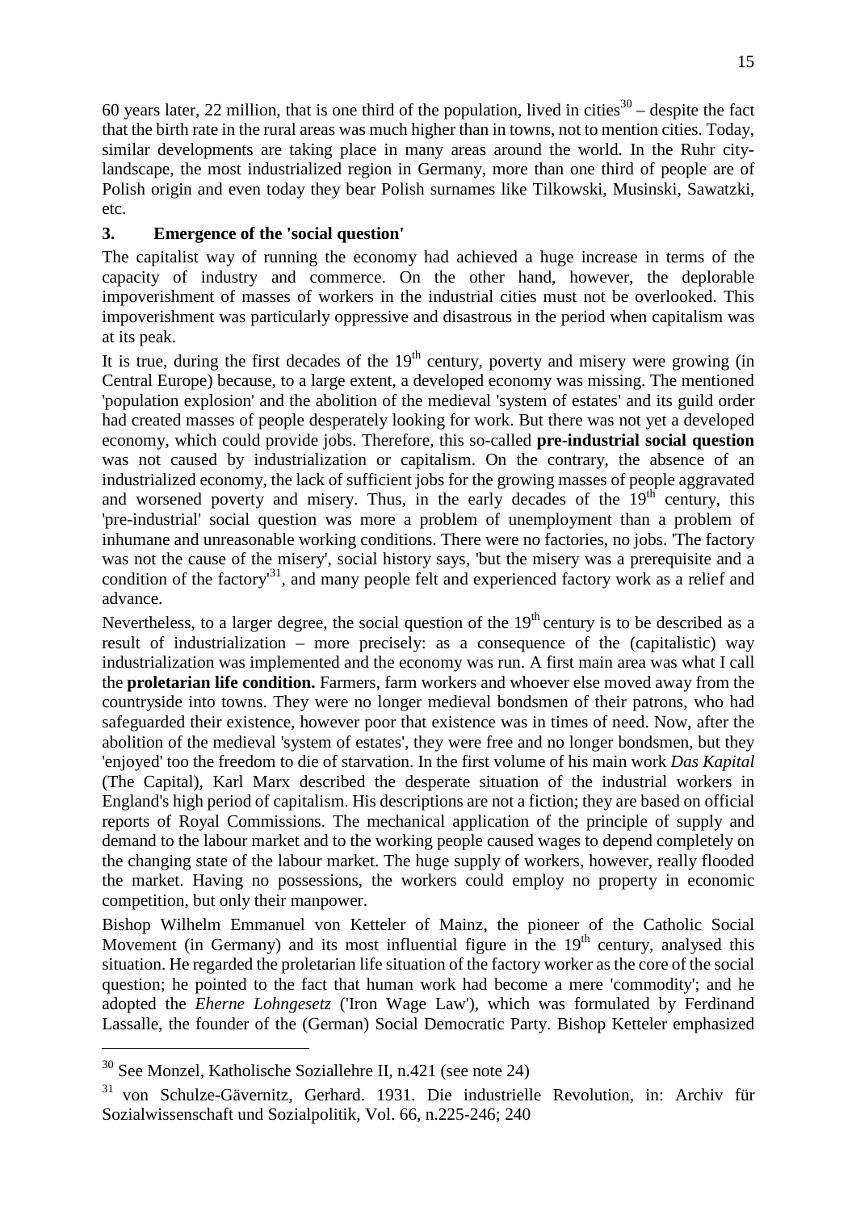60 years later, 22 million, that is one third of the population, lived in cities[30] – despite the fact that the birth rate in the rural areas was much higher than in towns, not to mention cities. Today, similar developments are taking place in many areas around the world. In the Ruhr city-landscape, the most industrialized region in Germany, more than one third of people are of Polish origin and even today they bear Polish surnames like Tilkowski, Musinski, Sawatzki, etc.

## 3. Emergence of the 'social question'

The capitalist way of running the economy had achieved a huge increase in terms of the capacity of industry and commerce. On the other hand, however, the deplorable impoverishment of masses of workers in the industrial cities must not be overlooked. This impoverishment was particularly oppressive and disastrous in the period when capitalism was at its peak.

It is true, during the first decades of the 19th century, poverty and misery were growing (in Central Europe) because, to a large extent, a developed economy was missing. The mentioned 'population explosion' and the abolition of the medieval 'system of estates' and its guild order had created masses of people desperately looking for work. But there was not yet a developed economy, which could provide jobs. Therefore, this so-called **pre-industrial social question** was not caused by industrialization or capitalism. On the contrary, the absence of an industrialized economy, the lack of sufficient jobs for the growing masses of people aggravated and worsened poverty and misery. Thus, in the early decades of the 19th century, this 'pre-industrial' social question was more a problem of unemployment than a problem of inhumane and unreasonable working conditions. There were no factories, no jobs. 'The factory was not the cause of the misery', social history says, 'but the misery was a prerequisite and a condition of the factory'[31], and many people felt and experienced factory work as a relief and advance.

Nevertheless, to a larger degree, the social question of the 19th century is to be described as a result of industrialization – more precisely: as a consequence of the (capitalistic) way industrialization was implemented and the economy was run. A first main area was what I call the **proletarian life condition.** Farmers, farm workers and whoever else moved away from the countryside into towns. They were no longer medieval bondsmen of their patrons, who had safeguarded their existence, however poor that existence was in times of need. Now, after the abolition of the medieval 'system of estates', they were free and no longer bondsmen, but they 'enjoyed' too the freedom to die of starvation. In the first volume of his main work *Das Kapital* (The Capital), Karl Marx described the desperate situation of the industrial workers in England's high period of capitalism. His descriptions are not a fiction; they are based on official reports of Royal Commissions. The mechanical application of the principle of supply and demand to the labour market and to the working people caused wages to depend completely on the changing state of the labour market. The huge supply of workers, however, really flooded the market. Having no possessions, the workers could employ no property in economic competition, but only their manpower.

Bishop Wilhelm Emmanuel von Ketteler of Mainz, the pioneer of the Catholic Social Movement (in Germany) and its most influential figure in the 19th century, analysed this situation. He regarded the proletarian life situation of the factory worker as the core of the social question; he pointed to the fact that human work had become a mere 'commodity'; and he adopted the *Eherne Lohngesetz* ('Iron Wage Law'), which was formulated by Ferdinand Lassalle, the founder of the (German) Social Democratic Party. Bishop Ketteler emphasized

---

[30] See Monzel, Katholische Soziallehre II, n.421 (see note 24)

[31] von Schulze-Gävernitz, Gerhard. 1931. Die industrielle Revolution, in: Archiv für Sozialwissenschaft und Sozialpolitik, Vol. 66, n.225-246; 240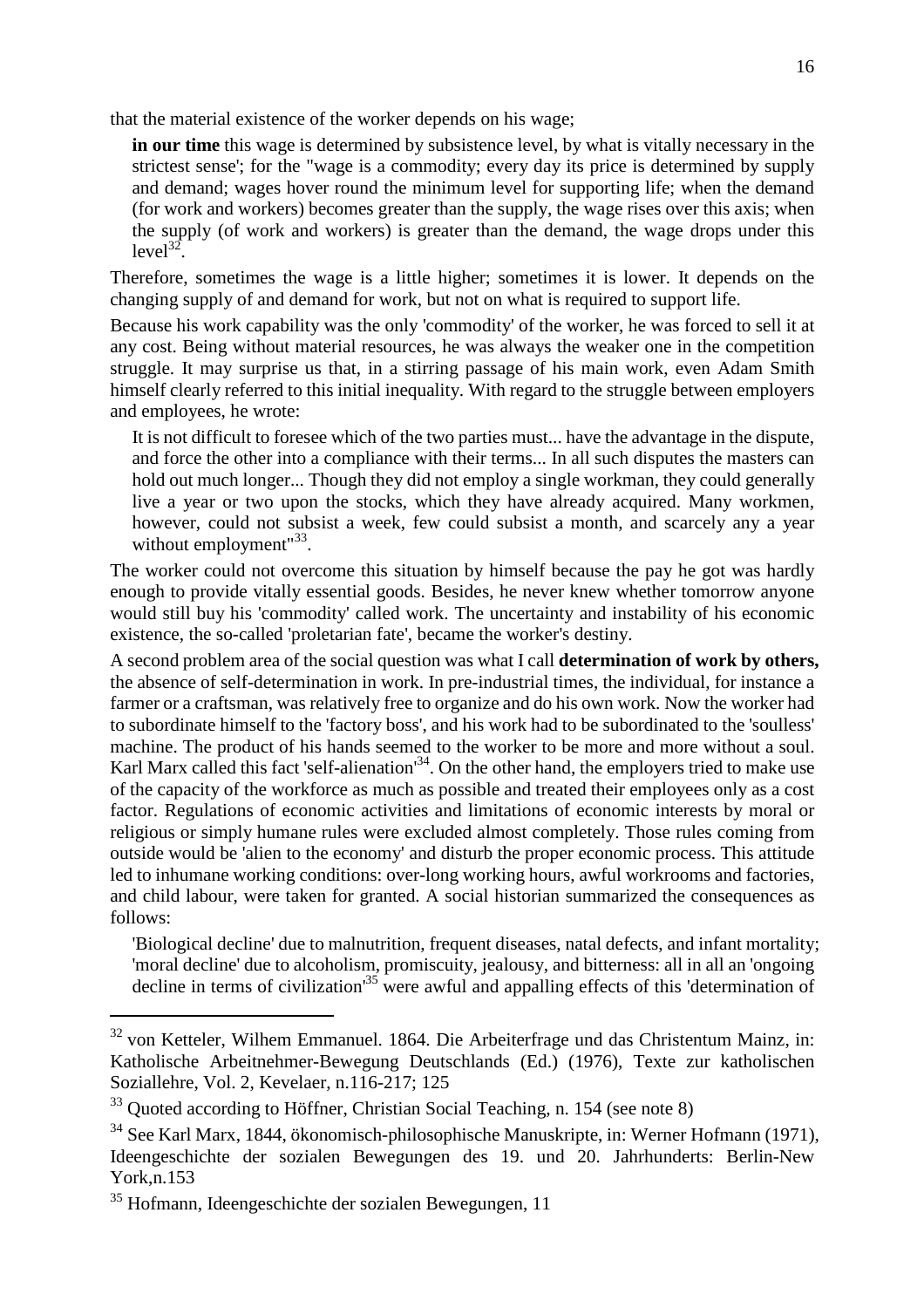that the material existence of the worker depends on his wage;

> **in our time** this wage is determined by subsistence level, by what is vitally necessary in the strictest sense'; for the "wage is a commodity; every day its price is determined by supply and demand; wages hover round the minimum level for supporting life; when the demand (for work and workers) becomes greater than the supply, the wage rises over this axis; when the supply (of work and workers) is greater than the demand, the wage drops under this level[32].

Therefore, sometimes the wage is a little higher; sometimes it is lower. It depends on the changing supply of and demand for work, but not on what is required to support life.

Because his work capability was the only 'commodity' of the worker, he was forced to sell it at any cost. Being without material resources, he was always the weaker one in the competition struggle. It may surprise us that, in a stirring passage of his main work, even Adam Smith himself clearly referred to this initial inequality. With regard to the struggle between employers and employees, he wrote:

> It is not difficult to foresee which of the two parties must... have the advantage in the dispute, and force the other into a compliance with their terms... In all such disputes the masters can hold out much longer... Though they did not employ a single workman, they could generally live a year or two upon the stocks, which they have already acquired. Many workmen, however, could not subsist a week, few could subsist a month, and scarcely any a year without employment"[33].

The worker could not overcome this situation by himself because the pay he got was hardly enough to provide vitally essential goods. Besides, he never knew whether tomorrow anyone would still buy his 'commodity' called work. The uncertainty and instability of his economic existence, the so-called 'proletarian fate', became the worker's destiny.

A second problem area of the social question was what I call **determination of work by others,** the absence of self-determination in work. In pre-industrial times, the individual, for instance a farmer or a craftsman, was relatively free to organize and do his own work. Now the worker had to subordinate himself to the 'factory boss', and his work had to be subordinated to the 'soulless' machine. The product of his hands seemed to the worker to be more and more without a soul. Karl Marx called this fact 'self-alienation'[34]. On the other hand, the employers tried to make use of the capacity of the workforce as much as possible and treated their employees only as a cost factor. Regulations of economic activities and limitations of economic interests by moral or religious or simply humane rules were excluded almost completely. Those rules coming from outside would be 'alien to the economy' and disturb the proper economic process. This attitude led to inhumane working conditions: over-long working hours, awful workrooms and factories, and child labour, were taken for granted. A social historian summarized the consequences as follows:

> 'Biological decline' due to malnutrition, frequent diseases, natal defects, and infant mortality; 'moral decline' due to alcoholism, promiscuity, jealousy, and bitterness: all in all an 'ongoing decline in terms of civilization'[35] were awful and appalling effects of this 'determination of

---

[32] von Ketteler, Wilhem Emmanuel. 1864. Die Arbeiterfrage und das Christentum Mainz, in: Katholische Arbeitnehmer-Bewegung Deutschlands (Ed.) (1976), Texte zur katholischen Soziallehre, Vol. 2, Kevelaer, n.116-217; 125

[33] Quoted according to Höffner, Christian Social Teaching, n. 154 (see note 8)

[34] See Karl Marx, 1844, ökonomisch-philosophische Manuskripte, in: Werner Hofmann (1971), Ideengeschichte der sozialen Bewegungen des 19. und 20. Jahrhunderts: Berlin-New York,n.153

[35] Hofmann, Ideengeschichte der sozialen Bewegungen, 11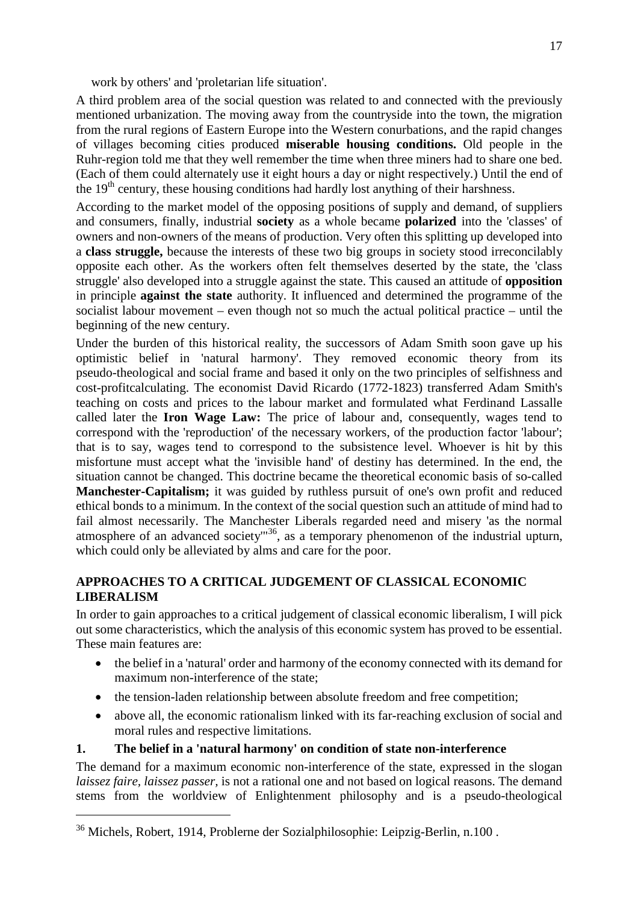work by others' and 'proletarian life situation'.

A third problem area of the social question was related to and connected with the previously mentioned urbanization. The moving away from the countryside into the town, the migration from the rural regions of Eastern Europe into the Western conurbations, and the rapid changes of villages becoming cities produced **miserable housing conditions.** Old people in the Ruhr-region told me that they well remember the time when three miners had to share one bed. (Each of them could alternately use it eight hours a day or night respectively.) Until the end of the 19th century, these housing conditions had hardly lost anything of their harshness.

According to the market model of the opposing positions of supply and demand, of suppliers and consumers, finally, industrial **society** as a whole became **polarized** into the 'classes' of owners and non-owners of the means of production. Very often this splitting up developed into a **class struggle,** because the interests of these two big groups in society stood irreconcilably opposite each other. As the workers often felt themselves deserted by the state, the 'class struggle' also developed into a struggle against the state. This caused an attitude of **opposition** in principle **against the state** authority. It influenced and determined the programme of the socialist labour movement – even though not so much the actual political practice – until the beginning of the new century.

Under the burden of this historical reality, the successors of Adam Smith soon gave up his optimistic belief in 'natural harmony'. They removed economic theory from its pseudo-theological and social frame and based it only on the two principles of selfishness and cost-profitcalculating. The economist David Ricardo (1772-1823) transferred Adam Smith's teaching on costs and prices to the labour market and formulated what Ferdinand Lassalle called later the **Iron Wage Law:** The price of labour and, consequently, wages tend to correspond with the 'reproduction' of the necessary workers, of the production factor 'labour'; that is to say, wages tend to correspond to the subsistence level. Whoever is hit by this misfortune must accept what the 'invisible hand' of destiny has determined. In the end, the situation cannot be changed. This doctrine became the theoretical economic basis of so-called **Manchester-Capitalism;** it was guided by ruthless pursuit of one's own profit and reduced ethical bonds to a minimum. In the context of the social question such an attitude of mind had to fail almost necessarily. The Manchester Liberals regarded need and misery 'as the normal atmosphere of an advanced society'"[36], as a temporary phenomenon of the industrial upturn, which could only be alleviated by alms and care for the poor.

## APPROACHES TO A CRITICAL JUDGEMENT OF CLASSICAL ECONOMIC LIBERALISM

In order to gain approaches to a critical judgement of classical economic liberalism, I will pick out some characteristics, which the analysis of this economic system has proved to be essential. These main features are:

- the belief in a 'natural' order and harmony of the economy connected with its demand for maximum non-interference of the state;
- the tension-laden relationship between absolute freedom and free competition;
- above all, the economic rationalism linked with its far-reaching exclusion of social and moral rules and respective limitations.

### 1. The belief in a 'natural harmony' on condition of state non-interference

The demand for a maximum economic non-interference of the state, expressed in the slogan *laissez faire, laissez passer,* is not a rational one and not based on logical reasons. The demand stems from the worldview of Enlightenment philosophy and is a pseudo-theological

[36] Michels, Robert, 1914, Problerne der Sozialphilosophie: Leipzig-Berlin, n.100 .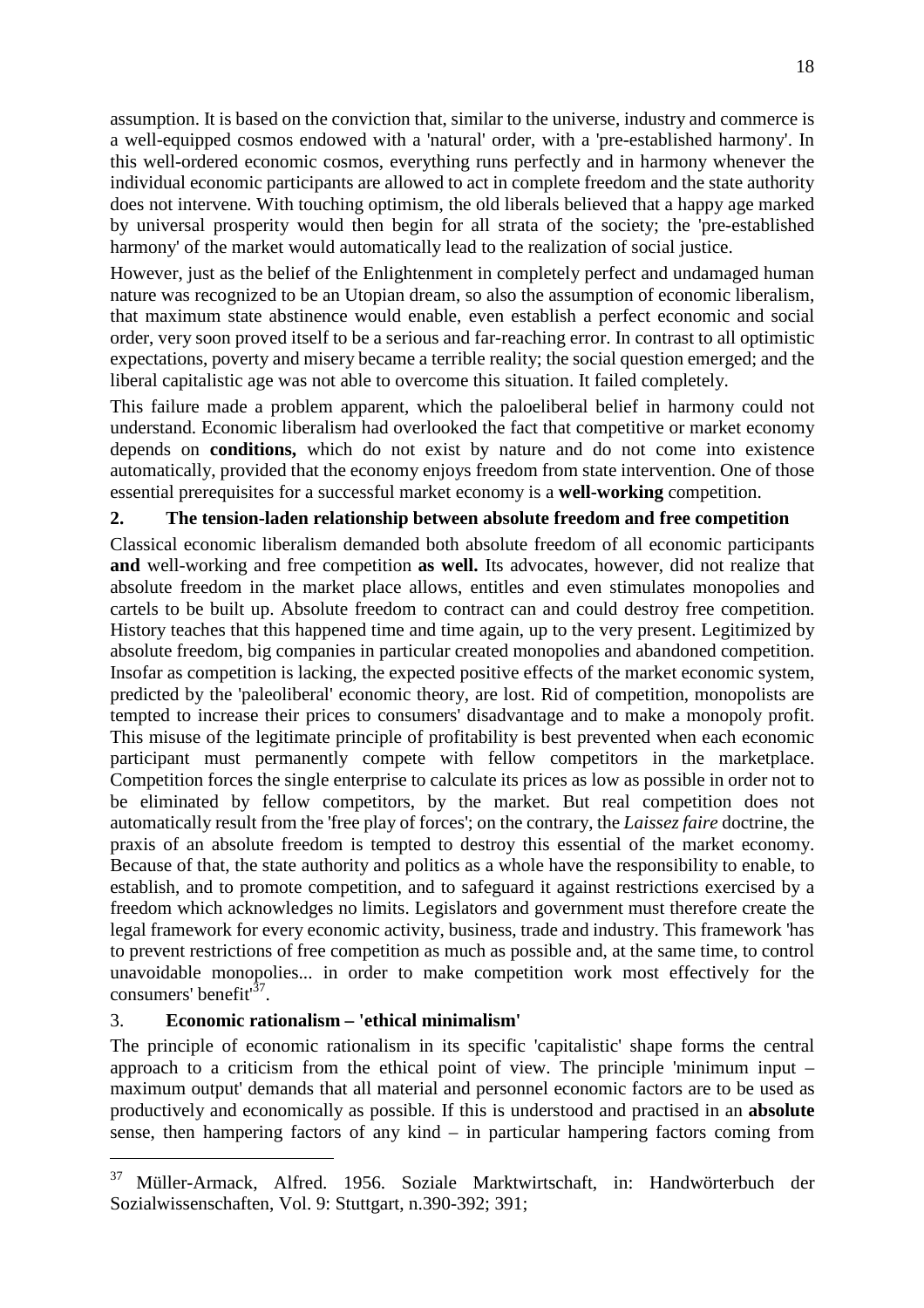assumption. It is based on the conviction that, similar to the universe, industry and commerce is a well-equipped cosmos endowed with a 'natural' order, with a 'pre-established harmony'. In this well-ordered economic cosmos, everything runs perfectly and in harmony whenever the individual economic participants are allowed to act in complete freedom and the state authority does not intervene. With touching optimism, the old liberals believed that a happy age marked by universal prosperity would then begin for all strata of the society; the 'pre-established harmony' of the market would automatically lead to the realization of social justice.

However, just as the belief of the Enlightenment in completely perfect and undamaged human nature was recognized to be an Utopian dream, so also the assumption of economic liberalism, that maximum state abstinence would enable, even establish a perfect economic and social order, very soon proved itself to be a serious and far-reaching error. In contrast to all optimistic expectations, poverty and misery became a terrible reality; the social question emerged; and the liberal capitalistic age was not able to overcome this situation. It failed completely.

This failure made a problem apparent, which the paloeliberal belief in harmony could not understand. Economic liberalism had overlooked the fact that competitive or market economy depends on **conditions,** which do not exist by nature and do not come into existence automatically, provided that the economy enjoys freedom from state intervention. One of those essential prerequisites for a successful market economy is a **well-working** competition.

## 2. The tension-laden relationship between absolute freedom and free competition

Classical economic liberalism demanded both absolute freedom of all economic participants **and** well-working and free competition **as well.** Its advocates, however, did not realize that absolute freedom in the market place allows, entitles and even stimulates monopolies and cartels to be built up. Absolute freedom to contract can and could destroy free competition. History teaches that this happened time and time again, up to the very present. Legitimized by absolute freedom, big companies in particular created monopolies and abandoned competition. Insofar as competition is lacking, the expected positive effects of the market economic system, predicted by the 'paleoliberal' economic theory, are lost. Rid of competition, monopolists are tempted to increase their prices to consumers' disadvantage and to make a monopoly profit. This misuse of the legitimate principle of profitability is best prevented when each economic participant must permanently compete with fellow competitors in the marketplace. Competition forces the single enterprise to calculate its prices as low as possible in order not to be eliminated by fellow competitors, by the market. But real competition does not automatically result from the 'free play of forces'; on the contrary, the *Laissez faire* doctrine, the praxis of an absolute freedom is tempted to destroy this essential of the market economy. Because of that, the state authority and politics as a whole have the responsibility to enable, to establish, and to promote competition, and to safeguard it against restrictions exercised by a freedom which acknowledges no limits. Legislators and government must therefore create the legal framework for every economic activity, business, trade and industry. This framework 'has to prevent restrictions of free competition as much as possible and, at the same time, to control unavoidable monopolies... in order to make competition work most effectively for the consumers' benefit'[37].

## 3. Economic rationalism – 'ethical minimalism'

The principle of economic rationalism in its specific 'capitalistic' shape forms the central approach to a criticism from the ethical point of view. The principle 'minimum input – maximum output' demands that all material and personnel economic factors are to be used as productively and economically as possible. If this is understood and practised in an **absolute** sense, then hampering factors of any kind – in particular hampering factors coming from

---

[37] Müller-Armack, Alfred. 1956. Soziale Marktwirtschaft, in: Handwörterbuch der Sozialwissenschaften, Vol. 9: Stuttgart, n.390-392; 391;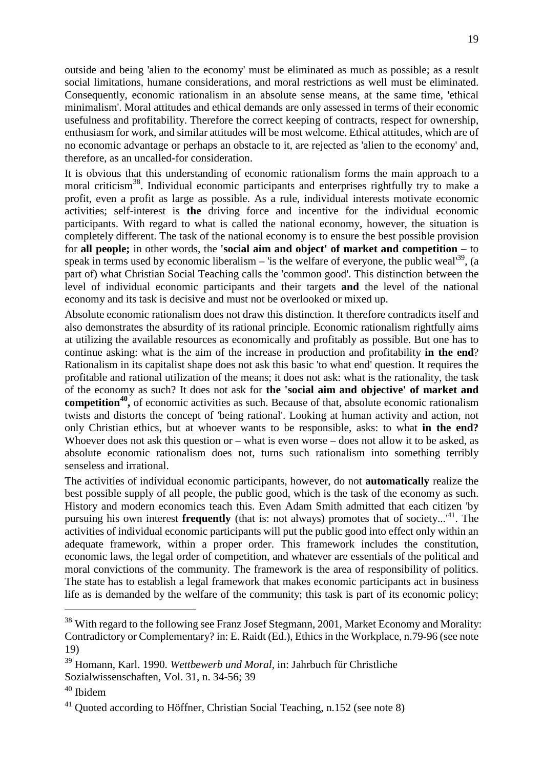outside and being 'alien to the economy' must be eliminated as much as possible; as a result social limitations, humane considerations, and moral restrictions as well must be eliminated. Consequently, economic rationalism in an absolute sense means, at the same time, 'ethical minimalism'. Moral attitudes and ethical demands are only assessed in terms of their economic usefulness and profitability. Therefore the correct keeping of contracts, respect for ownership, enthusiasm for work, and similar attitudes will be most welcome. Ethical attitudes, which are of no economic advantage or perhaps an obstacle to it, are rejected as 'alien to the economy' and, therefore, as an uncalled-for consideration.

It is obvious that this understanding of economic rationalism forms the main approach to a moral criticism[38]. Individual economic participants and enterprises rightfully try to make a profit, even a profit as large as possible. As a rule, individual interests motivate economic activities; self-interest is **the** driving force and incentive for the individual economic participants. With regard to what is called the national economy, however, the situation is completely different. The task of the national economy is to ensure the best possible provision for **all people;** in other words, the **'social aim and object' of market and competition –** to speak in terms used by economic liberalism – 'is the welfare of everyone, the public weal'[39], (a part of) what Christian Social Teaching calls the 'common good'. This distinction between the level of individual economic participants and their targets **and** the level of the national economy and its task is decisive and must not be overlooked or mixed up.

Absolute economic rationalism does not draw this distinction. It therefore contradicts itself and also demonstrates the absurdity of its rational principle. Economic rationalism rightfully aims at utilizing the available resources as economically and profitably as possible. But one has to continue asking: what is the aim of the increase in production and profitability **in the end**? Rationalism in its capitalist shape does not ask this basic 'to what end' question. It requires the profitable and rational utilization of the means; it does not ask: what is the rationality, the task of the economy as such? It does not ask for **the 'social aim and objective' of market and competition[40],** of economic activities as such. Because of that, absolute economic rationalism twists and distorts the concept of 'being rational'. Looking at human activity and action, not only Christian ethics, but at whoever wants to be responsible, asks: to what **in the end?** Whoever does not ask this question or – what is even worse – does not allow it to be asked, as absolute economic rationalism does not, turns such rationalism into something terribly senseless and irrational.

The activities of individual economic participants, however, do not **automatically** realize the best possible supply of all people, the public good, which is the task of the economy as such. History and modern economics teach this. Even Adam Smith admitted that each citizen 'by pursuing his own interest **frequently** (that is: not always) promotes that of society...'[41]. The activities of individual economic participants will put the public good into effect only within an adequate framework, within a proper order. This framework includes the constitution, economic laws, the legal order of competition, and whatever are essentials of the political and moral convictions of the community. The framework is the area of responsibility of politics. The state has to establish a legal framework that makes economic participants act in business life as is demanded by the welfare of the community; this task is part of its economic policy;

---

[38] With regard to the following see Franz Josef Stegmann, 2001, Market Economy and Morality: Contradictory or Complementary? in: E. Raidt (Ed.), Ethics in the Workplace, n.79-96 (see note 19)

[39] Homann, Karl. 1990. *Wettbewerb und Moral*, in: Jahrbuch für Christliche Sozialwissenschaften, Vol. 31, n. 34-56; 39

[40] Ibidem

[41] Quoted according to Höffner, Christian Social Teaching, n.152 (see note 8)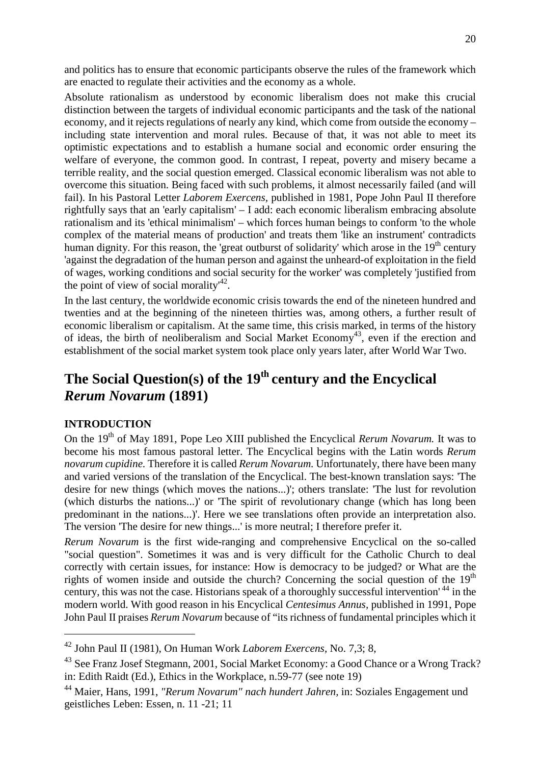and politics has to ensure that economic participants observe the rules of the framework which are enacted to regulate their activities and the economy as a whole.

Absolute rationalism as understood by economic liberalism does not make this crucial distinction between the targets of individual economic participants and the task of the national economy, and it rejects regulations of nearly any kind, which come from outside the economy – including state intervention and moral rules. Because of that, it was not able to meet its optimistic expectations and to establish a humane social and economic order ensuring the welfare of everyone, the common good. In contrast, I repeat, poverty and misery became a terrible reality, and the social question emerged. Classical economic liberalism was not able to overcome this situation. Being faced with such problems, it almost necessarily failed (and will fail). In his Pastoral Letter *Laborem Exercens*, published in 1981, Pope John Paul II therefore rightfully says that an 'early capitalism' – I add: each economic liberalism embracing absolute rationalism and its 'ethical minimalism' – which forces human beings to conform 'to the whole complex of the material means of production' and treats them 'like an instrument' contradicts human dignity. For this reason, the 'great outburst of solidarity' which arose in the 19th century 'against the degradation of the human person and against the unheard-of exploitation in the field of wages, working conditions and social security for the worker' was completely 'justified from the point of view of social morality'[42].

In the last century, the worldwide economic crisis towards the end of the nineteen hundred and twenties and at the beginning of the nineteen thirties was, among others, a further result of economic liberalism or capitalism. At the same time, this crisis marked, in terms of the history of ideas, the birth of neoliberalism and Social Market Economy[43], even if the erection and establishment of the social market system took place only years later, after World War Two.

# The Social Question(s) of the 19th century and the Encyclical *Rerum Novarum* (1891)

**INTRODUCTION**

On the 19th of May 1891, Pope Leo XIII published the Encyclical *Rerum Novarum.* It was to become his most famous pastoral letter. The Encyclical begins with the Latin words *Rerum novarum cupidine.* Therefore it is called *Rerum Novarum.* Unfortunately, there have been many and varied versions of the translation of the Encyclical. The best-known translation says: 'The desire for new things (which moves the nations...)'; others translate: 'The lust for revolution (which disturbs the nations...)' or 'The spirit of revolutionary change (which has long been predominant in the nations...)'. Here we see translations often provide an interpretation also. The version 'The desire for new things...' is more neutral; I therefore prefer it.

*Rerum Novarum* is the first wide-ranging and comprehensive Encyclical on the so-called "social question". Sometimes it was and is very difficult for the Catholic Church to deal correctly with certain issues, for instance: How is democracy to be judged? or What are the rights of women inside and outside the church? Concerning the social question of the 19th century, this was not the case. Historians speak of a thoroughly successful intervention' [44] in the modern world. With good reason in his Encyclical *Centesimus Annus,* published in 1991, Pope John Paul II praises *Rerum Novarum* because of "its richness of fundamental principles which it

---

[42] John Paul II (1981), On Human Work *Laborem Exercens*, No. 7,3; 8,

[43] See Franz Josef Stegmann, 2001, Social Market Economy: a Good Chance or a Wrong Track? in: Edith Raidt (Ed.), Ethics in the Workplace, n.59-77 (see note 19)

[44] Maier, Hans, 1991, *"Rerum Novarum" nach hundert Jahren,* in: Soziales Engagement und geistliches Leben: Essen, n. 11 -21; 11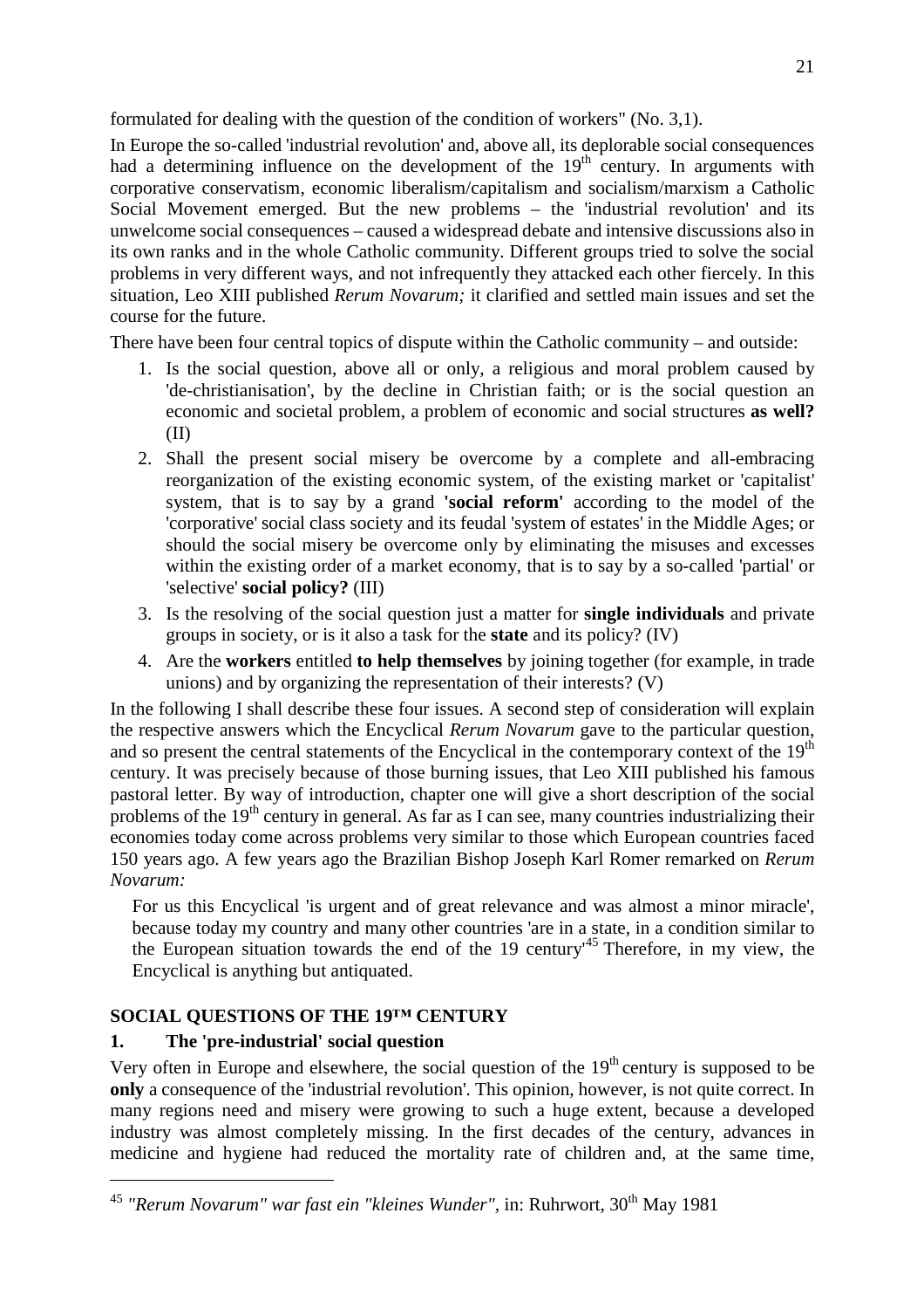formulated for dealing with the question of the condition of workers" (No. 3,1).

In Europe the so-called 'industrial revolution' and, above all, its deplorable social consequences had a determining influence on the development of the 19th century. In arguments with corporative conservatism, economic liberalism/capitalism and socialism/marxism a Catholic Social Movement emerged. But the new problems – the 'industrial revolution' and its unwelcome social consequences – caused a widespread debate and intensive discussions also in its own ranks and in the whole Catholic community. Different groups tried to solve the social problems in very different ways, and not infrequently they attacked each other fiercely. In this situation, Leo XIII published *Rerum Novarum;* it clarified and settled main issues and set the course for the future.

There have been four central topics of dispute within the Catholic community – and outside:

1. Is the social question, above all or only, a religious and moral problem caused by 'de-christianisation', by the decline in Christian faith; or is the social question an economic and societal problem, a problem of economic and social structures **as well?** (II)
2. Shall the present social misery be overcome by a complete and all-embracing reorganization of the existing economic system, of the existing market or 'capitalist' system, that is to say by a grand **'social reform'** according to the model of the 'corporative' social class society and its feudal 'system of estates' in the Middle Ages; or should the social misery be overcome only by eliminating the misuses and excesses within the existing order of a market economy, that is to say by a so-called 'partial' or 'selective' **social policy?** (III)
3. Is the resolving of the social question just a matter for **single individuals** and private groups in society, or is it also a task for the **state** and its policy? (IV)
4. Are the **workers** entitled **to help themselves** by joining together (for example, in trade unions) and by organizing the representation of their interests? (V)

In the following I shall describe these four issues. A second step of consideration will explain the respective answers which the Encyclical *Rerum Novarum* gave to the particular question, and so present the central statements of the Encyclical in the contemporary context of the 19th century. It was precisely because of those burning issues, that Leo XIII published his famous pastoral letter. By way of introduction, chapter one will give a short description of the social problems of the 19th century in general. As far as I can see, many countries industrializing their economies today come across problems very similar to those which European countries faced 150 years ago. A few years ago the Brazilian Bishop Joseph Karl Romer remarked on *Rerum Novarum:*

> For us this Encyclical 'is urgent and of great relevance and was almost a minor miracle', because today my country and many other countries 'are in a state, in a condition similar to the European situation towards the end of the 19 century'[45] Therefore, in my view, the Encyclical is anything but antiquated.

## SOCIAL QUESTIONS OF THE 19TH CENTURY

### 1. The 'pre-industrial' social question

Very often in Europe and elsewhere, the social question of the 19th century is supposed to be **only** a consequence of the 'industrial revolution'. This opinion, however, is not quite correct. In many regions need and misery were growing to such a huge extent, because a developed industry was almost completely missing. In the first decades of the century, advances in medicine and hygiene had reduced the mortality rate of children and, at the same time,

---

[45] *"Rerum Novarum" war fast ein "kleines Wunder"*, in: Ruhrwort, 30th May 1981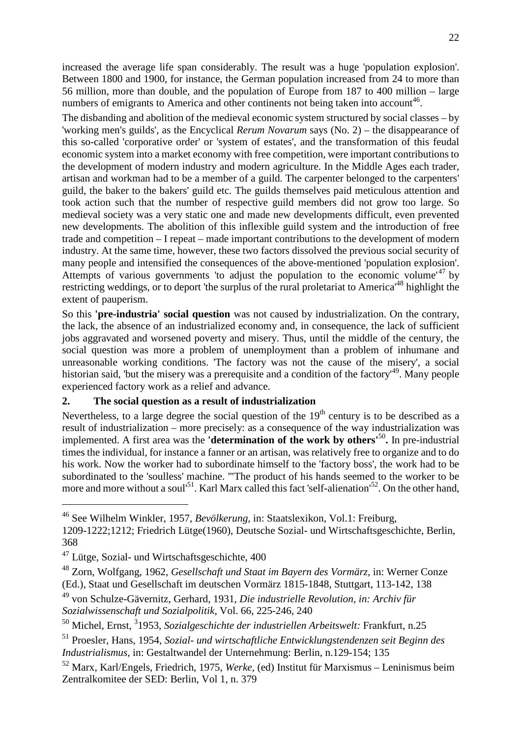increased the average life span considerably. The result was a huge 'population explosion'. Between 1800 and 1900, for instance, the German population increased from 24 to more than 56 million, more than double, and the population of Europe from 187 to 400 million – large numbers of emigrants to America and other continents not being taken into account[46].

The disbanding and abolition of the medieval economic system structured by social classes – by 'working men's guilds', as the Encyclical *Rerum Novarum* says (No. 2) – the disappearance of this so-called 'corporative order' or 'system of estates', and the transformation of this feudal economic system into a market economy with free competition, were important contributions to the development of modern industry and modern agriculture. In the Middle Ages each trader, artisan and workman had to be a member of a guild. The carpenter belonged to the carpenters' guild, the baker to the bakers' guild etc. The guilds themselves paid meticulous attention and took action such that the number of respective guild members did not grow too large. So medieval society was a very static one and made new developments difficult, even prevented new developments. The abolition of this inflexible guild system and the introduction of free trade and competition – I repeat – made important contributions to the development of modern industry. At the same time, however, these two factors dissolved the previous social security of many people and intensified the consequences of the above-mentioned 'population explosion'. Attempts of various governments 'to adjust the population to the economic volume'[47] by restricting weddings, or to deport 'the surplus of the rural proletariat to America'[48] highlight the extent of pauperism.

So this **'pre-industria' social question** was not caused by industrialization. On the contrary, the lack, the absence of an industrialized economy and, in consequence, the lack of sufficient jobs aggravated and worsened poverty and misery. Thus, until the middle of the century, the social question was more a problem of unemployment than a problem of inhumane and unreasonable working conditions. 'The factory was not the cause of the misery', a social historian said, 'but the misery was a prerequisite and a condition of the factory'[49]. Many people experienced factory work as a relief and advance.

## 2. The social question as a result of industrialization

Nevertheless, to a large degree the social question of the 19th century is to be described as a result of industrialization – more precisely: as a consequence of the way industrialization was implemented. A first area was the **'determination of the work by others'**[50]**.** In pre-industrial times the individual, for instance a fanner or an artisan, was relatively free to organize and to do his work. Now the worker had to subordinate himself to the 'factory boss', the work had to be subordinated to the 'soulless' machine. "'The product of his hands seemed to the worker to be more and more without a soul'[51]. Karl Marx called this fact 'self-alienation'[52]. On the other hand,

---

[46] See Wilhelm Winkler, 1957, *Bevölkerung,* in: Staatslexikon, Vol.1: Freiburg, 1209-1222;1212; Friedrich Lütge(1960), Deutsche Sozial- und Wirtschaftsgeschichte, Berlin, 368

[47] Lütge, Sozial- und Wirtschaftsgeschichte, 400

[48] Zorn, Wolfgang, 1962, *Gesellschaft und Staat im Bayern des Vormärz,* in: Werner Conze (Ed.), Staat und Gesellschaft im deutschen Vormärz 1815-1848, Stuttgart, 113-142, 138

[49] von Schulze-Gävernitz, Gerhard, 1931, *Die industrielle Revolution, in: Archiv für Sozialwissenschaft und Sozialpolitik,* Vol. 66, 225-246, 240

[50] Michel, Ernst, $^{3}$1953, *Sozialgeschichte der industriellen Arbeitswelt:* Frankfurt, n.25

[51] Proesler, Hans, 1954, *Sozial- und wirtschaftliche Entwicklungstendenzen seit Beginn des Industrialismus,* in: Gestaltwandel der Unternehmung: Berlin, n.129-154; 135

[52] Marx, Karl/Engels, Friedrich, 1975, *Werke,* (ed) Institut für Marxismus – Leninismus beim Zentralkomitee der SED: Berlin, Vol 1, n. 379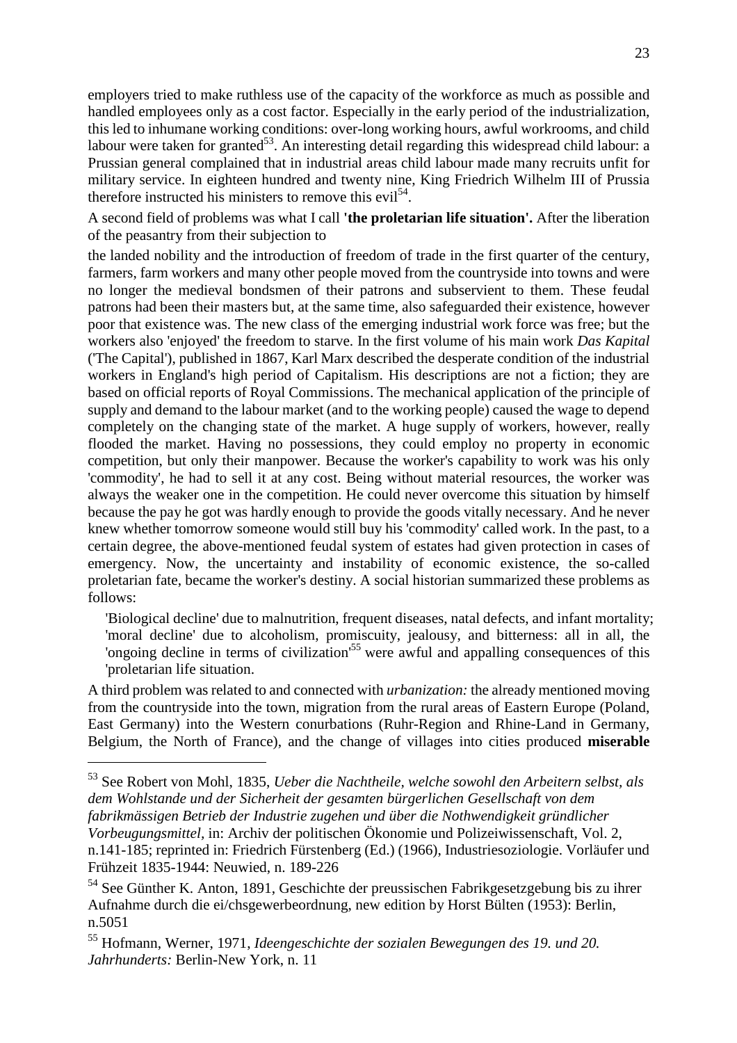employers tried to make ruthless use of the capacity of the workforce as much as possible and handled employees only as a cost factor. Especially in the early period of the industrialization, this led to inhumane working conditions: over-long working hours, awful workrooms, and child labour were taken for granted[53]. An interesting detail regarding this widespread child labour: a Prussian general complained that in industrial areas child labour made many recruits unfit for military service. In eighteen hundred and twenty nine, King Friedrich Wilhelm III of Prussia therefore instructed his ministers to remove this evil[54].

A second field of problems was what I call **'the proletarian life situation'.** After the liberation of the peasantry from their subjection to

the landed nobility and the introduction of freedom of trade in the first quarter of the century, farmers, farm workers and many other people moved from the countryside into towns and were no longer the medieval bondsmen of their patrons and subservient to them. These feudal patrons had been their masters but, at the same time, also safeguarded their existence, however poor that existence was. The new class of the emerging industrial work force was free; but the workers also 'enjoyed' the freedom to starve. In the first volume of his main work *Das Kapital* ('The Capital'), published in 1867, Karl Marx described the desperate condition of the industrial workers in England's high period of Capitalism. His descriptions are not a fiction; they are based on official reports of Royal Commissions. The mechanical application of the principle of supply and demand to the labour market (and to the working people) caused the wage to depend completely on the changing state of the market. A huge supply of workers, however, really flooded the market. Having no possessions, they could employ no property in economic competition, but only their manpower. Because the worker's capability to work was his only 'commodity', he had to sell it at any cost. Being without material resources, the worker was always the weaker one in the competition. He could never overcome this situation by himself because the pay he got was hardly enough to provide the goods vitally necessary. And he never knew whether tomorrow someone would still buy his 'commodity' called work. In the past, to a certain degree, the above-mentioned feudal system of estates had given protection in cases of emergency. Now, the uncertainty and instability of economic existence, the so-called proletarian fate, became the worker's destiny. A social historian summarized these problems as follows:

> 'Biological decline' due to malnutrition, frequent diseases, natal defects, and infant mortality; 'moral decline' due to alcoholism, promiscuity, jealousy, and bitterness: all in all, the 'ongoing decline in terms of civilization'[55] were awful and appalling consequences of this 'proletarian life situation.

A third problem was related to and connected with *urbanization:* the already mentioned moving from the countryside into the town, migration from the rural areas of Eastern Europe (Poland, East Germany) into the Western conurbations (Ruhr-Region and Rhine-Land in Germany, Belgium, the North of France), and the change of villages into cities produced **miserable**

---

[53] See Robert von Mohl, 1835, *Ueber die Nachtheile, welche sowohl den Arbeitern selbst, als dem Wohlstande und der Sicherheit der gesamten bürgerlichen Gesellschaft von dem fabrikmässigen Betrieb der Industrie zugehen und über die Nothwendigkeit gründlicher Vorbeugungsmittel*, in: Archiv der politischen Ökonomie und Polizeiwissenschaft, Vol. 2, n.141-185; reprinted in: Friedrich Fürstenberg (Ed.) (1966), Industriesoziologie. Vorläufer und Frühzeit 1835-1944: Neuwied, n. 189-226

[54] See Günther K. Anton, 1891, Geschichte der preussischen Fabrikgesetzgebung bis zu ihrer Aufnahme durch die ei/chsgewerbeordnung, new edition by Horst Bülten (1953): Berlin, n.5051

[55] Hofmann, Werner, 1971, *Ideengeschichte der sozialen Bewegungen des 19. und 20. Jahrhunderts:* Berlin-New York, n. 11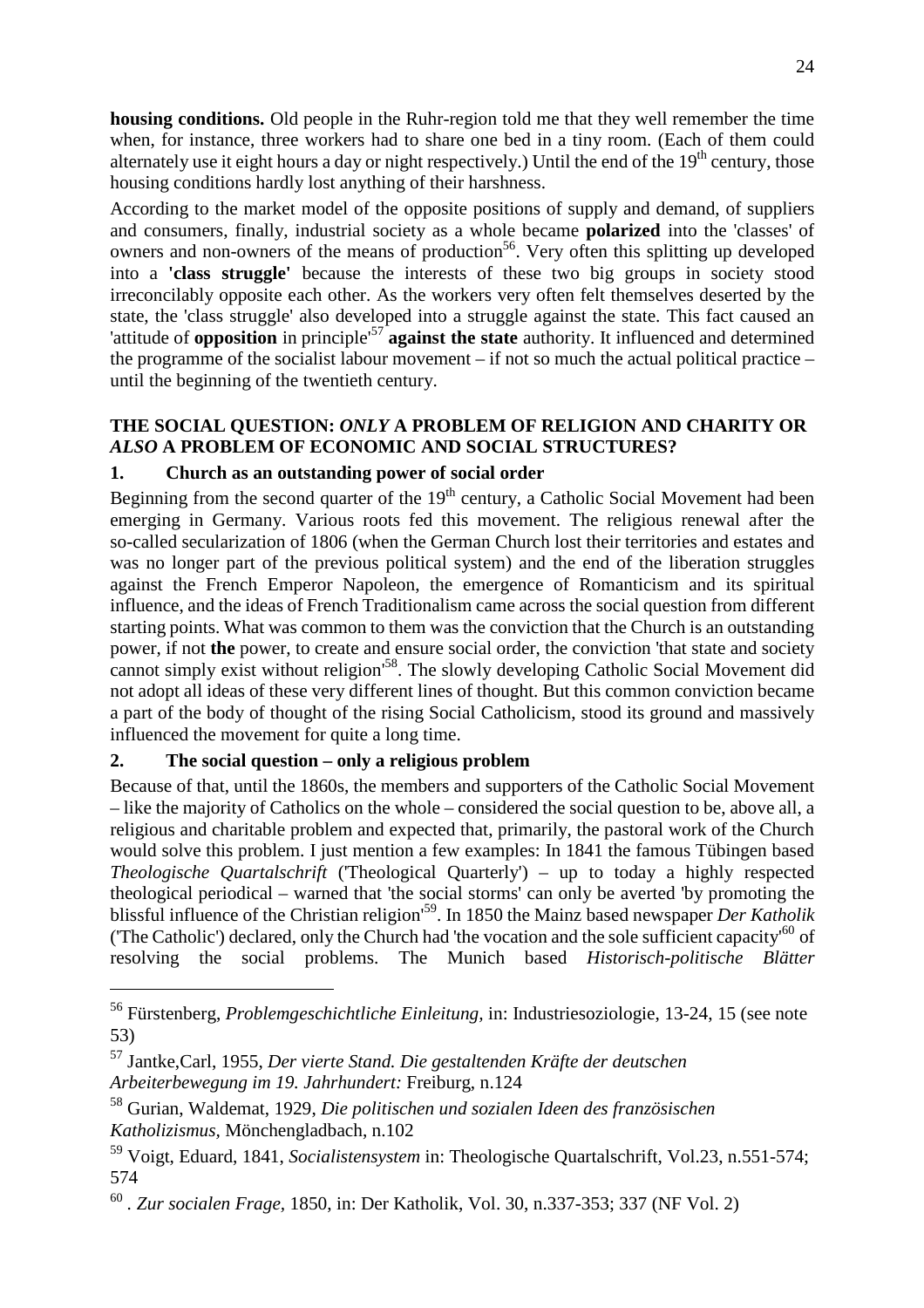**housing conditions.** Old people in the Ruhr-region told me that they well remember the time when, for instance, three workers had to share one bed in a tiny room. (Each of them could alternately use it eight hours a day or night respectively.) Until the end of the 19th century, those housing conditions hardly lost anything of their harshness.

According to the market model of the opposite positions of supply and demand, of suppliers and consumers, finally, industrial society as a whole became **polarized** into the 'classes' of owners and non-owners of the means of production[56]. Very often this splitting up developed into a **'class struggle'** because the interests of these two big groups in society stood irreconcilably opposite each other. As the workers very often felt themselves deserted by the state, the 'class struggle' also developed into a struggle against the state. This fact caused an 'attitude of **opposition** in principle'[57] **against the state** authority. It influenced and determined the programme of the socialist labour movement – if not so much the actual political practice – until the beginning of the twentieth century.

## THE SOCIAL QUESTION: *ONLY* A PROBLEM OF RELIGION AND CHARITY OR *ALSO* A PROBLEM OF ECONOMIC AND SOCIAL STRUCTURES?

### 1. Church as an outstanding power of social order

Beginning from the second quarter of the 19th century, a Catholic Social Movement had been emerging in Germany. Various roots fed this movement. The religious renewal after the so-called secularization of 1806 (when the German Church lost their territories and estates and was no longer part of the previous political system) and the end of the liberation struggles against the French Emperor Napoleon, the emergence of Romanticism and its spiritual influence, and the ideas of French Traditionalism came across the social question from different starting points. What was common to them was the conviction that the Church is an outstanding power, if not **the** power, to create and ensure social order, the conviction 'that state and society cannot simply exist without religion'[58]. The slowly developing Catholic Social Movement did not adopt all ideas of these very different lines of thought. But this common conviction became a part of the body of thought of the rising Social Catholicism, stood its ground and massively influenced the movement for quite a long time.

### 2. The social question – only a religious problem

Because of that, until the 1860s, the members and supporters of the Catholic Social Movement – like the majority of Catholics on the whole – considered the social question to be, above all, a religious and charitable problem and expected that, primarily, the pastoral work of the Church would solve this problem. I just mention a few examples: In 1841 the famous Tübingen based *Theologische Quartalschrift* ('Theological Quarterly') – up to today a highly respected theological periodical – warned that 'the social storms' can only be averted 'by promoting the blissful influence of the Christian religion'[59]. In 1850 the Mainz based newspaper *Der Katholik* ('The Catholic') declared, only the Church had 'the vocation and the sole sufficient capacity'[60] of resolving the social problems. The Munich based *Historisch-politische Blätter*

---

[56] Fürstenberg, *Problemgeschichtliche Einleitung*, in: Industriesoziologie, 13-24, 15 (see note 53)

[57] Jantke,Carl, 1955, *Der vierte Stand. Die gestaltenden Kräfte der deutschen Arbeiterbewegung im 19. Jahrhundert:* Freiburg, n.124

[58] Gurian, Waldemat, 1929, *Die politischen und sozialen Ideen des französischen Katholizismus*, Mönchengladbach, n.102

[59] Voigt, Eduard, 1841, *Socialistensystem* in: Theologische Quartalschrift, Vol.23, n.551-574; 574

[60] . *Zur socialen Frage*, 1850, in: Der Katholik, Vol. 30, n.337-353; 337 (NF Vol. 2)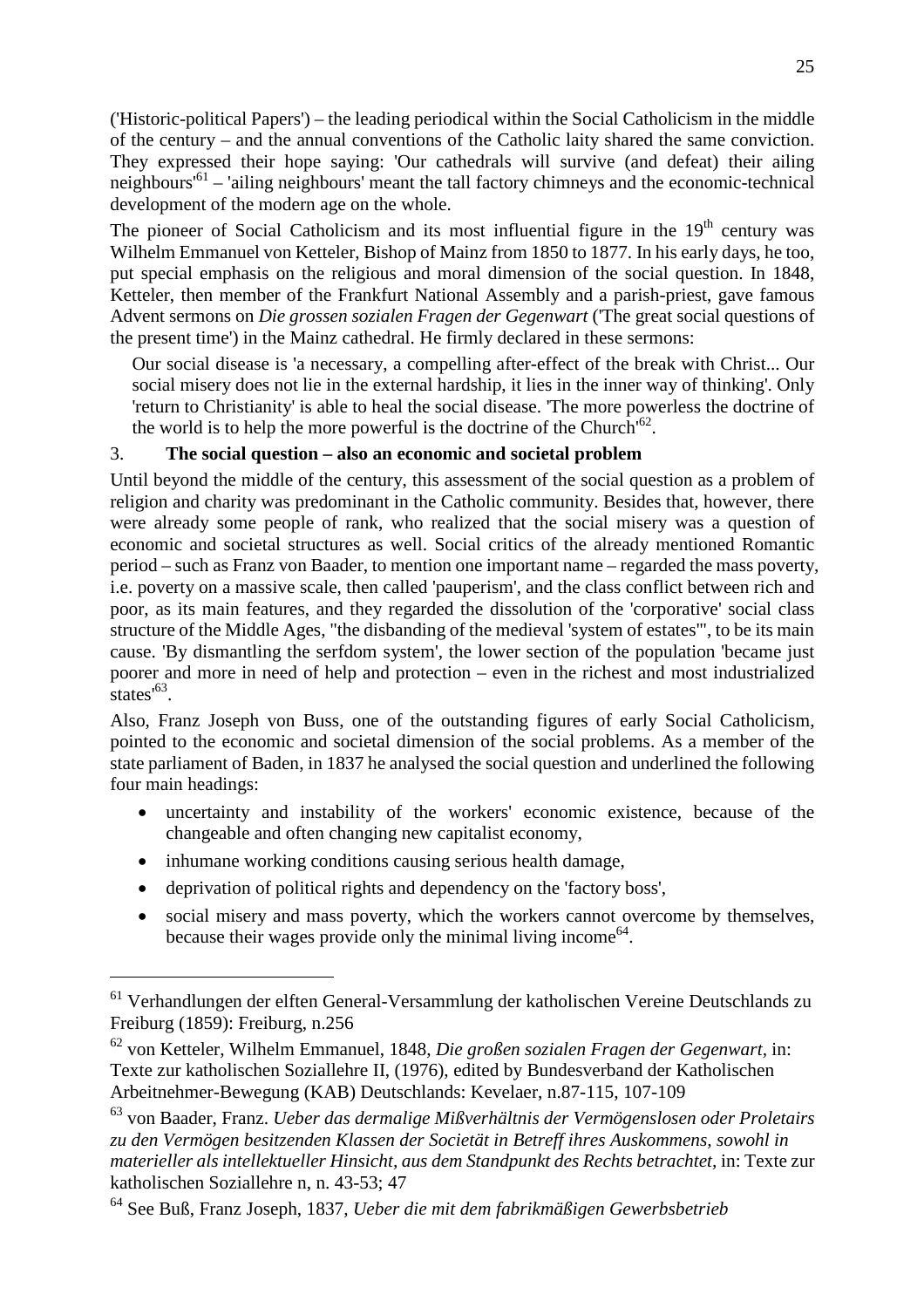('Historic-political Papers') – the leading periodical within the Social Catholicism in the middle of the century – and the annual conventions of the Catholic laity shared the same conviction. They expressed their hope saying: 'Our cathedrals will survive (and defeat) their ailing neighbours'[61] – 'ailing neighbours' meant the tall factory chimneys and the economic-technical development of the modern age on the whole.

The pioneer of Social Catholicism and its most influential figure in the 19th century was Wilhelm Emmanuel von Ketteler, Bishop of Mainz from 1850 to 1877. In his early days, he too, put special emphasis on the religious and moral dimension of the social question. In 1848, Ketteler, then member of the Frankfurt National Assembly and a parish-priest, gave famous Advent sermons on *Die grossen sozialen Fragen der Gegenwart* ('The great social questions of the present time') in the Mainz cathedral. He firmly declared in these sermons:

> Our social disease is 'a necessary, a compelling after-effect of the break with Christ... Our social misery does not lie in the external hardship, it lies in the inner way of thinking'. Only 'return to Christianity' is able to heal the social disease. 'The more powerless the doctrine of the world is to help the more powerful is the doctrine of the Church'[62].

### 3. The social question – also an economic and societal problem

Until beyond the middle of the century, this assessment of the social question as a problem of religion and charity was predominant in the Catholic community. Besides that, however, there were already some people of rank, who realized that the social misery was a question of economic and societal structures as well. Social critics of the already mentioned Romantic period – such as Franz von Baader, to mention one important name – regarded the mass poverty, i.e. poverty on a massive scale, then called 'pauperism', and the class conflict between rich and poor, as its main features, and they regarded the dissolution of the 'corporative' social class structure of the Middle Ages, "the disbanding of the medieval 'system of estates'", to be its main cause. 'By dismantling the serfdom system', the lower section of the population 'became just poorer and more in need of help and protection – even in the richest and most industrialized states'[63].

Also, Franz Joseph von Buss, one of the outstanding figures of early Social Catholicism, pointed to the economic and societal dimension of the social problems. As a member of the state parliament of Baden, in 1837 he analysed the social question and underlined the following four main headings:

- uncertainty and instability of the workers' economic existence, because of the changeable and often changing new capitalist economy,
- inhumane working conditions causing serious health damage,
- deprivation of political rights and dependency on the 'factory boss',
- social misery and mass poverty, which the workers cannot overcome by themselves, because their wages provide only the minimal living income[64].

---

[61] Verhandlungen der elften General-Versammlung der katholischen Vereine Deutschlands zu Freiburg (1859): Freiburg, n.256

[62] von Ketteler, Wilhelm Emmanuel, 1848, *Die großen sozialen Fragen der Gegenwart,* in: Texte zur katholischen Soziallehre II, (1976), edited by Bundesverband der Katholischen Arbeitnehmer-Bewegung (KAB) Deutschlands: Kevelaer, n.87-115, 107-109

[63] von Baader, Franz. *Ueber das dermalige Mißverhältnis der Vermögenslosen oder Proletairs zu den Vermögen besitzenden Klassen der Societät in Betreff ihres Auskommens, sowohl in materieller als intellektueller Hinsicht, aus dem Standpunkt des Rechts betrachtet,* in: Texte zur katholischen Soziallehre n, n. 43-53; 47

[64] See Buß, Franz Joseph, 1837, *Ueber die mit dem fabrikmäßigen Gewerbsbetrieb*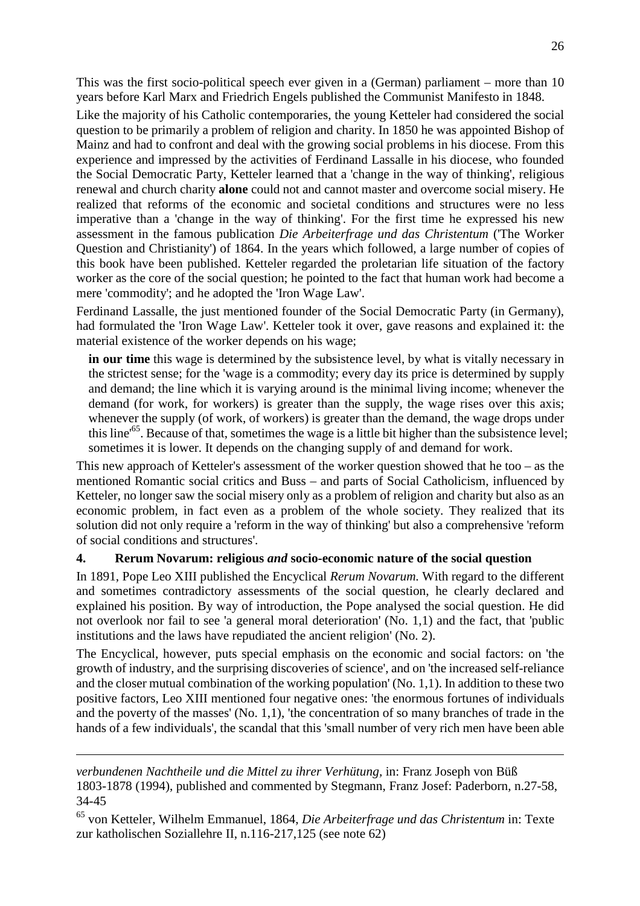This was the first socio-political speech ever given in a (German) parliament – more than 10 years before Karl Marx and Friedrich Engels published the Communist Manifesto in 1848.

Like the majority of his Catholic contemporaries, the young Ketteler had considered the social question to be primarily a problem of religion and charity. In 1850 he was appointed Bishop of Mainz and had to confront and deal with the growing social problems in his diocese. From this experience and impressed by the activities of Ferdinand Lassalle in his diocese, who founded the Social Democratic Party, Ketteler learned that a 'change in the way of thinking', religious renewal and church charity **alone** could not and cannot master and overcome social misery. He realized that reforms of the economic and societal conditions and structures were no less imperative than a 'change in the way of thinking'. For the first time he expressed his new assessment in the famous publication *Die Arbeiterfrage und das Christentum* ('The Worker Question and Christianity') of 1864. In the years which followed, a large number of copies of this book have been published. Ketteler regarded the proletarian life situation of the factory worker as the core of the social question; he pointed to the fact that human work had become a mere 'commodity'; and he adopted the 'Iron Wage Law'.

Ferdinand Lassalle, the just mentioned founder of the Social Democratic Party (in Germany), had formulated the 'Iron Wage Law'. Ketteler took it over, gave reasons and explained it: the material existence of the worker depends on his wage;

> **in our time** this wage is determined by the subsistence level, by what is vitally necessary in the strictest sense; for the 'wage is a commodity; every day its price is determined by supply and demand; the line which it is varying around is the minimal living income; whenever the demand (for work, for workers) is greater than the supply, the wage rises over this axis; whenever the supply (of work, of workers) is greater than the demand, the wage drops under this line'[65]. Because of that, sometimes the wage is a little bit higher than the subsistence level; sometimes it is lower. It depends on the changing supply of and demand for work.

This new approach of Ketteler's assessment of the worker question showed that he too – as the mentioned Romantic social critics and Buss – and parts of Social Catholicism, influenced by Ketteler, no longer saw the social misery only as a problem of religion and charity but also as an economic problem, in fact even as a problem of the whole society. They realized that its solution did not only require a 'reform in the way of thinking' but also a comprehensive 'reform of social conditions and structures'.

## 4. Rerum Novarum: religious *and* socio-economic nature of the social question

In 1891, Pope Leo XIII published the Encyclical *Rerum Novarum.* With regard to the different and sometimes contradictory assessments of the social question, he clearly declared and explained his position. By way of introduction, the Pope analysed the social question. He did not overlook nor fail to see 'a general moral deterioration' (No. 1,1) and the fact, that 'public institutions and the laws have repudiated the ancient religion' (No. 2).

The Encyclical, however, puts special emphasis on the economic and social factors: on 'the growth of industry, and the surprising discoveries of science', and on 'the increased self-reliance and the closer mutual combination of the working population' (No. 1,1). In addition to these two positive factors, Leo XIII mentioned four negative ones: 'the enormous fortunes of individuals and the poverty of the masses' (No. 1,1), 'the concentration of so many branches of trade in the hands of a few individuals', the scandal that this 'small number of very rich men have been able

---

*verbundenen Nachtheile und die Mittel zu ihrer Verhütung,* in: Franz Joseph von Büß 1803-1878 (1994), published and commented by Stegmann, Franz Josef: Paderborn, n.27-58, 34-45

[65] von Ketteler, Wilhelm Emmanuel, 1864, *Die Arbeiterfrage und das Christentum* in: Texte zur katholischen Soziallehre II, n.116-217,125 (see note 62)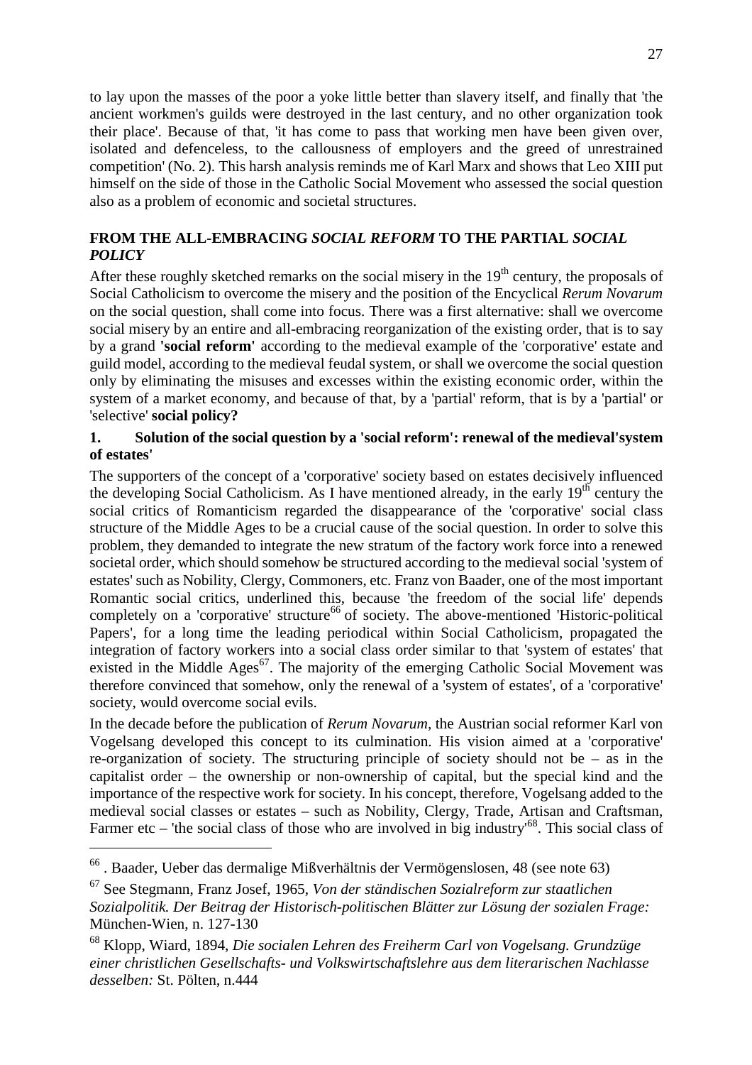to lay upon the masses of the poor a yoke little better than slavery itself, and finally that 'the ancient workmen's guilds were destroyed in the last century, and no other organization took their place'. Because of that, 'it has come to pass that working men have been given over, isolated and defenceless, to the callousness of employers and the greed of unrestrained competition' (No. 2). This harsh analysis reminds me of Karl Marx and shows that Leo XIII put himself on the side of those in the Catholic Social Movement who assessed the social question also as a problem of economic and societal structures.

## FROM THE ALL-EMBRACING *SOCIAL REFORM* TO THE PARTIAL *SOCIAL POLICY*

After these roughly sketched remarks on the social misery in the 19th century, the proposals of Social Catholicism to overcome the misery and the position of the Encyclical *Rerum Novarum* on the social question, shall come into focus. There was a first alternative: shall we overcome social misery by an entire and all-embracing reorganization of the existing order, that is to say by a grand **'social reform'** according to the medieval example of the 'corporative' estate and guild model, according to the medieval feudal system, or shall we overcome the social question only by eliminating the misuses and excesses within the existing economic order, within the system of a market economy, and because of that, by a 'partial' reform, that is by a 'partial' or 'selective' **social policy?**

### 1. Solution of the social question by a 'social reform': renewal of the medieval'system of estates'

The supporters of the concept of a 'corporative' society based on estates decisively influenced the developing Social Catholicism. As I have mentioned already, in the early 19th century the social critics of Romanticism regarded the disappearance of the 'corporative' social class structure of the Middle Ages to be a crucial cause of the social question. In order to solve this problem, they demanded to integrate the new stratum of the factory work force into a renewed societal order, which should somehow be structured according to the medieval social 'system of estates' such as Nobility, Clergy, Commoners, etc. Franz von Baader, one of the most important Romantic social critics, underlined this, because 'the freedom of the social life' depends completely on a 'corporative' structure[66] of society. The above-mentioned 'Historic-political Papers', for a long time the leading periodical within Social Catholicism, propagated the integration of factory workers into a social class order similar to that 'system of estates' that existed in the Middle Ages[67]. The majority of the emerging Catholic Social Movement was therefore convinced that somehow, only the renewal of a 'system of estates', of a 'corporative' society, would overcome social evils.

In the decade before the publication of *Rerum Novarum*, the Austrian social reformer Karl von Vogelsang developed this concept to its culmination. His vision aimed at a 'corporative' re-organization of society. The structuring principle of society should not be – as in the capitalist order – the ownership or non-ownership of capital, but the special kind and the importance of the respective work for society. In his concept, therefore, Vogelsang added to the medieval social classes or estates – such as Nobility, Clergy, Trade, Artisan and Craftsman, Farmer etc – 'the social class of those who are involved in big industry'[68]. This social class of

---

[66] . Baader, Ueber das dermalige Mißverhältnis der Vermögenslosen, 48 (see note 63)

[67] See Stegmann, Franz Josef, 1965, *Von der ständischen Sozialreform zur staatlichen Sozialpolitik. Der Beitrag der Historisch-politischen Blätter zur Lösung der sozialen Frage:* München-Wien, n. 127-130

[68] Klopp, Wiard, 1894, *Die socialen Lehren des Freiherm Carl von Vogelsang. Grundzüge einer christlichen Gesellschafts- und Volkswirtschaftslehre aus dem literarischen Nachlasse desselben:* St. Pölten, n.444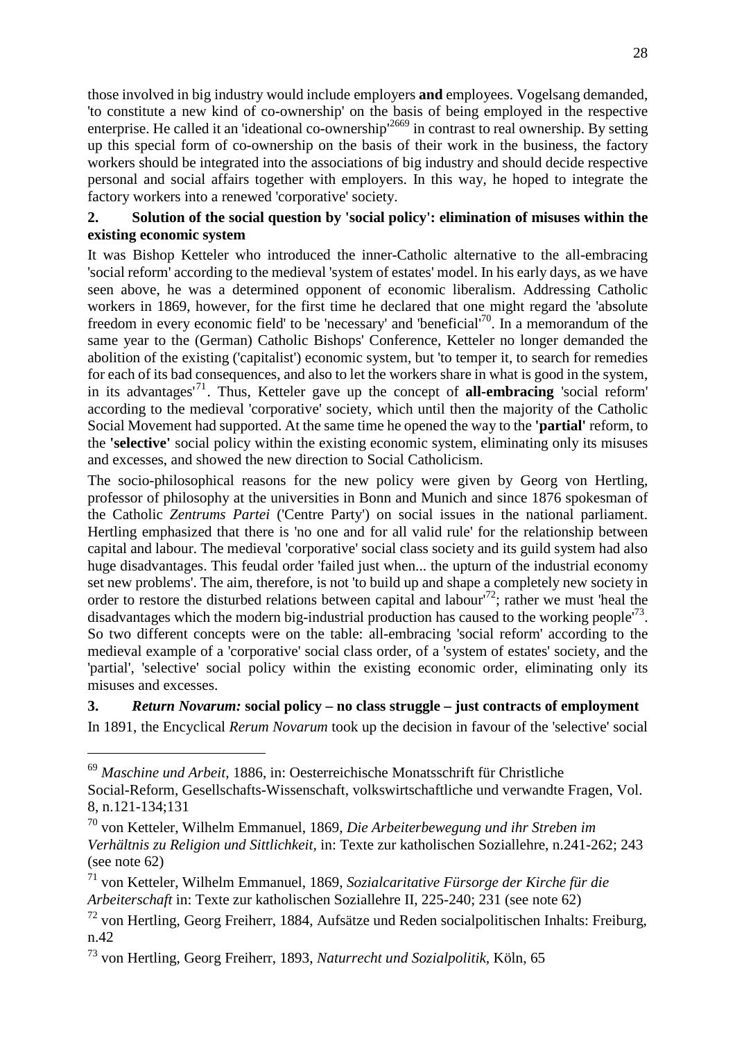those involved in big industry would include employers **and** employees. Vogelsang demanded, 'to constitute a new kind of co-ownership' on the basis of being employed in the respective enterprise. He called it an 'ideational co-ownership'[2669] in contrast to real ownership. By setting up this special form of co-ownership on the basis of their work in the business, the factory workers should be integrated into the associations of big industry and should decide respective personal and social affairs together with employers. In this way, he hoped to integrate the factory workers into a renewed 'corporative' society.

### 2. Solution of the social question by 'social policy': elimination of misuses within the existing economic system

It was Bishop Ketteler who introduced the inner-Catholic alternative to the all-embracing 'social reform' according to the medieval 'system of estates' model. In his early days, as we have seen above, he was a determined opponent of economic liberalism. Addressing Catholic workers in 1869, however, for the first time he declared that one might regard the 'absolute freedom in every economic field' to be 'necessary' and 'beneficial'[70]. In a memorandum of the same year to the (German) Catholic Bishops' Conference, Ketteler no longer demanded the abolition of the existing ('capitalist') economic system, but 'to temper it, to search for remedies for each of its bad consequences, and also to let the workers share in what is good in the system, in its advantages'[71]. Thus, Ketteler gave up the concept of **all-embracing** 'social reform' according to the medieval 'corporative' society, which until then the majority of the Catholic Social Movement had supported. At the same time he opened the way to the **'partial'** reform, to the **'selective'** social policy within the existing economic system, eliminating only its misuses and excesses, and showed the new direction to Social Catholicism.

The socio-philosophical reasons for the new policy were given by Georg von Hertling, professor of philosophy at the universities in Bonn and Munich and since 1876 spokesman of the Catholic *Zentrums Partei* ('Centre Party') on social issues in the national parliament. Hertling emphasized that there is 'no one and for all valid rule' for the relationship between capital and labour. The medieval 'corporative' social class society and its guild system had also huge disadvantages. This feudal order 'failed just when... the upturn of the industrial economy set new problems'. The aim, therefore, is not 'to build up and shape a completely new society in order to restore the disturbed relations between capital and labour'[72]; rather we must 'heal the disadvantages which the modern big-industrial production has caused to the working people'[73]. So two different concepts were on the table: all-embracing 'social reform' according to the medieval example of a 'corporative' social class order, of a 'system of estates' society, and the 'partial', 'selective' social policy within the existing economic order, eliminating only its misuses and excesses.

### 3. *Return Novarum:* social policy – no class struggle – just contracts of employment

In 1891, the Encyclical *Rerum Novarum* took up the decision in favour of the 'selective' social

---

[69] *Maschine und Arbeit*, 1886, in: Oesterreichische Monatsschrift für Christliche Social-Reform, Gesellschafts-Wissenschaft, volkswirtschaftliche und verwandte Fragen, Vol. 8, n.121-134;131

[70] von Ketteler, Wilhelm Emmanuel, 1869, *Die Arbeiterbewegung und ihr Streben im Verhältnis zu Religion und Sittlichkeit,* in: Texte zur katholischen Soziallehre, n.241-262; 243 (see note 62)

[71] von Ketteler, Wilhelm Emmanuel, 1869, *Sozialcaritative Fürsorge der Kirche für die Arbeiterschaft* in: Texte zur katholischen Soziallehre II, 225-240; 231 (see note 62)

[72] von Hertling, Georg Freiherr, 1884, Aufsätze und Reden socialpolitischen Inhalts: Freiburg, n.42

[73] von Hertling, Georg Freiherr, 1893, *Naturrecht und Sozialpolitik,* Köln, 65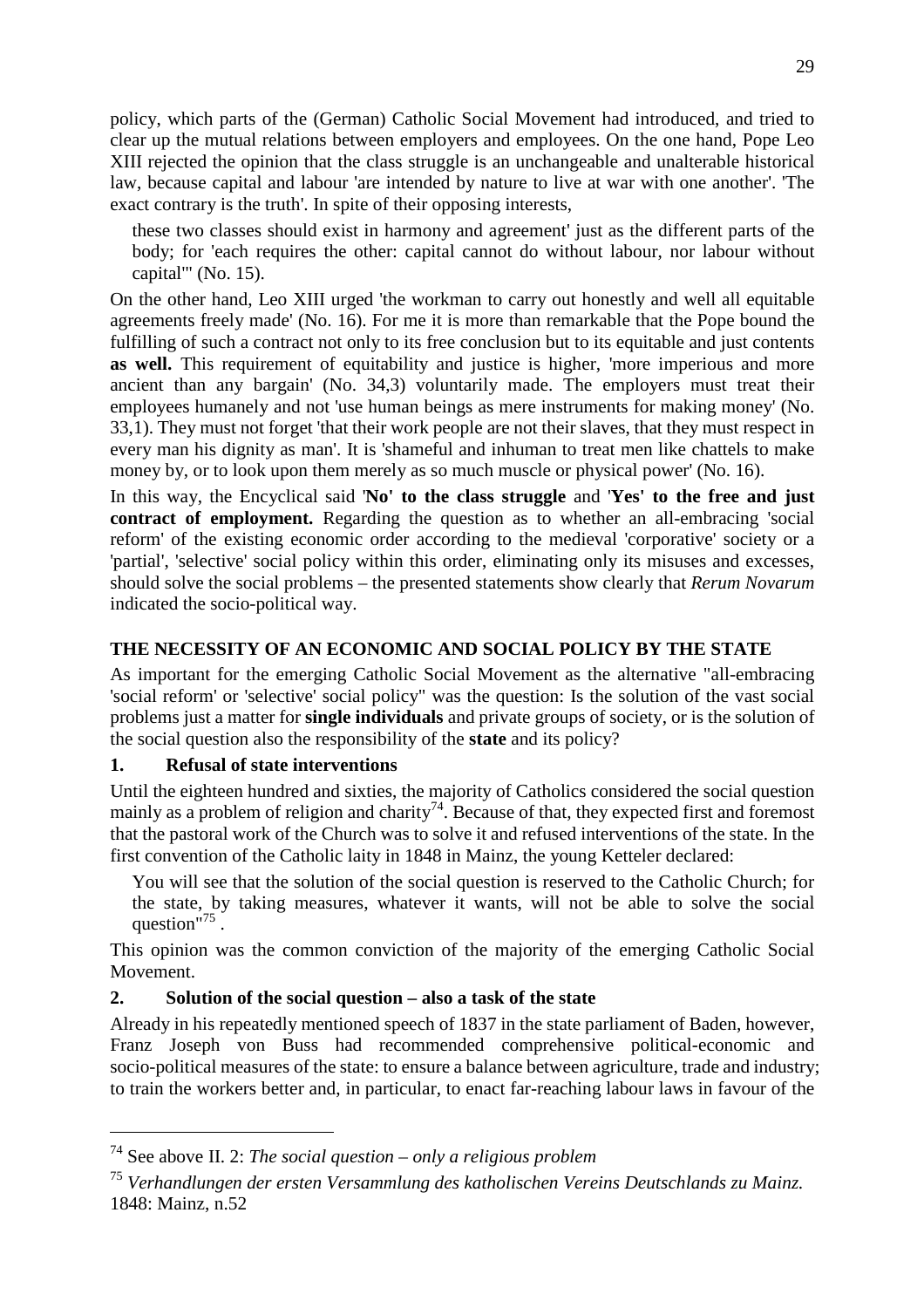policy, which parts of the (German) Catholic Social Movement had introduced, and tried to clear up the mutual relations between employers and employees. On the one hand, Pope Leo XIII rejected the opinion that the class struggle is an unchangeable and unalterable historical law, because capital and labour 'are intended by nature to live at war with one another'. 'The exact contrary is the truth'. In spite of their opposing interests,

> these two classes should exist in harmony and agreement' just as the different parts of the body; for 'each requires the other: capital cannot do without labour, nor labour without capital'" (No. 15).

On the other hand, Leo XIII urged 'the workman to carry out honestly and well all equitable agreements freely made' (No. 16). For me it is more than remarkable that the Pope bound the fulfilling of such a contract not only to its free conclusion but to its equitable and just contents **as well.** This requirement of equitability and justice is higher, 'more imperious and more ancient than any bargain' (No. 34,3) voluntarily made. The employers must treat their employees humanely and not 'use human beings as mere instruments for making money' (No. 33,1). They must not forget 'that their work people are not their slaves, that they must respect in every man his dignity as man'. It is 'shameful and inhuman to treat men like chattels to make money by, or to look upon them merely as so much muscle or physical power' (No. 16).

In this way, the Encyclical said '**No' to the class struggle** and '**Yes' to the free and just contract of employment.** Regarding the question as to whether an all-embracing 'social reform' of the existing economic order according to the medieval 'corporative' society or a 'partial', 'selective' social policy within this order, eliminating only its misuses and excesses, should solve the social problems – the presented statements show clearly that *Rerum Novarum* indicated the socio-political way.

## THE NECESSITY OF AN ECONOMIC AND SOCIAL POLICY BY THE STATE

As important for the emerging Catholic Social Movement as the alternative "all-embracing 'social reform' or 'selective' social policy" was the question: Is the solution of the vast social problems just a matter for **single individuals** and private groups of society, or is the solution of the social question also the responsibility of the **state** and its policy?

### 1. Refusal of state interventions

Until the eighteen hundred and sixties, the majority of Catholics considered the social question mainly as a problem of religion and charity[74]. Because of that, they expected first and foremost that the pastoral work of the Church was to solve it and refused interventions of the state. In the first convention of the Catholic laity in 1848 in Mainz, the young Ketteler declared:

> You will see that the solution of the social question is reserved to the Catholic Church; for the state, by taking measures, whatever it wants, will not be able to solve the social question"[75] .

This opinion was the common conviction of the majority of the emerging Catholic Social Movement.

### 2. Solution of the social question – also a task of the state

Already in his repeatedly mentioned speech of 1837 in the state parliament of Baden, however, Franz Joseph von Buss had recommended comprehensive political-economic and socio-political measures of the state: to ensure a balance between agriculture, trade and industry; to train the workers better and, in particular, to enact far-reaching labour laws in favour of the

---

[74] See above II. 2: *The social question – only a religious problem*

[75] *Verhandlungen der ersten Versammlung des katholischen Vereins Deutschlands zu Mainz.* 1848: Mainz, n.52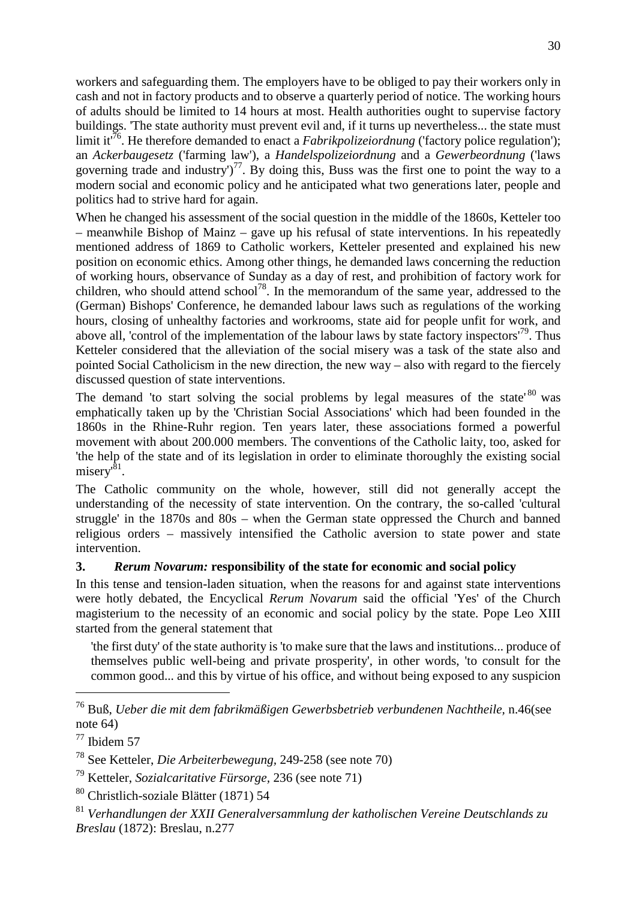workers and safeguarding them. The employers have to be obliged to pay their workers only in cash and not in factory products and to observe a quarterly period of notice. The working hours of adults should be limited to 14 hours at most. Health authorities ought to supervise factory buildings. 'The state authority must prevent evil and, if it turns up nevertheless... the state must limit it'[76]. He therefore demanded to enact a *Fabrikpolizeiordnung* ('factory police regulation'); an *Ackerbaugesetz* ('farming law'), a *Handelspolizeiordnung* and a *Gewerbeordnung* ('laws governing trade and industry')[77]. By doing this, Buss was the first one to point the way to a modern social and economic policy and he anticipated what two generations later, people and politics had to strive hard for again.

When he changed his assessment of the social question in the middle of the 1860s, Ketteler too – meanwhile Bishop of Mainz – gave up his refusal of state interventions. In his repeatedly mentioned address of 1869 to Catholic workers, Ketteler presented and explained his new position on economic ethics. Among other things, he demanded laws concerning the reduction of working hours, observance of Sunday as a day of rest, and prohibition of factory work for children, who should attend school[78]. In the memorandum of the same year, addressed to the (German) Bishops' Conference, he demanded labour laws such as regulations of the working hours, closing of unhealthy factories and workrooms, state aid for people unfit for work, and above all, 'control of the implementation of the labour laws by state factory inspectors'[79]. Thus Ketteler considered that the alleviation of the social misery was a task of the state also and pointed Social Catholicism in the new direction, the new way – also with regard to the fiercely discussed question of state interventions.

The demand 'to start solving the social problems by legal measures of the state'[80] was emphatically taken up by the 'Christian Social Associations' which had been founded in the 1860s in the Rhine-Ruhr region. Ten years later, these associations formed a powerful movement with about 200.000 members. The conventions of the Catholic laity, too, asked for 'the help of the state and of its legislation in order to eliminate thoroughly the existing social misery'[81].

The Catholic community on the whole, however, still did not generally accept the understanding of the necessity of state intervention. On the contrary, the so-called 'cultural struggle' in the 1870s and 80s – when the German state oppressed the Church and banned religious orders – massively intensified the Catholic aversion to state power and state intervention.

### 3. *Rerum Novarum:* responsibility of the state for economic and social policy

In this tense and tension-laden situation, when the reasons for and against state interventions were hotly debated, the Encyclical *Rerum Novarum* said the official 'Yes' of the Church magisterium to the necessity of an economic and social policy by the state. Pope Leo XIII started from the general statement that

> 'the first duty' of the state authority is 'to make sure that the laws and institutions... produce of themselves public well-being and private prosperity', in other words, 'to consult for the common good... and this by virtue of his office, and without being exposed to any suspicion

---

[76] Buß, *Ueber die mit dem fabrikmäßigen Gewerbsbetrieb verbundenen Nachtheile,* n.46(see note 64)

[77] Ibidem 57

[78] See Ketteler, *Die Arbeiterbewegung,* 249-258 (see note 70)

[79] Ketteler, *Sozialcaritative Fürsorge,* 236 (see note 71)

[80] Christlich-soziale Blätter (1871) 54

[81] *Verhandlungen der XXII Generalversammlung der katholischen Vereine Deutschlands zu Breslau* (1872): Breslau, n.277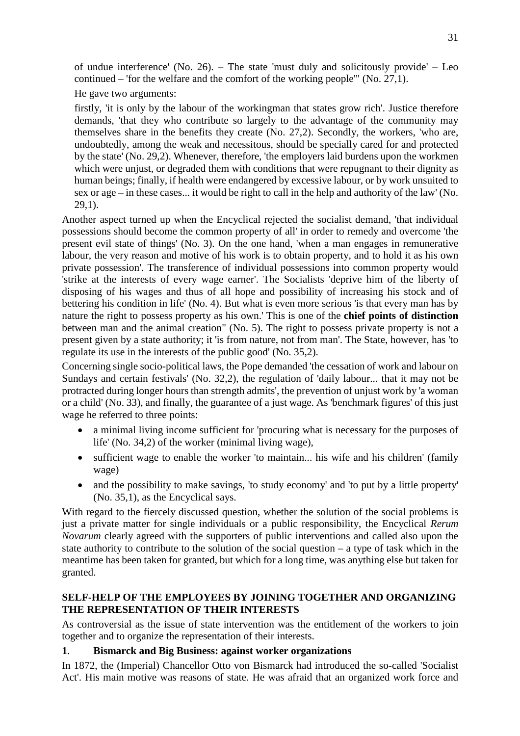of undue interference' (No. 26). – The state 'must duly and solicitously provide' – Leo continued – 'for the welfare and the comfort of the working people'" (No. 27,1).

He gave two arguments:

firstly, 'it is only by the labour of the workingman that states grow rich'. Justice therefore demands, 'that they who contribute so largely to the advantage of the community may themselves share in the benefits they create (No. 27,2). Secondly, the workers, 'who are, undoubtedly, among the weak and necessitous, should be specially cared for and protected by the state' (No. 29,2). Whenever, therefore, 'the employers laid burdens upon the workmen which were unjust, or degraded them with conditions that were repugnant to their dignity as human beings; finally, if health were endangered by excessive labour, or by work unsuited to sex or age – in these cases... it would be right to call in the help and authority of the law' (No. 29,1).

Another aspect turned up when the Encyclical rejected the socialist demand, 'that individual possessions should become the common property of all' in order to remedy and overcome 'the present evil state of things' (No. 3). On the one hand, 'when a man engages in remunerative labour, the very reason and motive of his work is to obtain property, and to hold it as his own private possession'. The transference of individual possessions into common property would 'strike at the interests of every wage earner'. The Socialists 'deprive him of the liberty of disposing of his wages and thus of all hope and possibility of increasing his stock and of bettering his condition in life' (No. 4). But what is even more serious 'is that every man has by nature the right to possess property as his own.' This is one of the **chief points of distinction** between man and the animal creation" (No. 5). The right to possess private property is not a present given by a state authority; it 'is from nature, not from man'. The State, however, has 'to regulate its use in the interests of the public good' (No. 35,2).

Concerning single socio-political laws, the Pope demanded 'the cessation of work and labour on Sundays and certain festivals' (No. 32,2), the regulation of 'daily labour... that it may not be protracted during longer hours than strength admits', the prevention of unjust work by 'a woman or a child' (No. 33), and finally, the guarantee of a just wage. As 'benchmark figures' of this just wage he referred to three points:

- a minimal living income sufficient for 'procuring what is necessary for the purposes of life' (No. 34,2) of the worker (minimal living wage),
- sufficient wage to enable the worker 'to maintain... his wife and his children' (family wage)
- and the possibility to make savings, 'to study economy' and 'to put by a little property' (No. 35,1), as the Encyclical says.

With regard to the fiercely discussed question, whether the solution of the social problems is just a private matter for single individuals or a public responsibility, the Encyclical *Rerum Novarum* clearly agreed with the supporters of public interventions and called also upon the state authority to contribute to the solution of the social question – a type of task which in the meantime has been taken for granted, but which for a long time, was anything else but taken for granted.

## SELF-HELP OF THE EMPLOYEES BY JOINING TOGETHER AND ORGANIZING THE REPRESENTATION OF THEIR INTERESTS

As controversial as the issue of state intervention was the entitlement of the workers to join together and to organize the representation of their interests.

### 1. Bismarck and Big Business: against worker organizations

In 1872, the (Imperial) Chancellor Otto von Bismarck had introduced the so-called 'Socialist Act'. His main motive was reasons of state. He was afraid that an organized work force and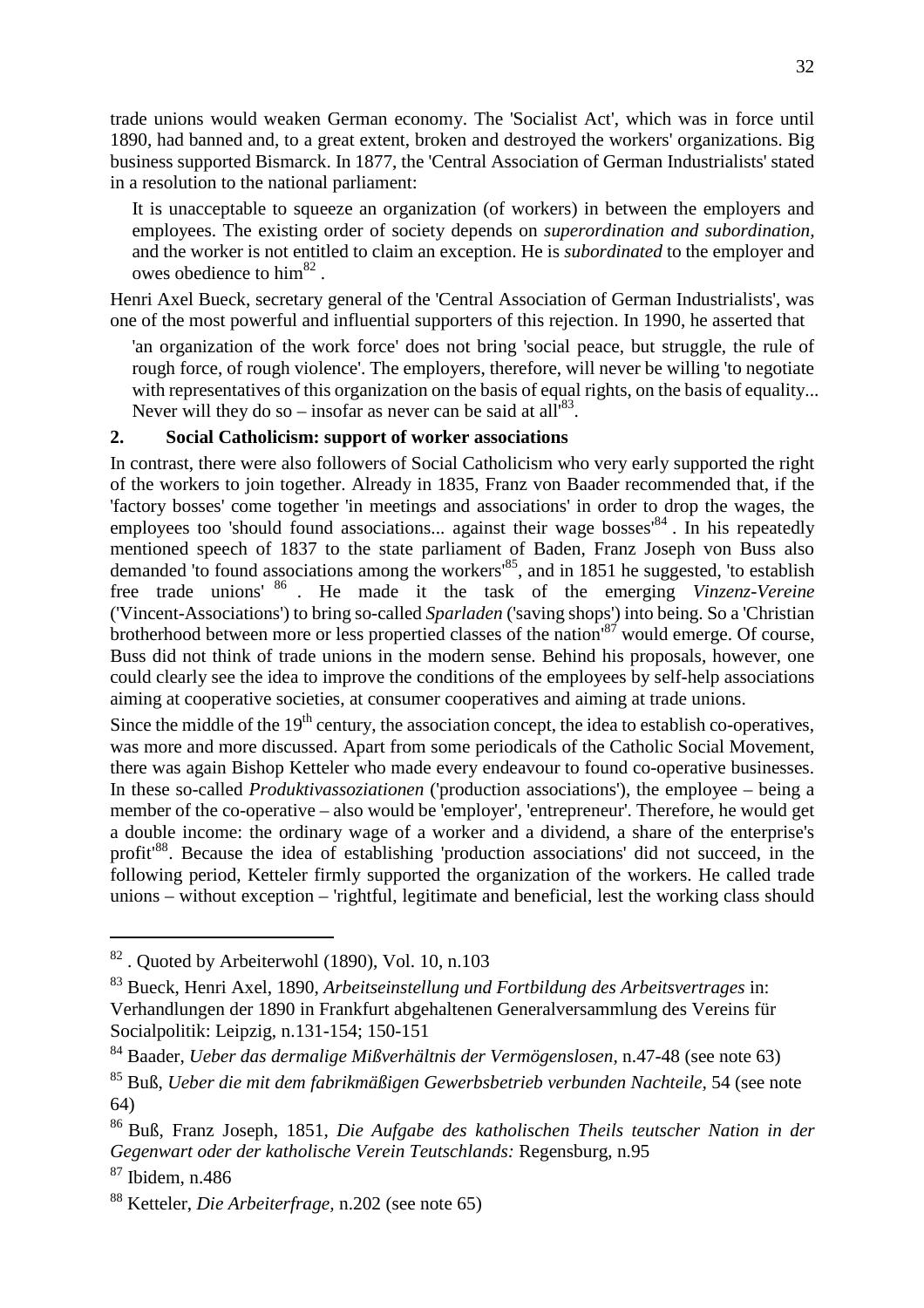trade unions would weaken German economy. The 'Socialist Act', which was in force until 1890, had banned and, to a great extent, broken and destroyed the workers' organizations. Big business supported Bismarck. In 1877, the 'Central Association of German Industrialists' stated in a resolution to the national parliament:

> It is unacceptable to squeeze an organization (of workers) in between the employers and employees. The existing order of society depends on *superordination and subordination,* and the worker is not entitled to claim an exception. He is *subordinated* to the employer and owes obedience to him[82] .

Henri Axel Bueck, secretary general of the 'Central Association of German Industrialists', was one of the most powerful and influential supporters of this rejection. In 1990, he asserted that

> 'an organization of the work force' does not bring 'social peace, but struggle, the rule of rough force, of rough violence'. The employers, therefore, will never be willing 'to negotiate with representatives of this organization on the basis of equal rights, on the basis of equality... Never will they do so – insofar as never can be said at all'[83].

## 2. Social Catholicism: support of worker associations

In contrast, there were also followers of Social Catholicism who very early supported the right of the workers to join together. Already in 1835, Franz von Baader recommended that, if the 'factory bosses' come together 'in meetings and associations' in order to drop the wages, the employees too 'should found associations... against their wage bosses'[84] . In his repeatedly mentioned speech of 1837 to the state parliament of Baden, Franz Joseph von Buss also demanded 'to found associations among the workers'[85], and in 1851 he suggested, 'to establish free trade unions' [86] . He made it the task of the emerging *Vinzenz-Vereine* ('Vincent-Associations') to bring so-called *Sparladen* ('saving shops') into being. So a 'Christian brotherhood between more or less propertied classes of the nation'[87] would emerge. Of course, Buss did not think of trade unions in the modern sense. Behind his proposals, however, one could clearly see the idea to improve the conditions of the employees by self-help associations aiming at cooperative societies, at consumer cooperatives and aiming at trade unions.

Since the middle of the 19th century, the association concept, the idea to establish co-operatives, was more and more discussed. Apart from some periodicals of the Catholic Social Movement, there was again Bishop Ketteler who made every endeavour to found co-operative businesses. In these so-called *Produktivassoziationen* ('production associations'), the employee – being a member of the co-operative – also would be 'employer', 'entrepreneur'. Therefore, he would get a double income: the ordinary wage of a worker and a dividend, a share of the enterprise's profit'[88]. Because the idea of establishing 'production associations' did not succeed, in the following period, Ketteler firmly supported the organization of the workers. He called trade unions – without exception – 'rightful, legitimate and beneficial, lest the working class should

---

[82] . Quoted by Arbeiterwohl (1890), Vol. 10, n.103

[83] Bueck, Henri Axel, 1890, *Arbeitseinstellung und Fortbildung des Arbeitsvertrages* in: Verhandlungen der 1890 in Frankfurt abgehaltenen Generalversammlung des Vereins für Socialpolitik: Leipzig, n.131-154; 150-151

[84] Baader, *Ueber das dermalige Mißverhältnis der Vermögenslosen,* n.47-48 (see note 63)

[85] Buß, *Ueber die mit dem fabrikmäßigen Gewerbsbetrieb verbunden Nachteile,* 54 (see note 64)

[86] Buß, Franz Joseph, 1851, *Die Aufgabe des katholischen Theils teutscher Nation in der Gegenwart oder der katholische Verein Teutschlands:* Regensburg, n.95

[87] Ibidem, n.486

[88] Ketteler, *Die Arbeiterfrage,* n.202 (see note 65)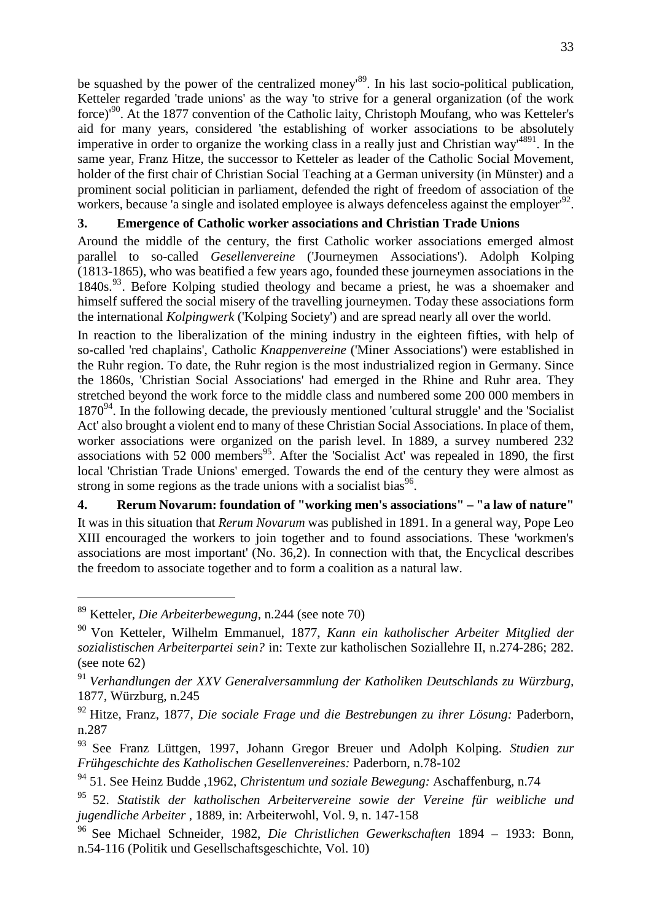be squashed by the power of the centralized money'[89]. In his last socio-political publication, Ketteler regarded 'trade unions' as the way 'to strive for a general organization (of the work force)'[90]. At the 1877 convention of the Catholic laity, Christoph Moufang, who was Ketteler's aid for many years, considered 'the establishing of worker associations to be absolutely imperative in order to organize the working class in a really just and Christian way'[4891]. In the same year, Franz Hitze, the successor to Ketteler as leader of the Catholic Social Movement, holder of the first chair of Christian Social Teaching at a German university (in Münster) and a prominent social politician in parliament, defended the right of freedom of association of the workers, because 'a single and isolated employee is always defenceless against the employer'[92].

### 3. Emergence of Catholic worker associations and Christian Trade Unions

Around the middle of the century, the first Catholic worker associations emerged almost parallel to so-called *Gesellenvereine* ('Journeymen Associations'). Adolph Kolping (1813-1865), who was beatified a few years ago, founded these journeymen associations in the 1840s.[93]. Before Kolping studied theology and became a priest, he was a shoemaker and himself suffered the social misery of the travelling journeymen. Today these associations form the international *Kolpingwerk* ('Kolping Society') and are spread nearly all over the world.

In reaction to the liberalization of the mining industry in the eighteen fifties, with help of so-called 'red chaplains', Catholic *Knappenvereine* ('Miner Associations') were established in the Ruhr region. To date, the Ruhr region is the most industrialized region in Germany. Since the 1860s, 'Christian Social Associations' had emerged in the Rhine and Ruhr area. They stretched beyond the work force to the middle class and numbered some 200 000 members in 1870[94]. In the following decade, the previously mentioned 'cultural struggle' and the 'Socialist Act' also brought a violent end to many of these Christian Social Associations. In place of them, worker associations were organized on the parish level. In 1889, a survey numbered 232 associations with 52 000 members[95]. After the 'Socialist Act' was repealed in 1890, the first local 'Christian Trade Unions' emerged. Towards the end of the century they were almost as strong in some regions as the trade unions with a socialist bias[96].

### 4. Rerum Novarum: foundation of "working men's associations" – "a law of nature"

It was in this situation that *Rerum Novarum* was published in 1891. In a general way, Pope Leo XIII encouraged the workers to join together and to found associations. These 'workmen's associations are most important' (No. 36,2). In connection with that, the Encyclical describes the freedom to associate together and to form a coalition as a natural law.

---

[89] Ketteler, *Die Arbeiterbewegung*, n.244 (see note 70)

[90] Von Ketteler, Wilhelm Emmanuel, 1877, *Kann ein katholischer Arbeiter Mitglied der sozialistischen Arbeiterpartei sein?* in: Texte zur katholischen Soziallehre II, n.274-286; 282. (see note 62)

[91] *Verhandlungen der XXV Generalversammlung der Katholiken Deutschlands zu Würzburg,* 1877, Würzburg, n.245

[92] Hitze, Franz, 1877, *Die sociale Frage und die Bestrebungen zu ihrer Lösung:* Paderborn, n.287

[93] See Franz Lüttgen, 1997, Johann Gregor Breuer und Adolph Kolping. *Studien zur Frühgeschichte des Katholischen Gesellenvereines:* Paderborn, n.78-102

[94] 51. See Heinz Budde ,1962, *Christentum und soziale Bewegung:* Aschaffenburg, n.74

[95] 52. *Statistik der katholischen Arbeitervereine sowie der Vereine für weibliche und jugendliche Arbeiter* , 1889, in: Arbeiterwohl, Vol. 9, n. 147-158

[96] See Michael Schneider, 1982, *Die Christlichen Gewerkschaften* 1894 – 1933: Bonn, n.54-116 (Politik und Gesellschaftsgeschichte, Vol. 10)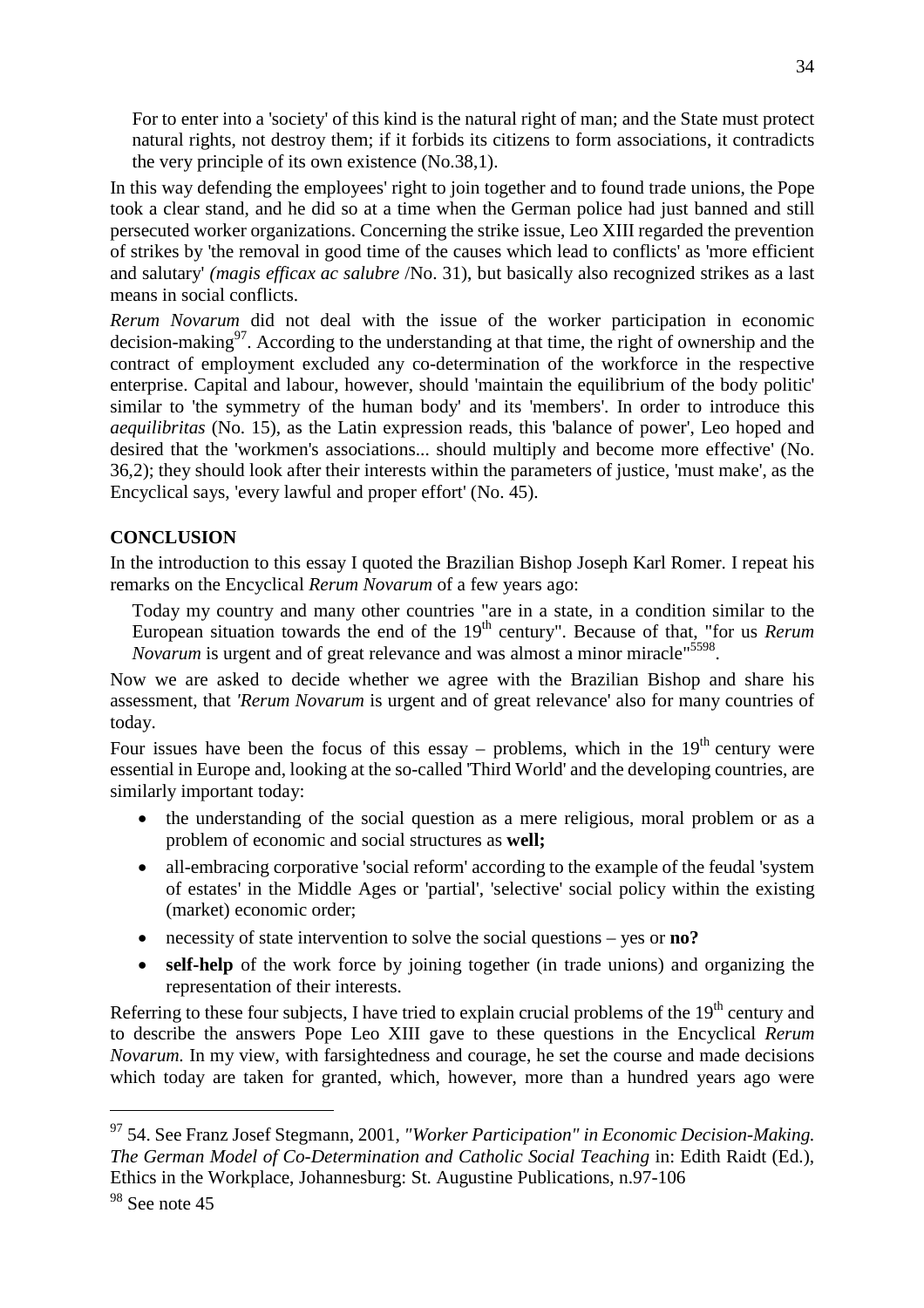> For to enter into a 'society' of this kind is the natural right of man; and the State must protect natural rights, not destroy them; if it forbids its citizens to form associations, it contradicts the very principle of its own existence (No.38,1).

In this way defending the employees' right to join together and to found trade unions, the Pope took a clear stand, and he did so at a time when the German police had just banned and still persecuted worker organizations. Concerning the strike issue, Leo XIII regarded the prevention of strikes by 'the removal in good time of the causes which lead to conflicts' as 'more efficient and salutary' *(magis efficax ac salubre* /No. 31), but basically also recognized strikes as a last means in social conflicts.

*Rerum Novarum* did not deal with the issue of the worker participation in economic decision-making[97]. According to the understanding at that time, the right of ownership and the contract of employment excluded any co-determination of the workforce in the respective enterprise. Capital and labour, however, should 'maintain the equilibrium of the body politic' similar to 'the symmetry of the human body' and its 'members'. In order to introduce this *aequilibritas* (No. 15), as the Latin expression reads, this 'balance of power', Leo hoped and desired that the 'workmen's associations... should multiply and become more effective' (No. 36,2); they should look after their interests within the parameters of justice, 'must make', as the Encyclical says, 'every lawful and proper effort' (No. 45).

## CONCLUSION

In the introduction to this essay I quoted the Brazilian Bishop Joseph Karl Romer. I repeat his remarks on the Encyclical *Rerum Novarum* of a few years ago:

> Today my country and many other countries "are in a state, in a condition similar to the European situation towards the end of the 19th century". Because of that, "for us *Rerum Novarum* is urgent and of great relevance and was almost a minor miracle"[5598].

Now we are asked to decide whether we agree with the Brazilian Bishop and share his assessment, that *'Rerum Novarum* is urgent and of great relevance' also for many countries of today.

Four issues have been the focus of this essay – problems, which in the 19th century were essential in Europe and, looking at the so-called 'Third World' and the developing countries, are similarly important today:

- the understanding of the social question as a mere religious, moral problem or as a problem of economic and social structures as **well;**
- all-embracing corporative 'social reform' according to the example of the feudal 'system of estates' in the Middle Ages or 'partial', 'selective' social policy within the existing (market) economic order;
- necessity of state intervention to solve the social questions – yes or **no?**
- **self-help** of the work force by joining together (in trade unions) and organizing the representation of their interests.

Referring to these four subjects, I have tried to explain crucial problems of the 19th century and to describe the answers Pope Leo XIII gave to these questions in the Encyclical *Rerum Novarum.* In my view, with farsightedness and courage, he set the course and made decisions which today are taken for granted, which, however, more than a hundred years ago were

---

[97] 54. See Franz Josef Stegmann, 2001, *"Worker Participation" in Economic Decision-Making. The German Model of Co-Determination and Catholic Social Teaching* in: Edith Raidt (Ed.), Ethics in the Workplace, Johannesburg: St. Augustine Publications, n.97-106

[98] See note 45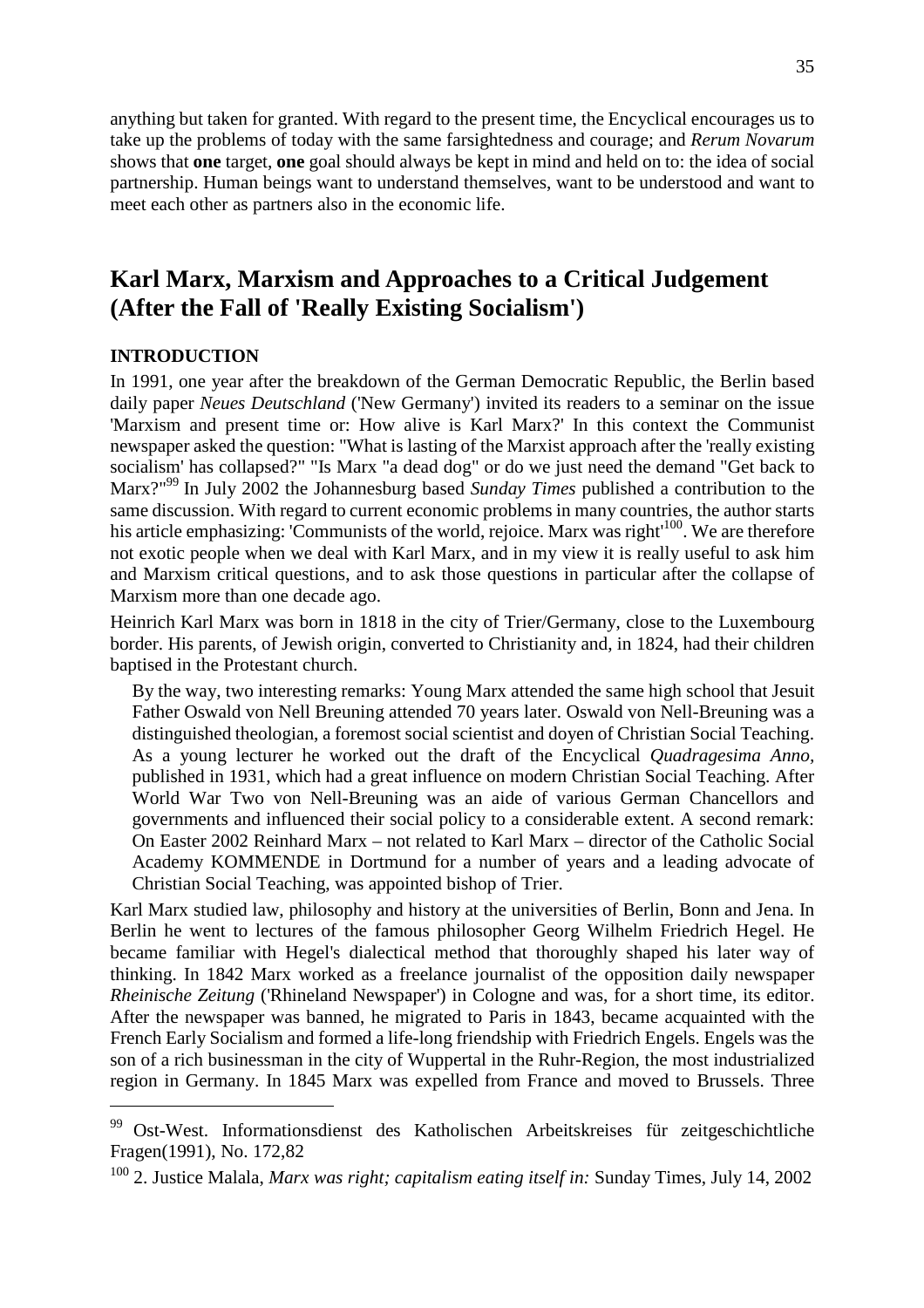anything but taken for granted. With regard to the present time, the Encyclical encourages us to take up the problems of today with the same farsightedness and courage; and *Rerum Novarum* shows that **one** target, **one** goal should always be kept in mind and held on to: the idea of social partnership. Human beings want to understand themselves, want to be understood and want to meet each other as partners also in the economic life.

# Karl Marx, Marxism and Approaches to a Critical Judgement (After the Fall of 'Really Existing Socialism')

## INTRODUCTION

In 1991, one year after the breakdown of the German Democratic Republic, the Berlin based daily paper *Neues Deutschland* ('New Germany') invited its readers to a seminar on the issue 'Marxism and present time or: How alive is Karl Marx?' In this context the Communist newspaper asked the question: "What is lasting of the Marxist approach after the 'really existing socialism' has collapsed?" "Is Marx "a dead dog" or do we just need the demand "Get back to Marx?"[99] In July 2002 the Johannesburg based *Sunday Times* published a contribution to the same discussion. With regard to current economic problems in many countries, the author starts his article emphasizing: 'Communists of the world, rejoice. Marx was right'[100]. We are therefore not exotic people when we deal with Karl Marx, and in my view it is really useful to ask him and Marxism critical questions, and to ask those questions in particular after the collapse of Marxism more than one decade ago.

Heinrich Karl Marx was born in 1818 in the city of Trier/Germany, close to the Luxembourg border. His parents, of Jewish origin, converted to Christianity and, in 1824, had their children baptised in the Protestant church.

> By the way, two interesting remarks: Young Marx attended the same high school that Jesuit Father Oswald von Nell Breuning attended 70 years later. Oswald von Nell-Breuning was a distinguished theologian, a foremost social scientist and doyen of Christian Social Teaching. As a young lecturer he worked out the draft of the Encyclical *Quadragesima Anno*, published in 1931, which had a great influence on modern Christian Social Teaching. After World War Two von Nell-Breuning was an aide of various German Chancellors and governments and influenced their social policy to a considerable extent. A second remark: On Easter 2002 Reinhard Marx – not related to Karl Marx – director of the Catholic Social Academy KOMMENDE in Dortmund for a number of years and a leading advocate of Christian Social Teaching, was appointed bishop of Trier.

Karl Marx studied law, philosophy and history at the universities of Berlin, Bonn and Jena. In Berlin he went to lectures of the famous philosopher Georg Wilhelm Friedrich Hegel. He became familiar with Hegel's dialectical method that thoroughly shaped his later way of thinking. In 1842 Marx worked as a freelance journalist of the opposition daily newspaper *Rheinische Zeitung* ('Rhineland Newspaper') in Cologne and was, for a short time, its editor. After the newspaper was banned, he migrated to Paris in 1843, became acquainted with the French Early Socialism and formed a life-long friendship with Friedrich Engels. Engels was the son of a rich businessman in the city of Wuppertal in the Ruhr-Region, the most industrialized region in Germany. In 1845 Marx was expelled from France and moved to Brussels. Three

---

[99] Ost-West. Informationsdienst des Katholischen Arbeitskreises für zeitgeschichtliche Fragen(1991), No. 172,82

[100] 2. Justice Malala, *Marx was right; capitalism eating itself in:* Sunday Times, July 14, 2002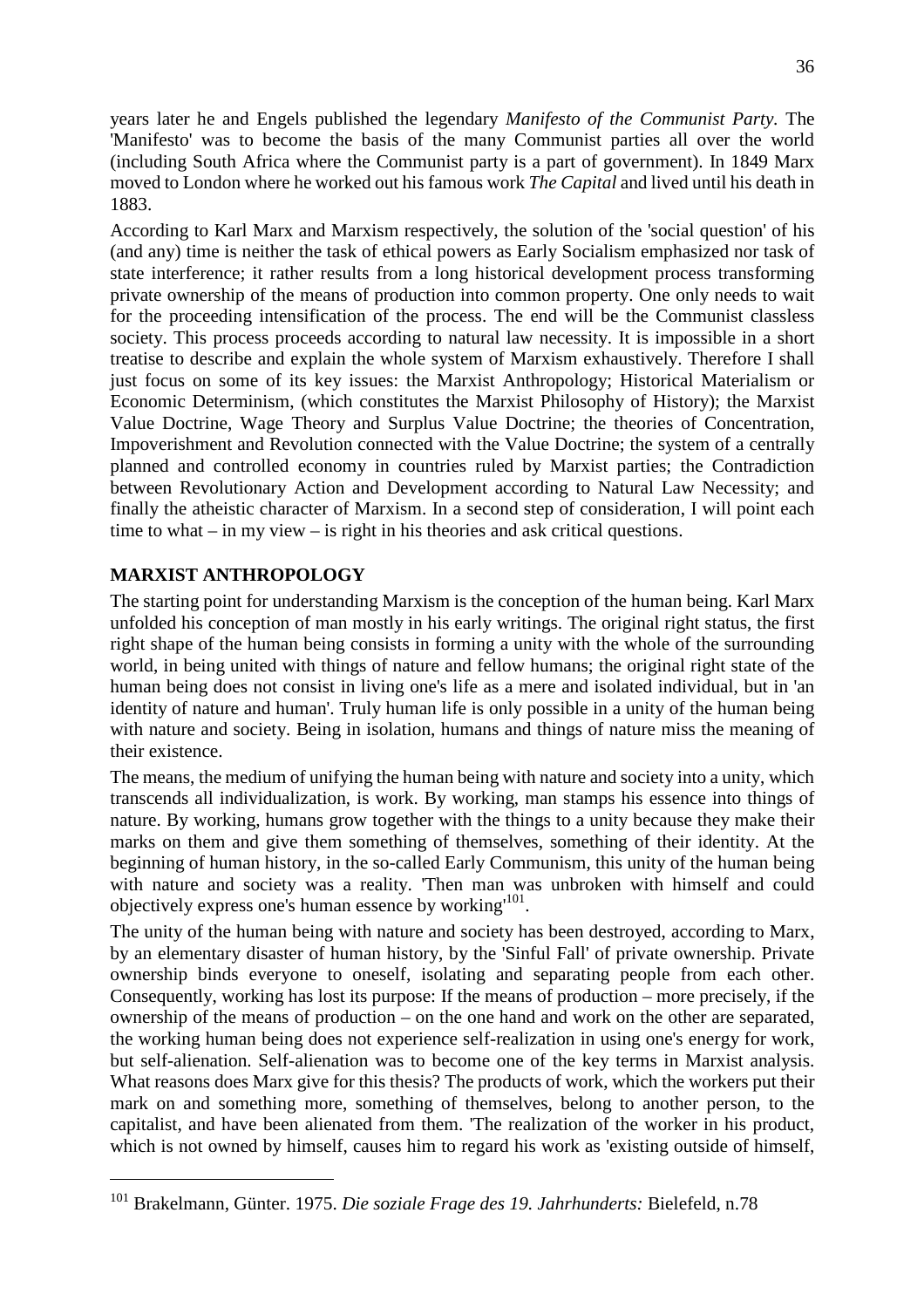years later he and Engels published the legendary *Manifesto of the Communist Party*. The 'Manifesto' was to become the basis of the many Communist parties all over the world (including South Africa where the Communist party is a part of government). In 1849 Marx moved to London where he worked out his famous work *The Capital* and lived until his death in 1883.

According to Karl Marx and Marxism respectively, the solution of the 'social question' of his (and any) time is neither the task of ethical powers as Early Socialism emphasized nor task of state interference; it rather results from a long historical development process transforming private ownership of the means of production into common property. One only needs to wait for the proceeding intensification of the process. The end will be the Communist classless society. This process proceeds according to natural law necessity. It is impossible in a short treatise to describe and explain the whole system of Marxism exhaustively. Therefore I shall just focus on some of its key issues: the Marxist Anthropology; Historical Materialism or Economic Determinism, (which constitutes the Marxist Philosophy of History); the Marxist Value Doctrine, Wage Theory and Surplus Value Doctrine; the theories of Concentration, Impoverishment and Revolution connected with the Value Doctrine; the system of a centrally planned and controlled economy in countries ruled by Marxist parties; the Contradiction between Revolutionary Action and Development according to Natural Law Necessity; and finally the atheistic character of Marxism. In a second step of consideration, I will point each time to what – in my view – is right in his theories and ask critical questions.

## MARXIST ANTHROPOLOGY

The starting point for understanding Marxism is the conception of the human being. Karl Marx unfolded his conception of man mostly in his early writings. The original right status, the first right shape of the human being consists in forming a unity with the whole of the surrounding world, in being united with things of nature and fellow humans; the original right state of the human being does not consist in living one's life as a mere and isolated individual, but in 'an identity of nature and human'. Truly human life is only possible in a unity of the human being with nature and society. Being in isolation, humans and things of nature miss the meaning of their existence.

The means, the medium of unifying the human being with nature and society into a unity, which transcends all individualization, is work. By working, man stamps his essence into things of nature. By working, humans grow together with the things to a unity because they make their marks on them and give them something of themselves, something of their identity. At the beginning of human history, in the so-called Early Communism, this unity of the human being with nature and society was a reality. 'Then man was unbroken with himself and could objectively express one's human essence by working'[101].

The unity of the human being with nature and society has been destroyed, according to Marx, by an elementary disaster of human history, by the 'Sinful Fall' of private ownership. Private ownership binds everyone to oneself, isolating and separating people from each other. Consequently, working has lost its purpose: If the means of production – more precisely, if the ownership of the means of production – on the one hand and work on the other are separated, the working human being does not experience self-realization in using one's energy for work, but self-alienation. Self-alienation was to become one of the key terms in Marxist analysis. What reasons does Marx give for this thesis? The products of work, which the workers put their mark on and something more, something of themselves, belong to another person, to the capitalist, and have been alienated from them. 'The realization of the worker in his product, which is not owned by himself, causes him to regard his work as 'existing outside of himself,

---

[101] Brakelmann, Günter. 1975. *Die soziale Frage des 19. Jahrhunderts:* Bielefeld, n.78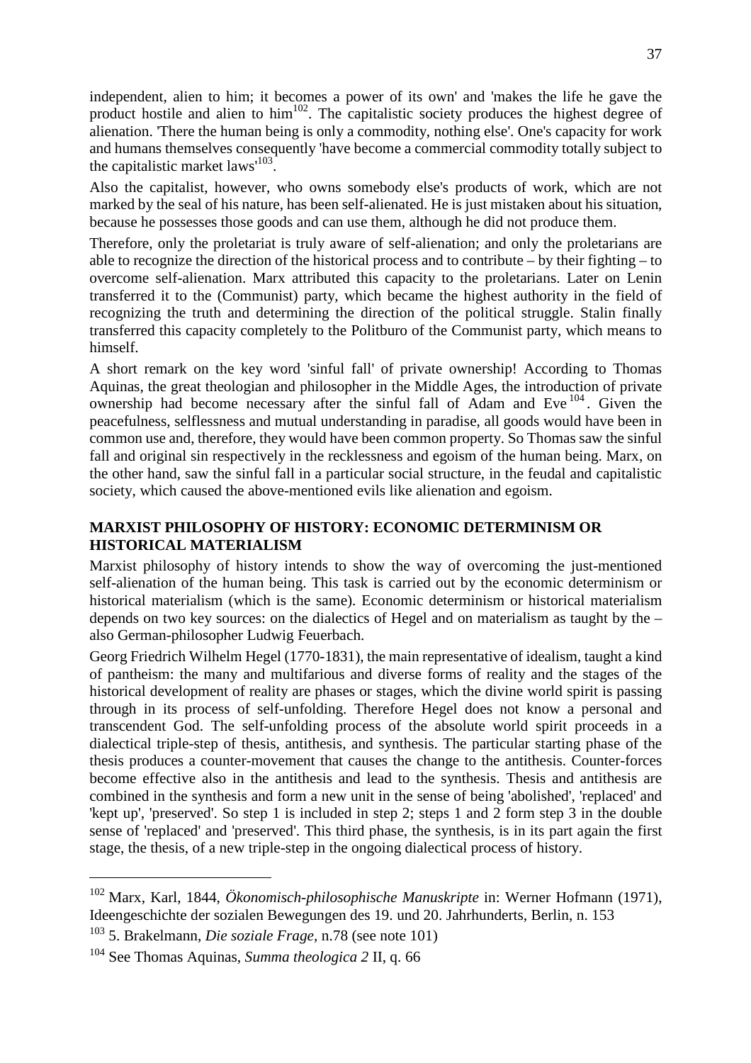independent, alien to him; it becomes a power of its own' and 'makes the life he gave the product hostile and alien to him[102]. The capitalistic society produces the highest degree of alienation. 'There the human being is only a commodity, nothing else'. One's capacity for work and humans themselves consequently 'have become a commercial commodity totally subject to the capitalistic market laws'[103].

Also the capitalist, however, who owns somebody else's products of work, which are not marked by the seal of his nature, has been self-alienated. He is just mistaken about his situation, because he possesses those goods and can use them, although he did not produce them.

Therefore, only the proletariat is truly aware of self-alienation; and only the proletarians are able to recognize the direction of the historical process and to contribute – by their fighting – to overcome self-alienation. Marx attributed this capacity to the proletarians. Later on Lenin transferred it to the (Communist) party, which became the highest authority in the field of recognizing the truth and determining the direction of the political struggle. Stalin finally transferred this capacity completely to the Politburo of the Communist party, which means to himself.

A short remark on the key word 'sinful fall' of private ownership! According to Thomas Aquinas, the great theologian and philosopher in the Middle Ages, the introduction of private ownership had become necessary after the sinful fall of Adam and Eve[104]. Given the peacefulness, selflessness and mutual understanding in paradise, all goods would have been in common use and, therefore, they would have been common property. So Thomas saw the sinful fall and original sin respectively in the recklessness and egoism of the human being. Marx, on the other hand, saw the sinful fall in a particular social structure, in the feudal and capitalistic society, which caused the above-mentioned evils like alienation and egoism.

## MARXIST PHILOSOPHY OF HISTORY: ECONOMIC DETERMINISM OR HISTORICAL MATERIALISM

Marxist philosophy of history intends to show the way of overcoming the just-mentioned self-alienation of the human being. This task is carried out by the economic determinism or historical materialism (which is the same). Economic determinism or historical materialism depends on two key sources: on the dialectics of Hegel and on materialism as taught by the – also German-philosopher Ludwig Feuerbach.

Georg Friedrich Wilhelm Hegel (1770-1831), the main representative of idealism, taught a kind of pantheism: the many and multifarious and diverse forms of reality and the stages of the historical development of reality are phases or stages, which the divine world spirit is passing through in its process of self-unfolding. Therefore Hegel does not know a personal and transcendent God. The self-unfolding process of the absolute world spirit proceeds in a dialectical triple-step of thesis, antithesis, and synthesis. The particular starting phase of the thesis produces a counter-movement that causes the change to the antithesis. Counter-forces become effective also in the antithesis and lead to the synthesis. Thesis and antithesis are combined in the synthesis and form a new unit in the sense of being 'abolished', 'replaced' and 'kept up', 'preserved'. So step 1 is included in step 2; steps 1 and 2 form step 3 in the double sense of 'replaced' and 'preserved'. This third phase, the synthesis, is in its part again the first stage, the thesis, of a new triple-step in the ongoing dialectical process of history.

---

[102] Marx, Karl, 1844, *Ökonomisch-philosophische Manuskripte* in: Werner Hofmann (1971), Ideengeschichte der sozialen Bewegungen des 19. und 20. Jahrhunderts, Berlin, n. 153

[103] 5. Brakelmann, *Die soziale Frage*, n.78 (see note 101)

[104] See Thomas Aquinas, *Summa theologica 2* II, q. 66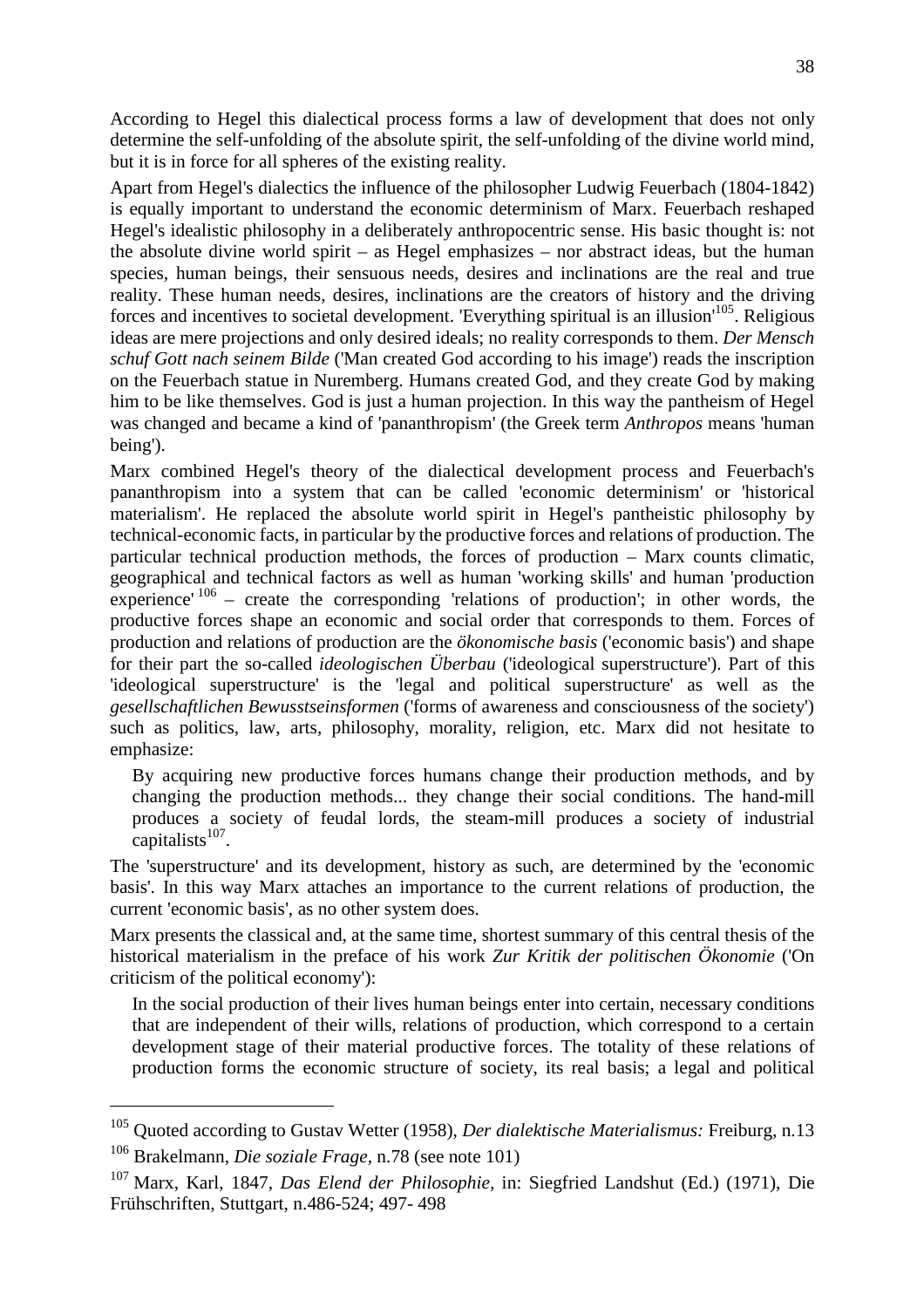According to Hegel this dialectical process forms a law of development that does not only determine the self-unfolding of the absolute spirit, the self-unfolding of the divine world mind, but it is in force for all spheres of the existing reality.

Apart from Hegel's dialectics the influence of the philosopher Ludwig Feuerbach (1804-1842) is equally important to understand the economic determinism of Marx. Feuerbach reshaped Hegel's idealistic philosophy in a deliberately anthropocentric sense. His basic thought is: not the absolute divine world spirit – as Hegel emphasizes – nor abstract ideas, but the human species, human beings, their sensuous needs, desires and inclinations are the real and true reality. These human needs, desires, inclinations are the creators of history and the driving forces and incentives to societal development. 'Everything spiritual is an illusion'[105]. Religious ideas are mere projections and only desired ideals; no reality corresponds to them. *Der Mensch schuf Gott nach seinem Bilde* ('Man created God according to his image') reads the inscription on the Feuerbach statue in Nuremberg. Humans created God, and they create God by making him to be like themselves. God is just a human projection. In this way the pantheism of Hegel was changed and became a kind of 'pananthropism' (the Greek term *Anthropos* means 'human being').

Marx combined Hegel's theory of the dialectical development process and Feuerbach's pananthropism into a system that can be called 'economic determinism' or 'historical materialism'. He replaced the absolute world spirit in Hegel's pantheistic philosophy by technical-economic facts, in particular by the productive forces and relations of production. The particular technical production methods, the forces of production – Marx counts climatic, geographical and technical factors as well as human 'working skills' and human 'production experience'[106] – create the corresponding 'relations of production'; in other words, the productive forces shape an economic and social order that corresponds to them. Forces of production and relations of production are the *ökonomische basis* ('economic basis') and shape for their part the so-called *ideologischen Überbau* ('ideological superstructure'). Part of this 'ideological superstructure' is the 'legal and political superstructure' as well as the *gesellschaftlichen Bewusstseinsformen* ('forms of awareness and consciousness of the society') such as politics, law, arts, philosophy, morality, religion, etc. Marx did not hesitate to emphasize:

> By acquiring new productive forces humans change their production methods, and by changing the production methods... they change their social conditions. The hand-mill produces a society of feudal lords, the steam-mill produces a society of industrial capitalists[107].

The 'superstructure' and its development, history as such, are determined by the 'economic basis'. In this way Marx attaches an importance to the current relations of production, the current 'economic basis', as no other system does.

Marx presents the classical and, at the same time, shortest summary of this central thesis of the historical materialism in the preface of his work *Zur Kritik der politischen Ökonomie* ('On criticism of the political economy'):

> In the social production of their lives human beings enter into certain, necessary conditions that are independent of their wills, relations of production, which correspond to a certain development stage of their material productive forces. The totality of these relations of production forms the economic structure of society, its real basis; a legal and political

---

[105] Quoted according to Gustav Wetter (1958), *Der dialektische Materialismus:* Freiburg, n.13

[106] Brakelmann, *Die soziale Frage*, n.78 (see note 101)

[107] Marx, Karl, 1847, *Das Elend der Philosophie*, in: Siegfried Landshut (Ed.) (1971), Die Frühschriften, Stuttgart, n.486-524; 497- 498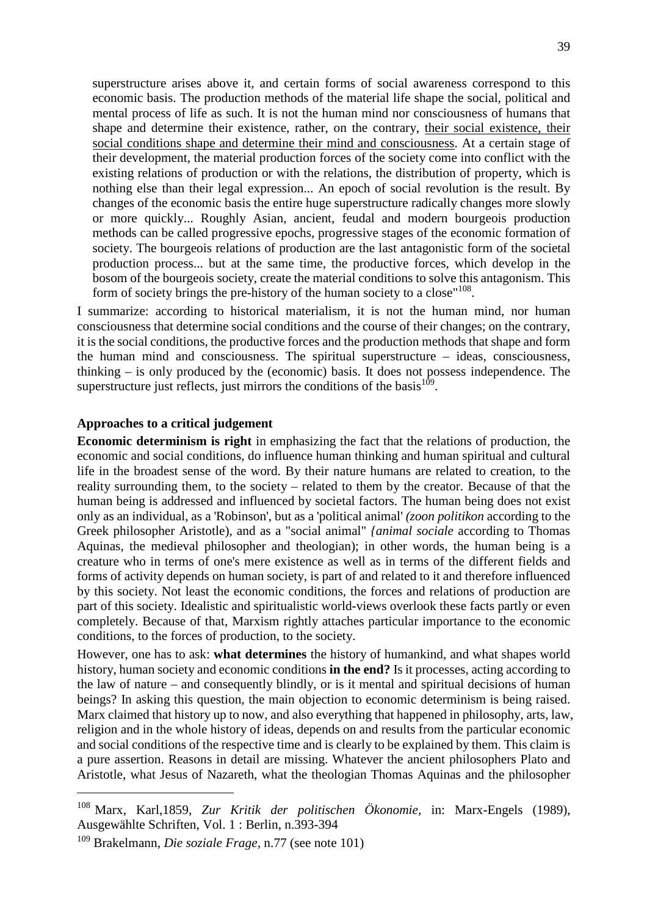> superstructure arises above it, and certain forms of social awareness correspond to this economic basis. The production methods of the material life shape the social, political and mental process of life as such. It is not the human mind nor consciousness of humans that shape and determine their existence, rather, on the contrary, <u>their social existence, their social conditions shape and determine their mind and consciousness</u>. At a certain stage of their development, the material production forces of the society come into conflict with the existing relations of production or with the relations, the distribution of property, which is nothing else than their legal expression... An epoch of social revolution is the result. By changes of the economic basis the entire huge superstructure radically changes more slowly or more quickly... Roughly Asian, ancient, feudal and modern bourgeois production methods can be called progressive epochs, progressive stages of the economic formation of society. The bourgeois relations of production are the last antagonistic form of the societal production process... but at the same time, the productive forces, which develop in the bosom of the bourgeois society, create the material conditions to solve this antagonism. This form of society brings the pre-history of the human society to a close"[108].

I summarize: according to historical materialism, it is not the human mind, nor human consciousness that determine social conditions and the course of their changes; on the contrary, it is the social conditions, the productive forces and the production methods that shape and form the human mind and consciousness. The spiritual superstructure – ideas, consciousness, thinking – is only produced by the (economic) basis. It does not possess independence. The superstructure just reflects, just mirrors the conditions of the basis[109].

**Approaches to a critical judgement**

**Economic determinism is right** in emphasizing the fact that the relations of production, the economic and social conditions, do influence human thinking and human spiritual and cultural life in the broadest sense of the word. By their nature humans are related to creation, to the reality surrounding them, to the society – related to them by the creator. Because of that the human being is addressed and influenced by societal factors. The human being does not exist only as an individual, as a 'Robinson', but as a 'political animal' *(zoon politikon* according to the Greek philosopher Aristotle), and as a "social animal" *{animal sociale* according to Thomas Aquinas, the medieval philosopher and theologian); in other words, the human being is a creature who in terms of one's mere existence as well as in terms of the different fields and forms of activity depends on human society, is part of and related to it and therefore influenced by this society. Not least the economic conditions, the forces and relations of production are part of this society. Idealistic and spiritualistic world-views overlook these facts partly or even completely. Because of that, Marxism rightly attaches particular importance to the economic conditions, to the forces of production, to the society.

However, one has to ask: **what determines** the history of humankind, and what shapes world history, human society and economic conditions **in the end?** Is it processes, acting according to the law of nature – and consequently blindly, or is it mental and spiritual decisions of human beings? In asking this question, the main objection to economic determinism is being raised. Marx claimed that history up to now, and also everything that happened in philosophy, arts, law, religion and in the whole history of ideas, depends on and results from the particular economic and social conditions of the respective time and is clearly to be explained by them. This claim is a pure assertion. Reasons in detail are missing. Whatever the ancient philosophers Plato and Aristotle, what Jesus of Nazareth, what the theologian Thomas Aquinas and the philosopher

---

[108] Marx, Karl,1859, *Zur Kritik der politischen Ökonomie*, in: Marx-Engels (1989), Ausgewählte Schriften, Vol. 1 : Berlin, n.393-394

[109] Brakelmann, *Die soziale Frage*, n.77 (see note 101)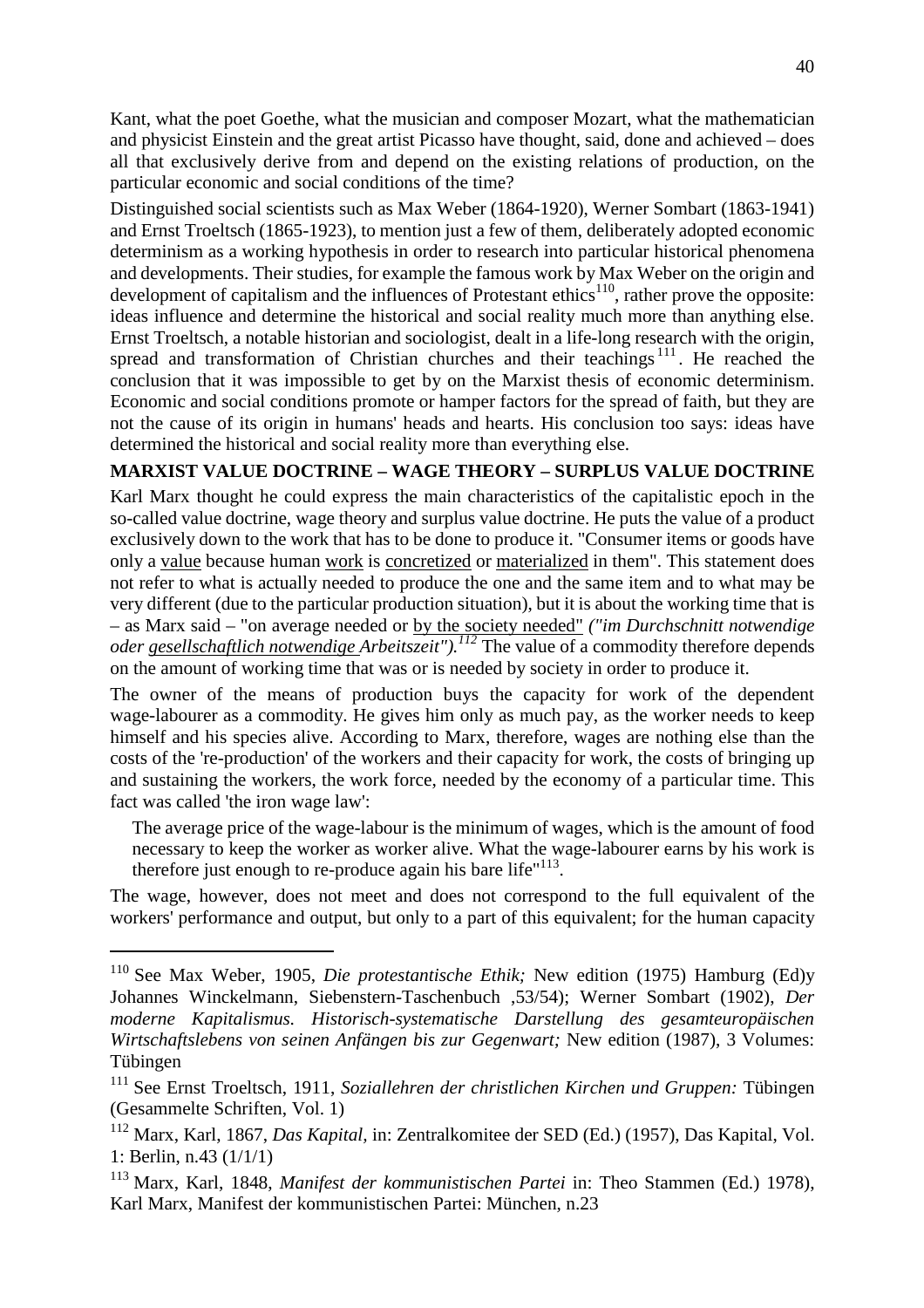Kant, what the poet Goethe, what the musician and composer Mozart, what the mathematician and physicist Einstein and the great artist Picasso have thought, said, done and achieved – does all that exclusively derive from and depend on the existing relations of production, on the particular economic and social conditions of the time?

Distinguished social scientists such as Max Weber (1864-1920), Werner Sombart (1863-1941) and Ernst Troeltsch (1865-1923), to mention just a few of them, deliberately adopted economic determinism as a working hypothesis in order to research into particular historical phenomena and developments. Their studies, for example the famous work by Max Weber on the origin and development of capitalism and the influences of Protestant ethics[110], rather prove the opposite: ideas influence and determine the historical and social reality much more than anything else. Ernst Troeltsch, a notable historian and sociologist, dealt in a life-long research with the origin, spread and transformation of Christian churches and their teachings[111]. He reached the conclusion that it was impossible to get by on the Marxist thesis of economic determinism. Economic and social conditions promote or hamper factors for the spread of faith, but they are not the cause of its origin in humans' heads and hearts. His conclusion too says: ideas have determined the historical and social reality more than everything else.

**MARXIST VALUE DOCTRINE – WAGE THEORY – SURPLUS VALUE DOCTRINE**

Karl Marx thought he could express the main characteristics of the capitalistic epoch in the so-called value doctrine, wage theory and surplus value doctrine. He puts the value of a product exclusively down to the work that has to be done to produce it. "Consumer items or goods have only a <u>value</u> because human <u>work</u> is <u>concretized</u> or <u>materialized</u> in them". This statement does not refer to what is actually needed to produce the one and the same item and to what may be very different (due to the particular production situation), but it is about the working time that is – as Marx said – "on average needed or <u>by the society needed</u>" *("im Durchschnitt notwendige oder <u>gesellschaftlich notwendige</u> Arbeitszeit").*[112] The value of a commodity therefore depends on the amount of working time that was or is needed by society in order to produce it.

The owner of the means of production buys the capacity for work of the dependent wage-labourer as a commodity. He gives him only as much pay, as the worker needs to keep himself and his species alive. According to Marx, therefore, wages are nothing else than the costs of the 're-production' of the workers and their capacity for work, the costs of bringing up and sustaining the workers, the work force, needed by the economy of a particular time. This fact was called 'the iron wage law':

> The average price of the wage-labour is the minimum of wages, which is the amount of food necessary to keep the worker as worker alive. What the wage-labourer earns by his work is therefore just enough to re-produce again his bare life"[113].

The wage, however, does not meet and does not correspond to the full equivalent of the workers' performance and output, but only to a part of this equivalent; for the human capacity

---

[110] See Max Weber, 1905, *Die protestantische Ethik;* New edition (1975) Hamburg (Ed)y Johannes Winckelmann, Siebenstern-Taschenbuch ,53/54); Werner Sombart (1902), *Der moderne Kapitalismus. Historisch-systematische Darstellung des gesamteuropäischen Wirtschaftslebens von seinen Anfängen bis zur Gegenwart;* New edition (1987), 3 Volumes: Tübingen

[111] See Ernst Troeltsch, 1911, *Soziallehren der christlichen Kirchen und Gruppen:* Tübingen (Gesammelte Schriften, Vol. 1)

[112] Marx, Karl, 1867, *Das Kapital,* in: Zentralkomitee der SED (Ed.) (1957), Das Kapital, Vol. 1: Berlin, n.43 (1/1/1)

[113] Marx, Karl, 1848, *Manifest der kommunistischen Partei* in: Theo Stammen (Ed.) 1978), Karl Marx, Manifest der kommunistischen Partei: München, n.23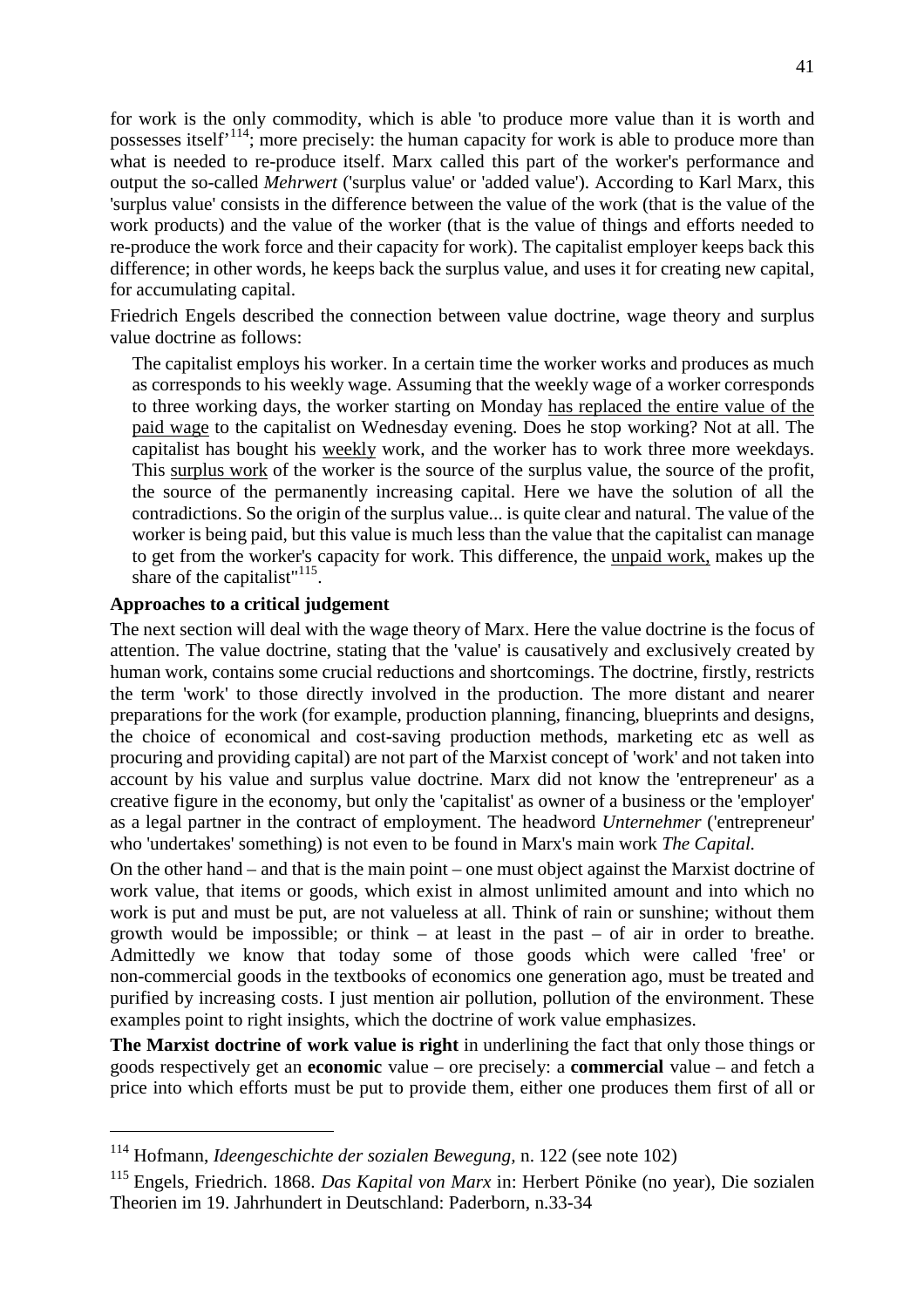for work is the only commodity, which is able 'to produce more value than it is worth and possesses itself'[114]; more precisely: the human capacity for work is able to produce more than what is needed to re-produce itself. Marx called this part of the worker's performance and output the so-called *Mehrwert* ('surplus value' or 'added value'). According to Karl Marx, this 'surplus value' consists in the difference between the value of the work (that is the value of the work products) and the value of the worker (that is the value of things and efforts needed to re-produce the work force and their capacity for work). The capitalist employer keeps back this difference; in other words, he keeps back the surplus value, and uses it for creating new capital, for accumulating capital.

Friedrich Engels described the connection between value doctrine, wage theory and surplus value doctrine as follows:

> The capitalist employs his worker. In a certain time the worker works and produces as much as corresponds to his weekly wage. Assuming that the weekly wage of a worker corresponds to three working days, the worker starting on Monday has replaced the entire value of the paid wage to the capitalist on Wednesday evening. Does he stop working? Not at all. The capitalist has bought his weekly work, and the worker has to work three more weekdays. This surplus work of the worker is the source of the surplus value, the source of the profit, the source of the permanently increasing capital. Here we have the solution of all the contradictions. So the origin of the surplus value... is quite clear and natural. The value of the worker is being paid, but this value is much less than the value that the capitalist can manage to get from the worker's capacity for work. This difference, the unpaid work, makes up the share of the capitalist"[115].

**Approaches to a critical judgement**

The next section will deal with the wage theory of Marx. Here the value doctrine is the focus of attention. The value doctrine, stating that the 'value' is causatively and exclusively created by human work, contains some crucial reductions and shortcomings. The doctrine, firstly, restricts the term 'work' to those directly involved in the production. The more distant and nearer preparations for the work (for example, production planning, financing, blueprints and designs, the choice of economical and cost-saving production methods, marketing etc as well as procuring and providing capital) are not part of the Marxist concept of 'work' and not taken into account by his value and surplus value doctrine. Marx did not know the 'entrepreneur' as a creative figure in the economy, but only the 'capitalist' as owner of a business or the 'employer' as a legal partner in the contract of employment. The headword *Unternehmer* ('entrepreneur' who 'undertakes' something) is not even to be found in Marx's main work *The Capital.*

On the other hand – and that is the main point – one must object against the Marxist doctrine of work value, that items or goods, which exist in almost unlimited amount and into which no work is put and must be put, are not valueless at all. Think of rain or sunshine; without them growth would be impossible; or think – at least in the past – of air in order to breathe. Admittedly we know that today some of those goods which were called 'free' or non-commercial goods in the textbooks of economics one generation ago, must be treated and purified by increasing costs. I just mention air pollution, pollution of the environment. These examples point to right insights, which the doctrine of work value emphasizes.

**The Marxist doctrine of work value is right** in underlining the fact that only those things or goods respectively get an **economic** value – ore precisely: a **commercial** value – and fetch a price into which efforts must be put to provide them, either one produces them first of all or

---

[114] Hofmann, *Ideengeschichte der sozialen Bewegung,* n. 122 (see note 102)

[115] Engels, Friedrich. 1868. *Das Kapital von Marx* in: Herbert Pönike (no year), Die sozialen Theorien im 19. Jahrhundert in Deutschland: Paderborn, n.33-34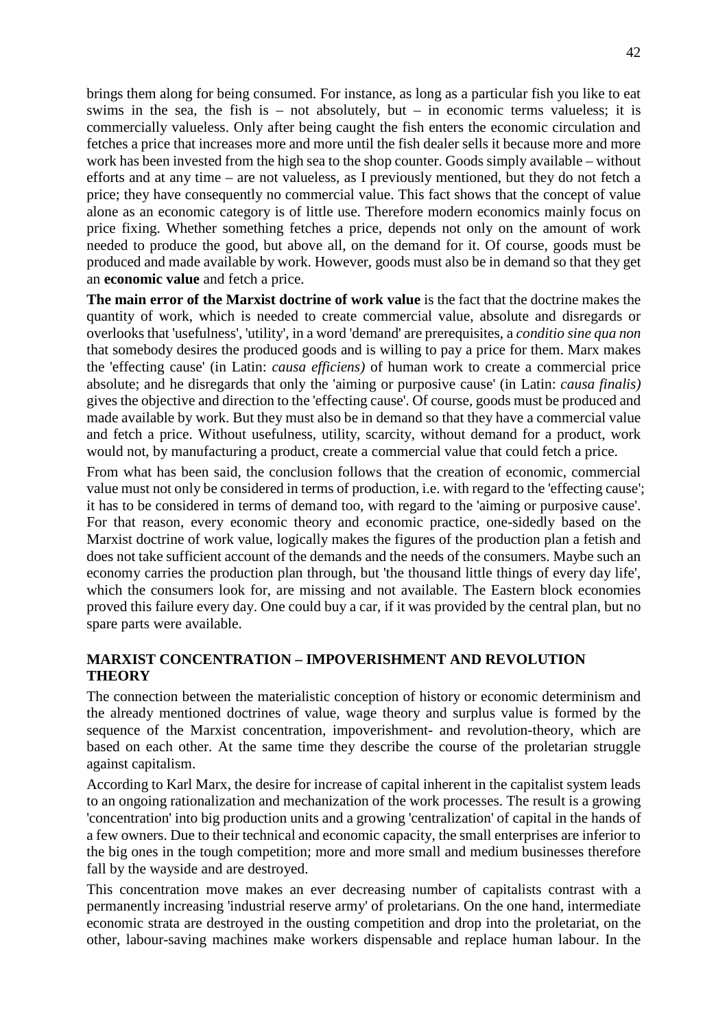brings them along for being consumed. For instance, as long as a particular fish you like to eat swims in the sea, the fish is – not absolutely, but – in economic terms valueless; it is commercially valueless. Only after being caught the fish enters the economic circulation and fetches a price that increases more and more until the fish dealer sells it because more and more work has been invested from the high sea to the shop counter. Goods simply available – without efforts and at any time – are not valueless, as I previously mentioned, but they do not fetch a price; they have consequently no commercial value. This fact shows that the concept of value alone as an economic category is of little use. Therefore modern economics mainly focus on price fixing. Whether something fetches a price, depends not only on the amount of work needed to produce the good, but above all, on the demand for it. Of course, goods must be produced and made available by work. However, goods must also be in demand so that they get an **economic value** and fetch a price.

**The main error of the Marxist doctrine of work value** is the fact that the doctrine makes the quantity of work, which is needed to create commercial value, absolute and disregards or overlooks that 'usefulness', 'utility', in a word 'demand' are prerequisites, a *conditio sine qua non* that somebody desires the produced goods and is willing to pay a price for them. Marx makes the 'effecting cause' (in Latin: *causa efficiens)* of human work to create a commercial price absolute; and he disregards that only the 'aiming or purposive cause' (in Latin: *causa finalis)* gives the objective and direction to the 'effecting cause'. Of course, goods must be produced and made available by work. But they must also be in demand so that they have a commercial value and fetch a price. Without usefulness, utility, scarcity, without demand for a product, work would not, by manufacturing a product, create a commercial value that could fetch a price.

From what has been said, the conclusion follows that the creation of economic, commercial value must not only be considered in terms of production, i.e. with regard to the 'effecting cause'; it has to be considered in terms of demand too, with regard to the 'aiming or purposive cause'. For that reason, every economic theory and economic practice, one-sidedly based on the Marxist doctrine of work value, logically makes the figures of the production plan a fetish and does not take sufficient account of the demands and the needs of the consumers. Maybe such an economy carries the production plan through, but 'the thousand little things of every day life', which the consumers look for, are missing and not available. The Eastern block economies proved this failure every day. One could buy a car, if it was provided by the central plan, but no spare parts were available.

## MARXIST CONCENTRATION – IMPOVERISHMENT AND REVOLUTION THEORY

The connection between the materialistic conception of history or economic determinism and the already mentioned doctrines of value, wage theory and surplus value is formed by the sequence of the Marxist concentration, impoverishment- and revolution-theory, which are based on each other. At the same time they describe the course of the proletarian struggle against capitalism.

According to Karl Marx, the desire for increase of capital inherent in the capitalist system leads to an ongoing rationalization and mechanization of the work processes. The result is a growing 'concentration' into big production units and a growing 'centralization' of capital in the hands of a few owners. Due to their technical and economic capacity, the small enterprises are inferior to the big ones in the tough competition; more and more small and medium businesses therefore fall by the wayside and are destroyed.

This concentration move makes an ever decreasing number of capitalists contrast with a permanently increasing 'industrial reserve army' of proletarians. On the one hand, intermediate economic strata are destroyed in the ousting competition and drop into the proletariat, on the other, labour-saving machines make workers dispensable and replace human labour. In the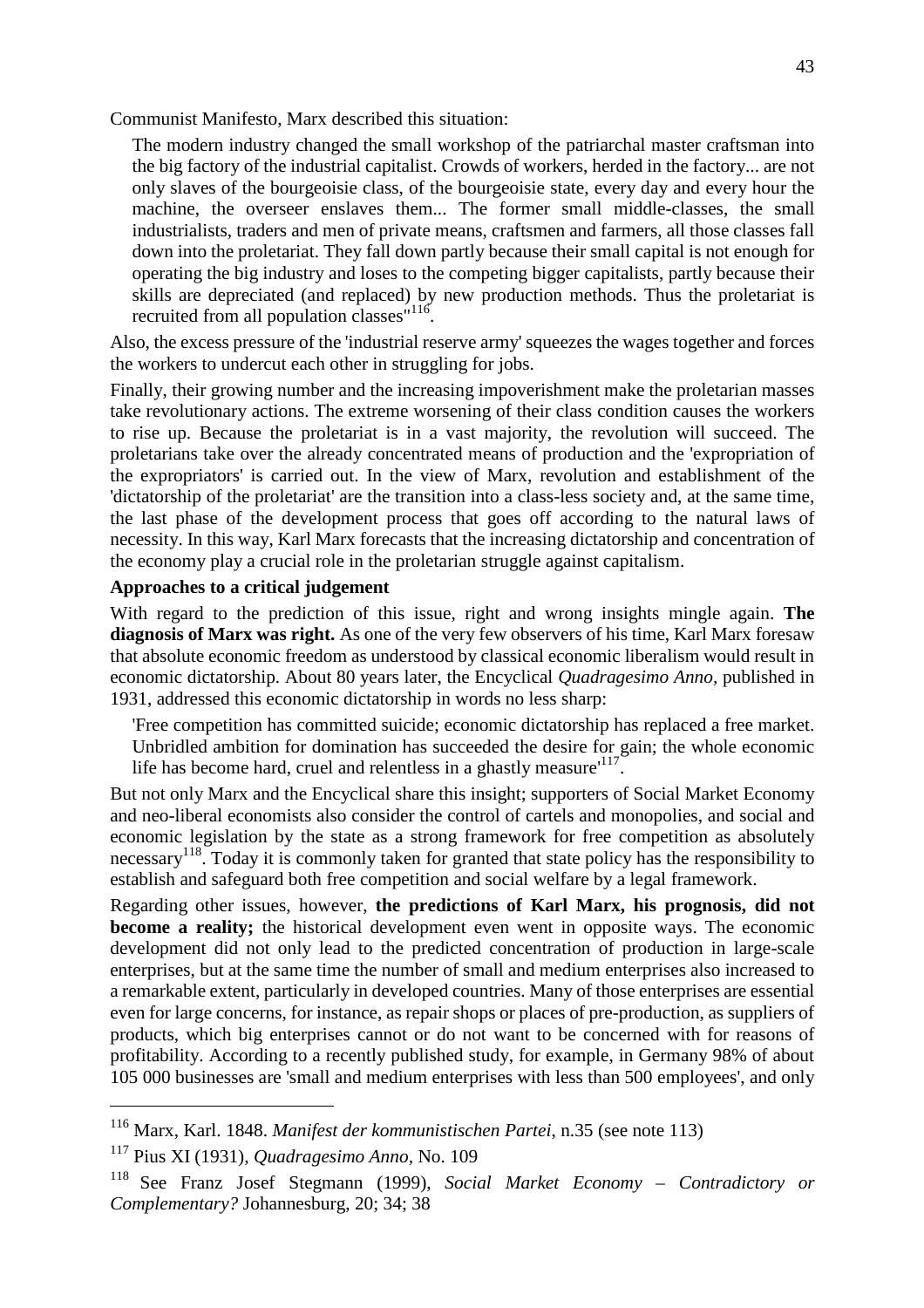Communist Manifesto, Marx described this situation:

> The modern industry changed the small workshop of the patriarchal master craftsman into the big factory of the industrial capitalist. Crowds of workers, herded in the factory... are not only slaves of the bourgeoisie class, of the bourgeoisie state, every day and every hour the machine, the overseer enslaves them... The former small middle-classes, the small industrialists, traders and men of private means, craftsmen and farmers, all those classes fall down into the proletariat. They fall down partly because their small capital is not enough for operating the big industry and loses to the competing bigger capitalists, partly because their skills are depreciated (and replaced) by new production methods. Thus the proletariat is recruited from all population classes"[116].

Also, the excess pressure of the 'industrial reserve army' squeezes the wages together and forces the workers to undercut each other in struggling for jobs.

Finally, their growing number and the increasing impoverishment make the proletarian masses take revolutionary actions. The extreme worsening of their class condition causes the workers to rise up. Because the proletariat is in a vast majority, the revolution will succeed. The proletarians take over the already concentrated means of production and the 'expropriation of the expropriators' is carried out. In the view of Marx, revolution and establishment of the 'dictatorship of the proletariat' are the transition into a class-less society and, at the same time, the last phase of the development process that goes off according to the natural laws of necessity. In this way, Karl Marx forecasts that the increasing dictatorship and concentration of the economy play a crucial role in the proletarian struggle against capitalism.

**Approaches to a critical judgement**

With regard to the prediction of this issue, right and wrong insights mingle again. **The diagnosis of Marx was right.** As one of the very few observers of his time, Karl Marx foresaw that absolute economic freedom as understood by classical economic liberalism would result in economic dictatorship. About 80 years later, the Encyclical *Quadragesimo Anno,* published in 1931, addressed this economic dictatorship in words no less sharp:

> 'Free competition has committed suicide; economic dictatorship has replaced a free market. Unbridled ambition for domination has succeeded the desire for gain; the whole economic life has become hard, cruel and relentless in a ghastly measure'[117].

But not only Marx and the Encyclical share this insight; supporters of Social Market Economy and neo-liberal economists also consider the control of cartels and monopolies, and social and economic legislation by the state as a strong framework for free competition as absolutely necessary[118]. Today it is commonly taken for granted that state policy has the responsibility to establish and safeguard both free competition and social welfare by a legal framework.

Regarding other issues, however, **the predictions of Karl Marx, his prognosis, did not become a reality;** the historical development even went in opposite ways. The economic development did not only lead to the predicted concentration of production in large-scale enterprises, but at the same time the number of small and medium enterprises also increased to a remarkable extent, particularly in developed countries. Many of those enterprises are essential even for large concerns, for instance, as repair shops or places of pre-production, as suppliers of products, which big enterprises cannot or do not want to be concerned with for reasons of profitability. According to a recently published study, for example, in Germany 98% of about 105 000 businesses are 'small and medium enterprises with less than 500 employees', and only

---

[116] Marx, Karl. 1848. *Manifest der kommunistischen Partei*, n.35 (see note 113)

[117] Pius XI (1931), *Quadragesimo Anno*, No. 109

[118] See Franz Josef Stegmann (1999), *Social Market Economy – Contradictory or Complementary?* Johannesburg, 20; 34; 38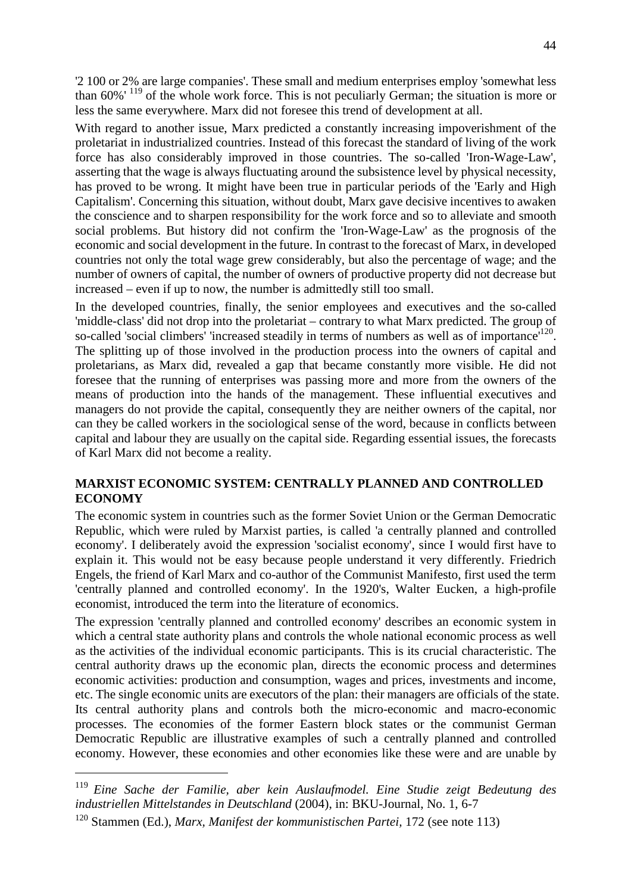'2 100 or 2% are large companies'. These small and medium enterprises employ 'somewhat less than 60%' [119] of the whole work force. This is not peculiarly German; the situation is more or less the same everywhere. Marx did not foresee this trend of development at all.

With regard to another issue, Marx predicted a constantly increasing impoverishment of the proletariat in industrialized countries. Instead of this forecast the standard of living of the work force has also considerably improved in those countries. The so-called 'Iron-Wage-Law', asserting that the wage is always fluctuating around the subsistence level by physical necessity, has proved to be wrong. It might have been true in particular periods of the 'Early and High Capitalism'. Concerning this situation, without doubt, Marx gave decisive incentives to awaken the conscience and to sharpen responsibility for the work force and so to alleviate and smooth social problems. But history did not confirm the 'Iron-Wage-Law' as the prognosis of the economic and social development in the future. In contrast to the forecast of Marx, in developed countries not only the total wage grew considerably, but also the percentage of wage; and the number of owners of capital, the number of owners of productive property did not decrease but increased – even if up to now, the number is admittedly still too small.

In the developed countries, finally, the senior employees and executives and the so-called 'middle-class' did not drop into the proletariat – contrary to what Marx predicted. The group of so-called 'social climbers' 'increased steadily in terms of numbers as well as of importance'[120]. The splitting up of those involved in the production process into the owners of capital and proletarians, as Marx did, revealed a gap that became constantly more visible. He did not foresee that the running of enterprises was passing more and more from the owners of the means of production into the hands of the management. These influential executives and managers do not provide the capital, consequently they are neither owners of the capital, nor can they be called workers in the sociological sense of the word, because in conflicts between capital and labour they are usually on the capital side. Regarding essential issues, the forecasts of Karl Marx did not become a reality.

## MARXIST ECONOMIC SYSTEM: CENTRALLY PLANNED AND CONTROLLED ECONOMY

The economic system in countries such as the former Soviet Union or the German Democratic Republic, which were ruled by Marxist parties, is called 'a centrally planned and controlled economy'. I deliberately avoid the expression 'socialist economy', since I would first have to explain it. This would not be easy because people understand it very differently. Friedrich Engels, the friend of Karl Marx and co-author of the Communist Manifesto, first used the term 'centrally planned and controlled economy'. In the 1920's, Walter Eucken, a high-profile economist, introduced the term into the literature of economics.

The expression 'centrally planned and controlled economy' describes an economic system in which a central state authority plans and controls the whole national economic process as well as the activities of the individual economic participants. This is its crucial characteristic. The central authority draws up the economic plan, directs the economic process and determines economic activities: production and consumption, wages and prices, investments and income, etc. The single economic units are executors of the plan: their managers are officials of the state. Its central authority plans and controls both the micro-economic and macro-economic processes. The economies of the former Eastern block states or the communist German Democratic Republic are illustrative examples of such a centrally planned and controlled economy. However, these economies and other economies like these were and are unable by

---

[119] *Eine Sache der Familie, aber kein Auslaufmodel. Eine Studie zeigt Bedeutung des industriellen Mittelstandes in Deutschland* (2004), in: BKU-Journal, No. 1, 6-7

[120] Stammen (Ed.), *Marx, Manifest der kommunistischen Partei*, 172 (see note 113)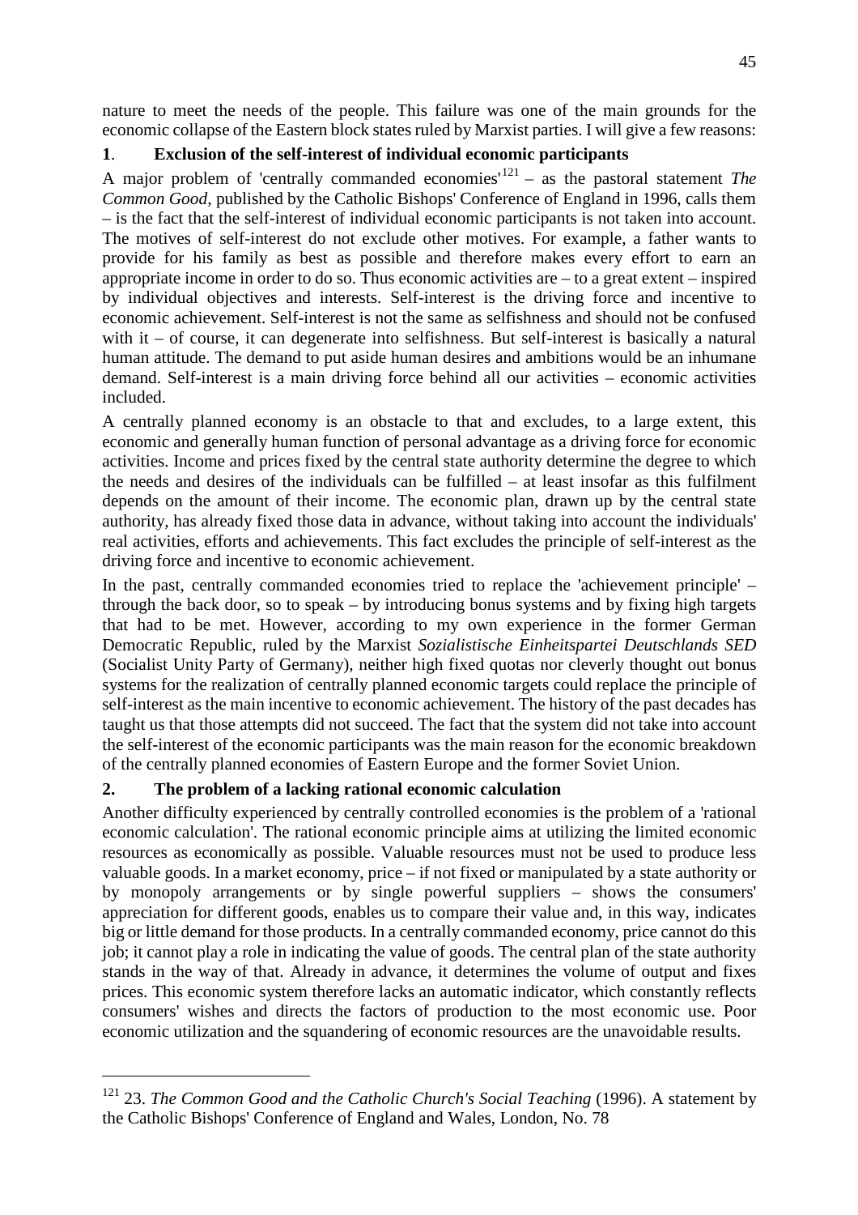nature to meet the needs of the people. This failure was one of the main grounds for the economic collapse of the Eastern block states ruled by Marxist parties. I will give a few reasons:

### 1. Exclusion of the self-interest of individual economic participants

A major problem of 'centrally commanded economies'[121] – as the pastoral statement *The Common Good*, published by the Catholic Bishops' Conference of England in 1996, calls them – is the fact that the self-interest of individual economic participants is not taken into account. The motives of self-interest do not exclude other motives. For example, a father wants to provide for his family as best as possible and therefore makes every effort to earn an appropriate income in order to do so. Thus economic activities are – to a great extent – inspired by individual objectives and interests. Self-interest is the driving force and incentive to economic achievement. Self-interest is not the same as selfishness and should not be confused with it – of course, it can degenerate into selfishness. But self-interest is basically a natural human attitude. The demand to put aside human desires and ambitions would be an inhumane demand. Self-interest is a main driving force behind all our activities – economic activities included.

A centrally planned economy is an obstacle to that and excludes, to a large extent, this economic and generally human function of personal advantage as a driving force for economic activities. Income and prices fixed by the central state authority determine the degree to which the needs and desires of the individuals can be fulfilled – at least insofar as this fulfilment depends on the amount of their income. The economic plan, drawn up by the central state authority, has already fixed those data in advance, without taking into account the individuals' real activities, efforts and achievements. This fact excludes the principle of self-interest as the driving force and incentive to economic achievement.

In the past, centrally commanded economies tried to replace the 'achievement principle' – through the back door, so to speak – by introducing bonus systems and by fixing high targets that had to be met. However, according to my own experience in the former German Democratic Republic, ruled by the Marxist *Sozialistische Einheitspartei Deutschlands SED* (Socialist Unity Party of Germany), neither high fixed quotas nor cleverly thought out bonus systems for the realization of centrally planned economic targets could replace the principle of self-interest as the main incentive to economic achievement. The history of the past decades has taught us that those attempts did not succeed. The fact that the system did not take into account the self-interest of the economic participants was the main reason for the economic breakdown of the centrally planned economies of Eastern Europe and the former Soviet Union.

### 2. The problem of a lacking rational economic calculation

Another difficulty experienced by centrally controlled economies is the problem of a 'rational economic calculation'. The rational economic principle aims at utilizing the limited economic resources as economically as possible. Valuable resources must not be used to produce less valuable goods. In a market economy, price – if not fixed or manipulated by a state authority or by monopoly arrangements or by single powerful suppliers – shows the consumers' appreciation for different goods, enables us to compare their value and, in this way, indicates big or little demand for those products. In a centrally commanded economy, price cannot do this job; it cannot play a role in indicating the value of goods. The central plan of the state authority stands in the way of that. Already in advance, it determines the volume of output and fixes prices. This economic system therefore lacks an automatic indicator, which constantly reflects consumers' wishes and directs the factors of production to the most economic use. Poor economic utilization and the squandering of economic resources are the unavoidable results.

---

[121] 23. *The Common Good and the Catholic Church's Social Teaching* (1996). A statement by the Catholic Bishops' Conference of England and Wales, London, No. 78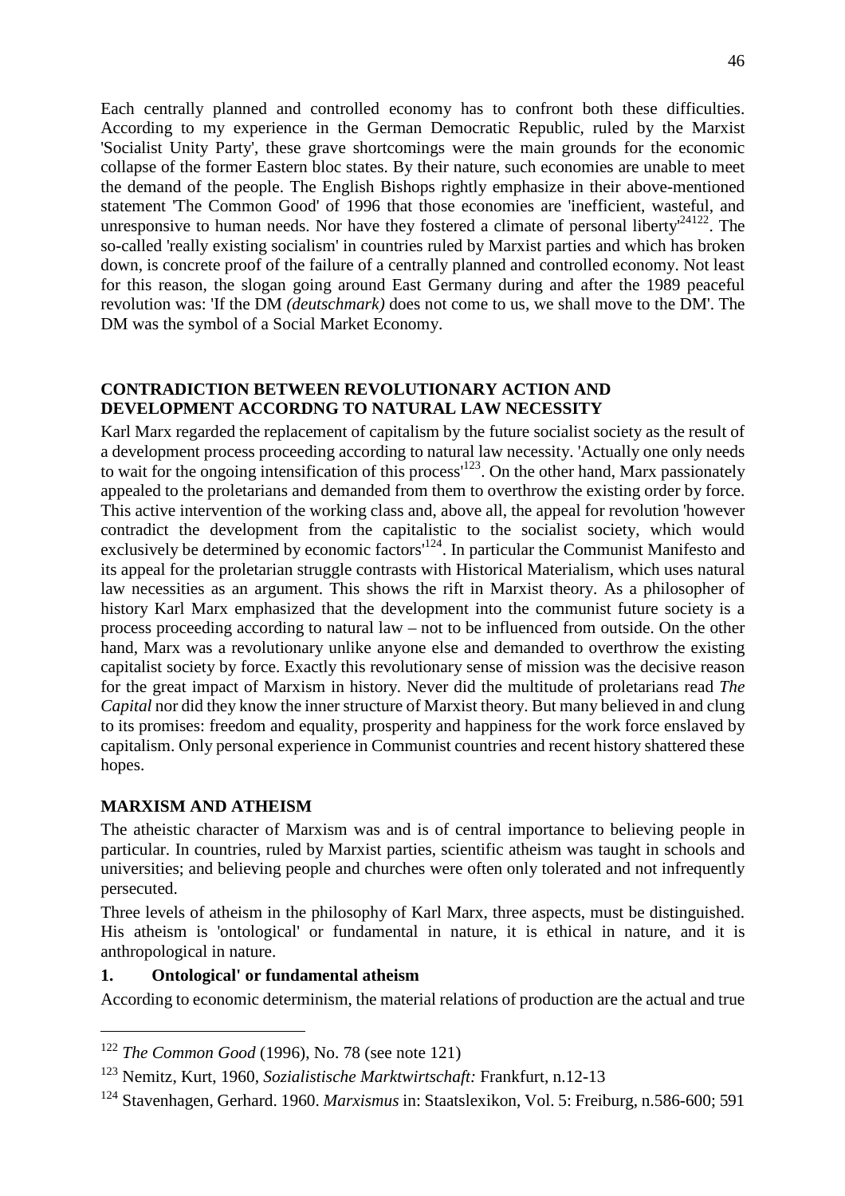Each centrally planned and controlled economy has to confront both these difficulties. According to my experience in the German Democratic Republic, ruled by the Marxist 'Socialist Unity Party', these grave shortcomings were the main grounds for the economic collapse of the former Eastern bloc states. By their nature, such economies are unable to meet the demand of the people. The English Bishops rightly emphasize in their above-mentioned statement 'The Common Good' of 1996 that those economies are 'inefficient, wasteful, and unresponsive to human needs. Nor have they fostered a climate of personal liberty'[24122]. The so-called 'really existing socialism' in countries ruled by Marxist parties and which has broken down, is concrete proof of the failure of a centrally planned and controlled economy. Not least for this reason, the slogan going around East Germany during and after the 1989 peaceful revolution was: 'If the DM *(deutschmark)* does not come to us, we shall move to the DM'. The DM was the symbol of a Social Market Economy.

## CONTRADICTION BETWEEN REVOLUTIONARY ACTION AND DEVELOPMENT ACCORDNG TO NATURAL LAW NECESSITY

Karl Marx regarded the replacement of capitalism by the future socialist society as the result of a development process proceeding according to natural law necessity. 'Actually one only needs to wait for the ongoing intensification of this process'[123]. On the other hand, Marx passionately appealed to the proletarians and demanded from them to overthrow the existing order by force. This active intervention of the working class and, above all, the appeal for revolution 'however contradict the development from the capitalistic to the socialist society, which would exclusively be determined by economic factors'[124]. In particular the Communist Manifesto and its appeal for the proletarian struggle contrasts with Historical Materialism, which uses natural law necessities as an argument. This shows the rift in Marxist theory. As a philosopher of history Karl Marx emphasized that the development into the communist future society is a process proceeding according to natural law – not to be influenced from outside. On the other hand, Marx was a revolutionary unlike anyone else and demanded to overthrow the existing capitalist society by force. Exactly this revolutionary sense of mission was the decisive reason for the great impact of Marxism in history. Never did the multitude of proletarians read *The Capital* nor did they know the inner structure of Marxist theory. But many believed in and clung to its promises: freedom and equality, prosperity and happiness for the work force enslaved by capitalism. Only personal experience in Communist countries and recent history shattered these hopes.

## MARXISM AND ATHEISM

The atheistic character of Marxism was and is of central importance to believing people in particular. In countries, ruled by Marxist parties, scientific atheism was taught in schools and universities; and believing people and churches were often only tolerated and not infrequently persecuted.

Three levels of atheism in the philosophy of Karl Marx, three aspects, must be distinguished. His atheism is 'ontological' or fundamental in nature, it is ethical in nature, and it is anthropological in nature.

### 1. Ontological' or fundamental atheism

According to economic determinism, the material relations of production are the actual and true

---

[122] *The Common Good* (1996), No. 78 (see note 121)

[123] Nemitz, Kurt, 1960, *Sozialistische Marktwirtschaft:* Frankfurt, n.12-13

[124] Stavenhagen, Gerhard. 1960. *Marxismus* in: Staatslexikon, Vol. 5: Freiburg, n.586-600; 591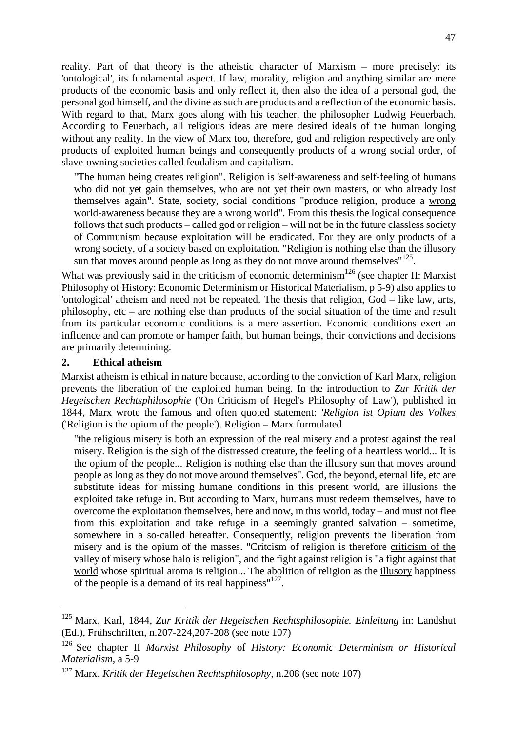reality. Part of that theory is the atheistic character of Marxism – more precisely: its 'ontological', its fundamental aspect. If law, morality, religion and anything similar are mere products of the economic basis and only reflect it, then also the idea of a personal god, the personal god himself, and the divine as such are products and a reflection of the economic basis. With regard to that, Marx goes along with his teacher, the philosopher Ludwig Feuerbach. According to Feuerbach, all religious ideas are mere desired ideals of the human longing without any reality. In the view of Marx too, therefore, god and religion respectively are only products of exploited human beings and consequently products of a wrong social order, of slave-owning societies called feudalism and capitalism.

> "The human being creates religion". Religion is 'self-awareness and self-feeling of humans who did not yet gain themselves, who are not yet their own masters, or who already lost themselves again". State, society, social conditions "produce religion, produce a wrong world-awareness because they are a wrong world". From this thesis the logical consequence follows that such products – called god or religion – will not be in the future classless society of Communism because exploitation will be eradicated. For they are only products of a wrong society, of a society based on exploitation. "Religion is nothing else than the illusory sun that moves around people as long as they do not move around themselves"[125].

What was previously said in the criticism of economic determinism[126] (see chapter II: Marxist Philosophy of History: Economic Determinism or Historical Materialism, p 5-9) also applies to 'ontological' atheism and need not be repeated. The thesis that religion, God – like law, arts, philosophy, etc – are nothing else than products of the social situation of the time and result from its particular economic conditions is a mere assertion. Economic conditions exert an influence and can promote or hamper faith, but human beings, their convictions and decisions are primarily determining.

## 2. Ethical atheism

Marxist atheism is ethical in nature because, according to the conviction of Karl Marx, religion prevents the liberation of the exploited human being. In the introduction to *Zur Kritik der Hegeischen Rechtsphilosophie* ('On Criticism of Hegel's Philosophy of Law'), published in 1844, Marx wrote the famous and often quoted statement: *'Religion ist Opium des Volkes* ('Religion is the opium of the people'). Religion – Marx formulated

> "the religious misery is both an expression of the real misery and a protest against the real misery. Religion is the sigh of the distressed creature, the feeling of a heartless world... It is the opium of the people... Religion is nothing else than the illusory sun that moves around people as long as they do not move around themselves". God, the beyond, eternal life, etc are substitute ideas for missing humane conditions in this present world, are illusions the exploited take refuge in. But according to Marx, humans must redeem themselves, have to overcome the exploitation themselves, here and now, in this world, today – and must not flee from this exploitation and take refuge in a seemingly granted salvation – sometime, somewhere in a so-called hereafter. Consequently, religion prevents the liberation from misery and is the opium of the masses. "Critcism of religion is therefore criticism of the valley of misery whose halo is religion", and the fight against religion is "a fight against that world whose spiritual aroma is religion... The abolition of religion as the illusory happiness of the people is a demand of its real happiness"[127].

---

[125] Marx, Karl, 1844, *Zur Kritik der Hegeischen Rechtsphilosophie. Einleitung* in: Landshut (Ed.), Frühschriften, n.207-224,207-208 (see note 107)

[126] See chapter II *Marxist Philosophy* of *History: Economic Determinism or Historical Materialism*, a 5-9

[127] Marx, *Kritik der Hegelschen Rechtsphilosophy*, n.208 (see note 107)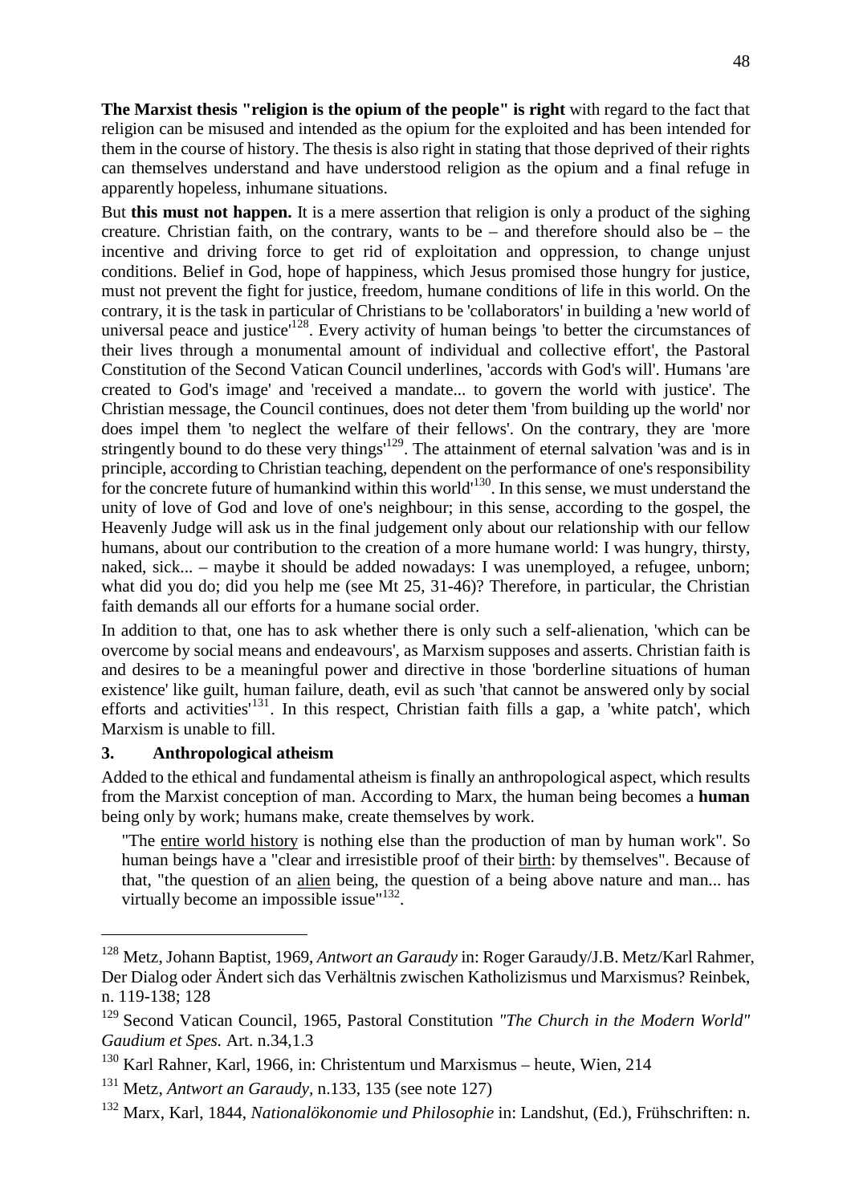**The Marxist thesis "religion is the opium of the people" is right** with regard to the fact that religion can be misused and intended as the opium for the exploited and has been intended for them in the course of history. The thesis is also right in stating that those deprived of their rights can themselves understand and have understood religion as the opium and a final refuge in apparently hopeless, inhumane situations.

But **this must not happen.** It is a mere assertion that religion is only a product of the sighing creature. Christian faith, on the contrary, wants to be – and therefore should also be – the incentive and driving force to get rid of exploitation and oppression, to change unjust conditions. Belief in God, hope of happiness, which Jesus promised those hungry for justice, must not prevent the fight for justice, freedom, humane conditions of life in this world. On the contrary, it is the task in particular of Christians to be 'collaborators' in building a 'new world of universal peace and justice'[128]. Every activity of human beings 'to better the circumstances of their lives through a monumental amount of individual and collective effort', the Pastoral Constitution of the Second Vatican Council underlines, 'accords with God's will'. Humans 'are created to God's image' and 'received a mandate... to govern the world with justice'. The Christian message, the Council continues, does not deter them 'from building up the world' nor does impel them 'to neglect the welfare of their fellows'. On the contrary, they are 'more stringently bound to do these very things'[129]. The attainment of eternal salvation 'was and is in principle, according to Christian teaching, dependent on the performance of one's responsibility for the concrete future of humankind within this world'[130]. In this sense, we must understand the unity of love of God and love of one's neighbour; in this sense, according to the gospel, the Heavenly Judge will ask us in the final judgement only about our relationship with our fellow humans, about our contribution to the creation of a more humane world: I was hungry, thirsty, naked, sick... – maybe it should be added nowadays: I was unemployed, a refugee, unborn; what did you do; did you help me (see Mt 25, 31-46)? Therefore, in particular, the Christian faith demands all our efforts for a humane social order.

In addition to that, one has to ask whether there is only such a self-alienation, 'which can be overcome by social means and endeavours', as Marxism supposes and asserts. Christian faith is and desires to be a meaningful power and directive in those 'borderline situations of human existence' like guilt, human failure, death, evil as such 'that cannot be answered only by social efforts and activities'[131]. In this respect, Christian faith fills a gap, a 'white patch', which Marxism is unable to fill.

### 3. Anthropological atheism

Added to the ethical and fundamental atheism is finally an anthropological aspect, which results from the Marxist conception of man. According to Marx, the human being becomes a **human** being only by work; humans make, create themselves by work.

> "The <u>entire world history</u> is nothing else than the production of man by human work". So human beings have a "clear and irresistible proof of their <u>birth</u>: by themselves". Because of that, "the question of an <u>alien</u> being, the question of a being above nature and man... has virtually become an impossible issue"[132].

---

[128] Metz, Johann Baptist, 1969, *Antwort an Garaudy* in: Roger Garaudy/J.B. Metz/Karl Rahmer, Der Dialog oder Ändert sich das Verhältnis zwischen Katholizismus und Marxismus? Reinbek, n. 119-138; 128

[129] Second Vatican Council, 1965, Pastoral Constitution *"The Church in the Modern World" Gaudium et Spes.* Art. n.34,1.3

[130] Karl Rahner, Karl, 1966, in: Christentum und Marxismus – heute, Wien, 214

[131] Metz, *Antwort an Garaudy,* n.133, 135 (see note 127)

[132] Marx, Karl, 1844, *Nationalökonomie und Philosophie* in: Landshut, (Ed.), Frühschriften: n.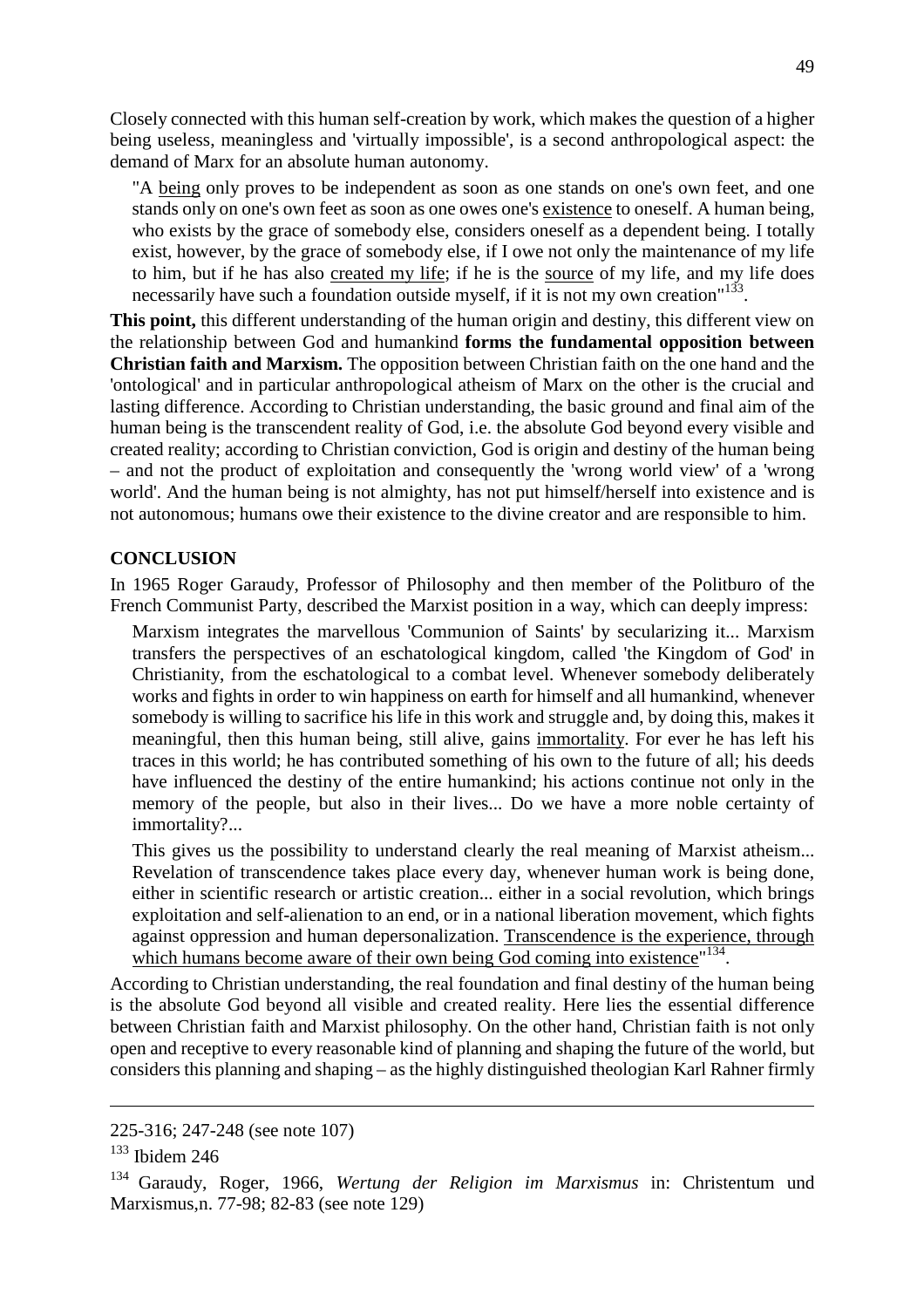Closely connected with this human self-creation by work, which makes the question of a higher being useless, meaningless and 'virtually impossible', is a second anthropological aspect: the demand of Marx for an absolute human autonomy.

> "A being only proves to be independent as soon as one stands on one's own feet, and one stands only on one's own feet as soon as one owes one's existence to oneself. A human being, who exists by the grace of somebody else, considers oneself as a dependent being. I totally exist, however, by the grace of somebody else, if I owe not only the maintenance of my life to him, but if he has also created my life; if he is the source of my life, and my life does necessarily have such a foundation outside myself, if it is not my own creation"[133].

**This point,** this different understanding of the human origin and destiny, this different view on the relationship between God and humankind **forms the fundamental opposition between Christian faith and Marxism.** The opposition between Christian faith on the one hand and the 'ontological' and in particular anthropological atheism of Marx on the other is the crucial and lasting difference. According to Christian understanding, the basic ground and final aim of the human being is the transcendent reality of God, i.e. the absolute God beyond every visible and created reality; according to Christian conviction, God is origin and destiny of the human being – and not the product of exploitation and consequently the 'wrong world view' of a 'wrong world'. And the human being is not almighty, has not put himself/herself into existence and is not autonomous; humans owe their existence to the divine creator and are responsible to him.

## CONCLUSION

In 1965 Roger Garaudy, Professor of Philosophy and then member of the Politburo of the French Communist Party, described the Marxist position in a way, which can deeply impress:

> Marxism integrates the marvellous 'Communion of Saints' by secularizing it... Marxism transfers the perspectives of an eschatological kingdom, called 'the Kingdom of God' in Christianity, from the eschatological to a combat level. Whenever somebody deliberately works and fights in order to win happiness on earth for himself and all humankind, whenever somebody is willing to sacrifice his life in this work and struggle and, by doing this, makes it meaningful, then this human being, still alive, gains immortality. For ever he has left his traces in this world; he has contributed something of his own to the future of all; his deeds have influenced the destiny of the entire humankind; his actions continue not only in the memory of the people, but also in their lives... Do we have a more noble certainty of immortality?...
>
> This gives us the possibility to understand clearly the real meaning of Marxist atheism... Revelation of transcendence takes place every day, whenever human work is being done, either in scientific research or artistic creation... either in a social revolution, which brings exploitation and self-alienation to an end, or in a national liberation movement, which fights against oppression and human depersonalization. Transcendence is the experience, through which humans become aware of their own being God coming into existence"[134].

According to Christian understanding, the real foundation and final destiny of the human being is the absolute God beyond all visible and created reality. Here lies the essential difference between Christian faith and Marxist philosophy. On the other hand, Christian faith is not only open and receptive to every reasonable kind of planning and shaping the future of the world, but considers this planning and shaping – as the highly distinguished theologian Karl Rahner firmly

---

225-316; 247-248 (see note 107)

[133] Ibidem 246

[134] Garaudy, Roger, 1966, *Wertung der Religion im Marxismus* in: Christentum und Marxismus,n. 77-98; 82-83 (see note 129)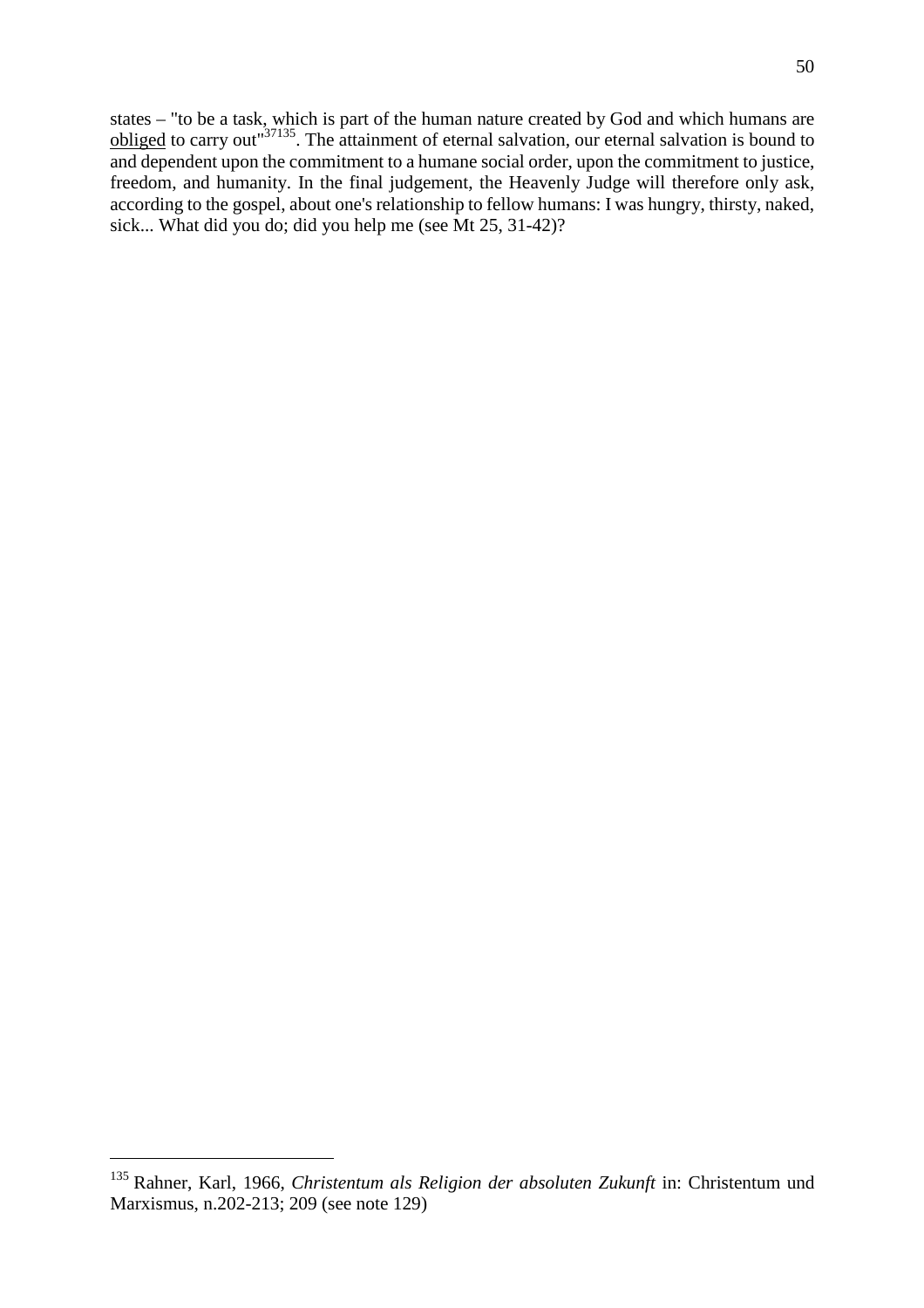states – "to be a task, which is part of the human nature created by God and which humans are <u>obliged</u> to carry out"[37135]. The attainment of eternal salvation, our eternal salvation is bound to and dependent upon the commitment to a humane social order, upon the commitment to justice, freedom, and humanity. In the final judgement, the Heavenly Judge will therefore only ask, according to the gospel, about one's relationship to fellow humans: I was hungry, thirsty, naked, sick... What did you do; did you help me (see Mt 25, 31-42)?

---

[135] Rahner, Karl, 1966, *Christentum als Religion der absoluten Zukunft* in: Christentum und Marxismus, n.202-213; 209 (see note 129)